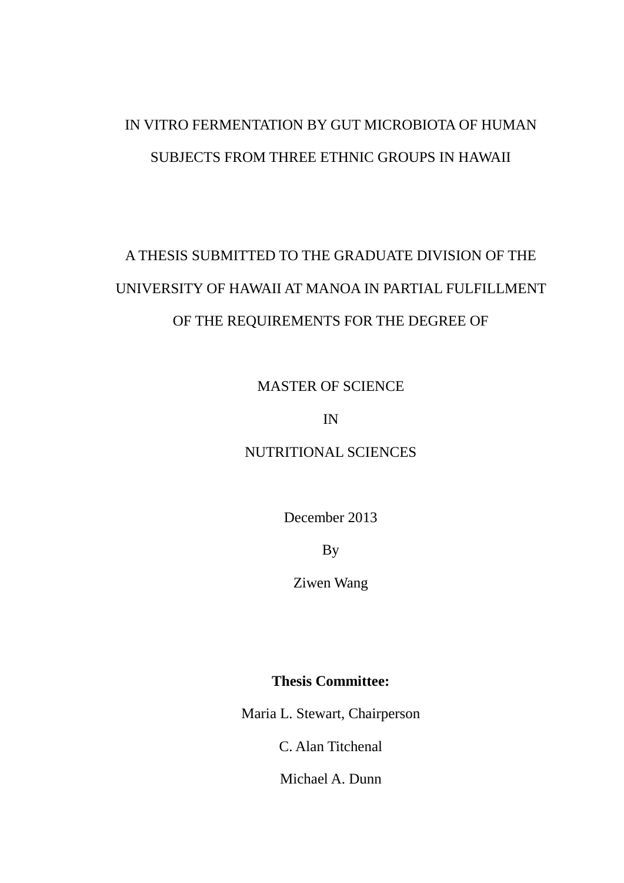# IN VITRO FERMENTATION BY GUT MICROBIOTA OF HUMAN SUBJECTS FROM THREE ETHNIC GROUPS IN HAWAII

A THESIS SUBMITTED TO THE GRADUATE DIVISION OF THE UNIVERSITY OF HAWAII AT MANOA IN PARTIAL FULFILLMENT OF THE REQUIREMENTS FOR THE DEGREE OF

MASTER OF SCIENCE

IN

NUTRITIONAL SCIENCES

December 2013

By

Ziwen Wang

**Thesis Committee:**

Maria L. Stewart, Chairperson

C. Alan Titchenal

Michael A. Dunn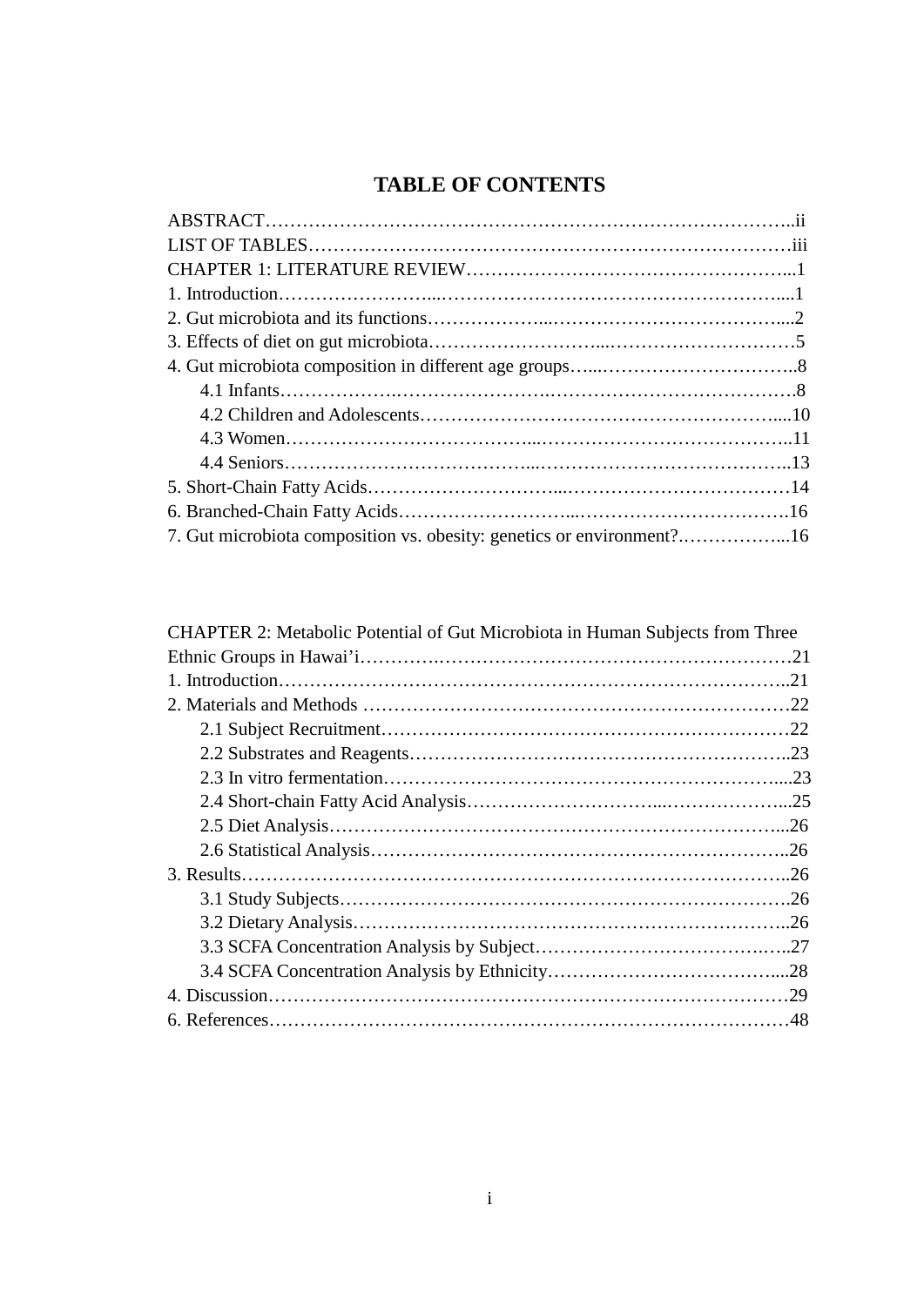# TABLE OF CONTENTS

ABSTRACT……………………………………………………………………………..ii
LIST OF TABLES……………………………………………………………………iii
CHAPTER 1: LITERATURE REVIEW…………………………………………...1
1. Introduction……………………...………………………………………………....1
2. Gut microbiota and its functions………………...………………………………....2
3. Effects of diet on gut microbiota……………………...…………………………5
4. Gut microbiota composition in different age groups…...…………………………..8
    4.1 Infants……………….…………………….………………………………….8
    4.2 Children and Adolescents………………………………………………….....10
    4.3 Women…………………………………...…………………………………..11
    4.4 Seniors…………………………...…………………………………………..13
5. Short-Chain Fatty Acids………………………...………………………………14
6. Branched-Chain Fatty Acids……………………...…………………………….16
7. Gut microbiota composition vs. obesity: genetics or environment?.……………...16

CHAPTER 2: Metabolic Potential of Gut Microbiota in Human Subjects from Three Ethnic Groups in Hawai'i………….……………………………………………21
1. Introduction…………………………………………………………………..21
2. Materials and Methods ………………………………………………………22
    2.1 Subject Recruitment…………………………………………………………22
    2.2 Substrates and Reagents……………………………………………………..23
    2.3 In vitro fermentation……………………………………………………....23
    2.4 Short-chain Fatty Acid Analysis…………………………...………………...25
    2.5 Diet Analysis……………………………………………………………...26
    2.6 Statistical Analysis…………………………………………………………..26
3. Results……………………………………………………………………………..26
    3.1 Study Subjects……………………………………………………………….26
    3.2 Dietary Analysis……………………………………………………………..26
    3.3 SCFA Concentration Analysis by Subject……………………………….…..27
    3.4 SCFA Concentration Analysis by Ethnicity………………………………....28
4. Discussion…………………………………………………………………………29
6. References…………………………………………………………………………48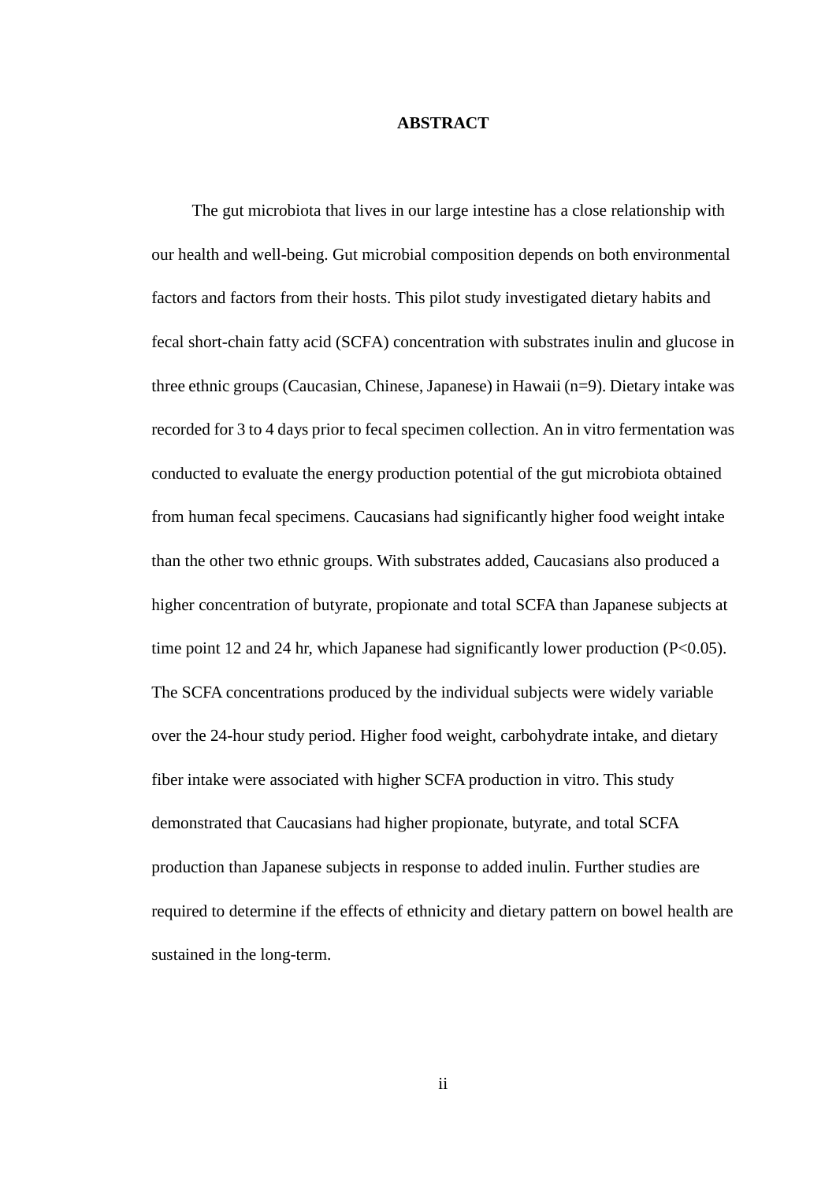# ABSTRACT

The gut microbiota that lives in our large intestine has a close relationship with our health and well-being. Gut microbial composition depends on both environmental factors and factors from their hosts. This pilot study investigated dietary habits and fecal short-chain fatty acid (SCFA) concentration with substrates inulin and glucose in three ethnic groups (Caucasian, Chinese, Japanese) in Hawaii (n=9). Dietary intake was recorded for 3 to 4 days prior to fecal specimen collection. An in vitro fermentation was conducted to evaluate the energy production potential of the gut microbiota obtained from human fecal specimens. Caucasians had significantly higher food weight intake than the other two ethnic groups. With substrates added, Caucasians also produced a higher concentration of butyrate, propionate and total SCFA than Japanese subjects at time point 12 and 24 hr, which Japanese had significantly lower production ($P<0.05$). The SCFA concentrations produced by the individual subjects were widely variable over the 24-hour study period. Higher food weight, carbohydrate intake, and dietary fiber intake were associated with higher SCFA production in vitro. This study demonstrated that Caucasians had higher propionate, butyrate, and total SCFA production than Japanese subjects in response to added inulin. Further studies are required to determine if the effects of ethnicity and dietary pattern on bowel health are sustained in the long-term.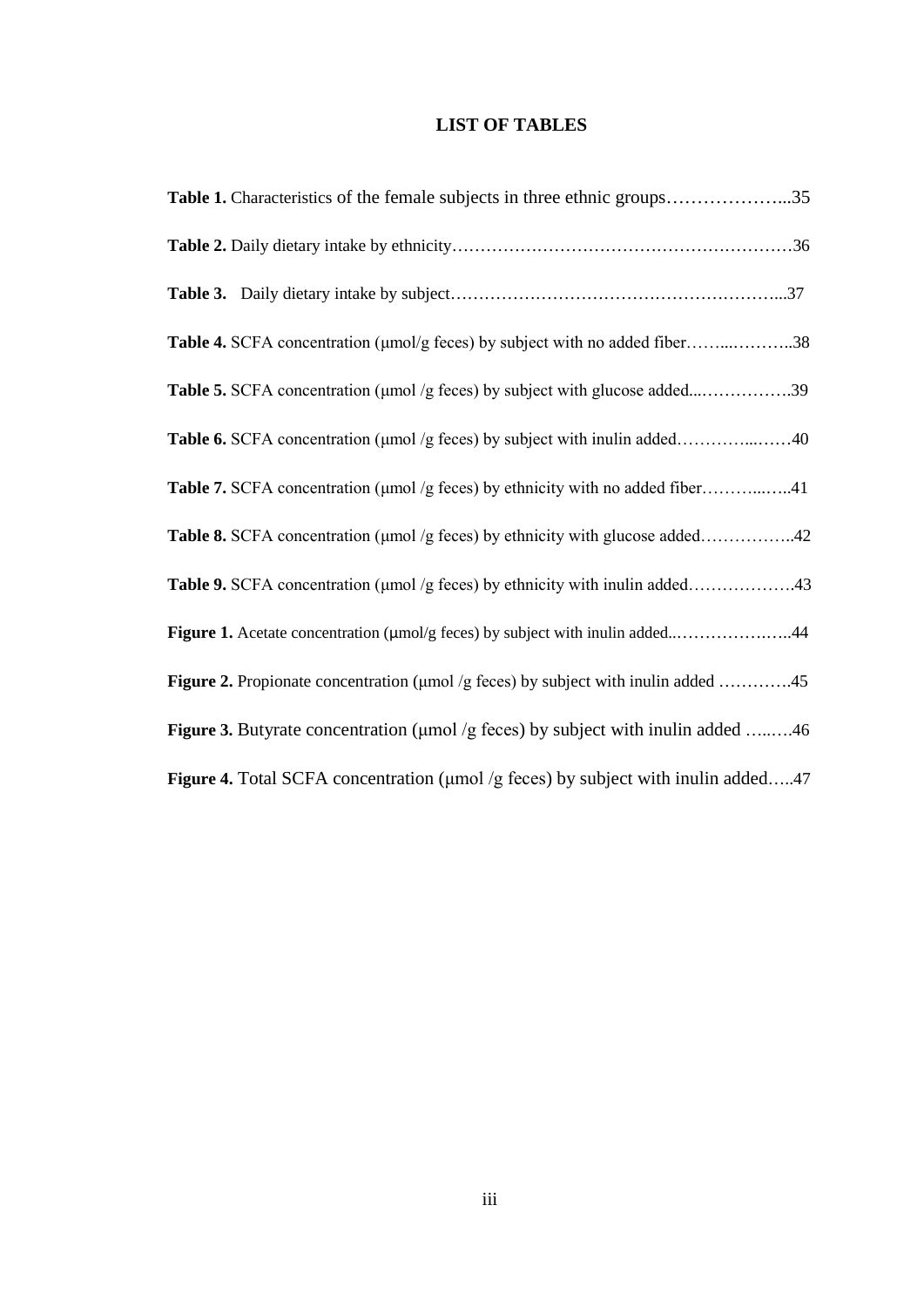# LIST OF TABLES

**Table 1.** Characteristics of the female subjects in three ethnic groups………………...35

**Table 2.** Daily dietary intake by ethnicity…………………………………………………36

**Table 3.** Daily dietary intake by subject…………………………………………………...37

**Table 4.** SCFA concentration (μmol/g feces) by subject with no added fiber……...………..38

**Table 5.** SCFA concentration (μmol /g feces) by subject with glucose added...…………….39

**Table 6.** SCFA concentration (μmol /g feces) by subject with inulin added…………...……40

**Table 7.** SCFA concentration (μmol /g feces) by ethnicity with no added fiber………...…..41

**Table 8.** SCFA concentration (μmol /g feces) by ethnicity with glucose added……………..42

**Table 9.** SCFA concentration (μmol /g feces) by ethnicity with inulin added……………….43

**Figure 1.** Acetate concentration (μmol/g feces) by subject with inulin added..………………...44

**Figure 2.** Propionate concentration (μmol /g feces) by subject with inulin added ………….45

**Figure 3.** Butyrate concentration (μmol /g feces) by subject with inulin added …..….46

**Figure 4.** Total SCFA concentration (μmol /g feces) by subject with inulin added…..47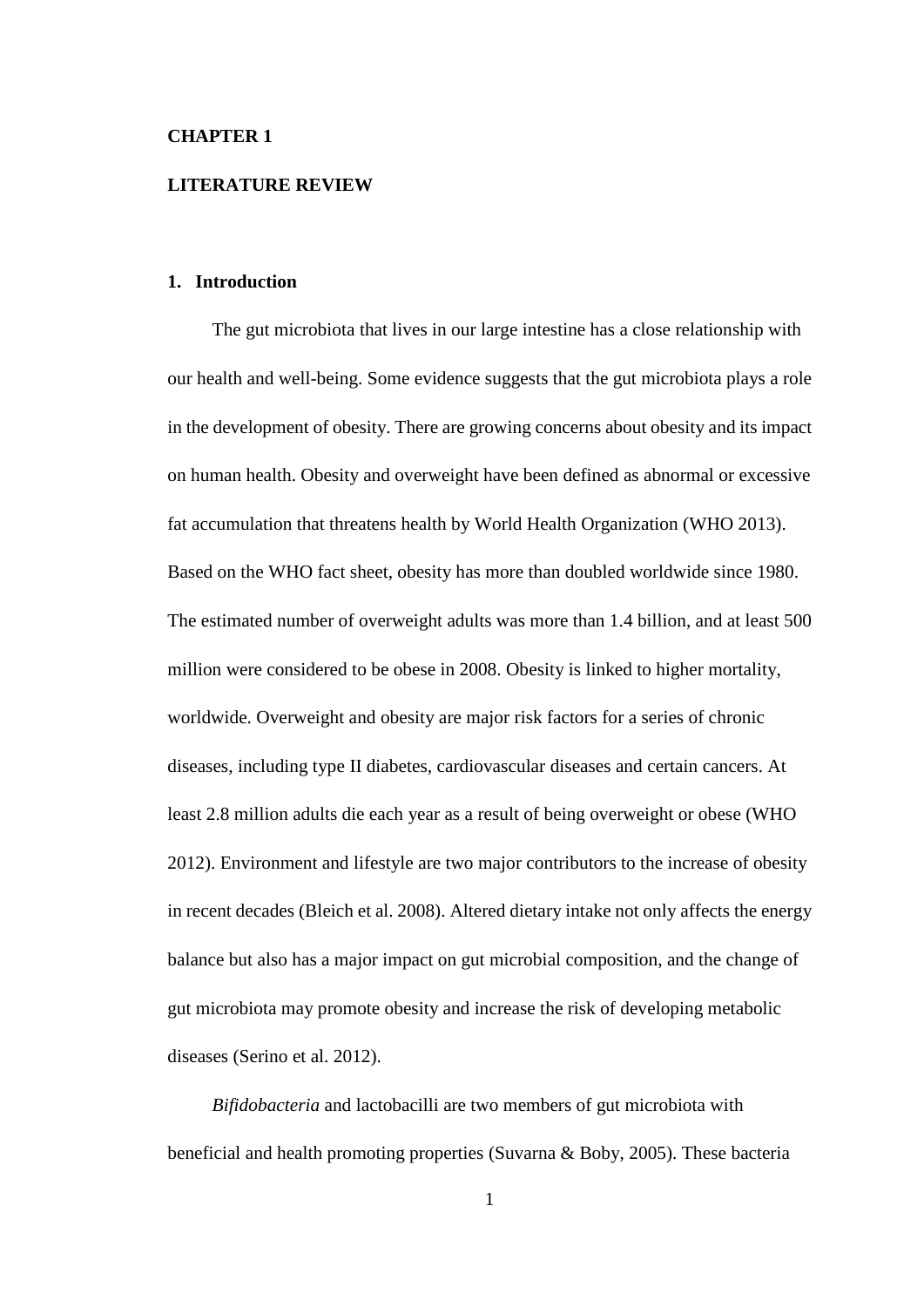# CHAPTER 1

# LITERATURE REVIEW

## 1. Introduction

The gut microbiota that lives in our large intestine has a close relationship with our health and well-being. Some evidence suggests that the gut microbiota plays a role in the development of obesity. There are growing concerns about obesity and its impact on human health. Obesity and overweight have been defined as abnormal or excessive fat accumulation that threatens health by World Health Organization (WHO 2013). Based on the WHO fact sheet, obesity has more than doubled worldwide since 1980. The estimated number of overweight adults was more than 1.4 billion, and at least 500 million were considered to be obese in 2008. Obesity is linked to higher mortality, worldwide. Overweight and obesity are major risk factors for a series of chronic diseases, including type II diabetes, cardiovascular diseases and certain cancers. At least 2.8 million adults die each year as a result of being overweight or obese (WHO 2012). Environment and lifestyle are two major contributors to the increase of obesity in recent decades (Bleich et al. 2008). Altered dietary intake not only affects the energy balance but also has a major impact on gut microbial composition, and the change of gut microbiota may promote obesity and increase the risk of developing metabolic diseases (Serino et al. 2012).

*Bifidobacteria* and lactobacilli are two members of gut microbiota with beneficial and health promoting properties (Suvarna & Boby, 2005). These bacteria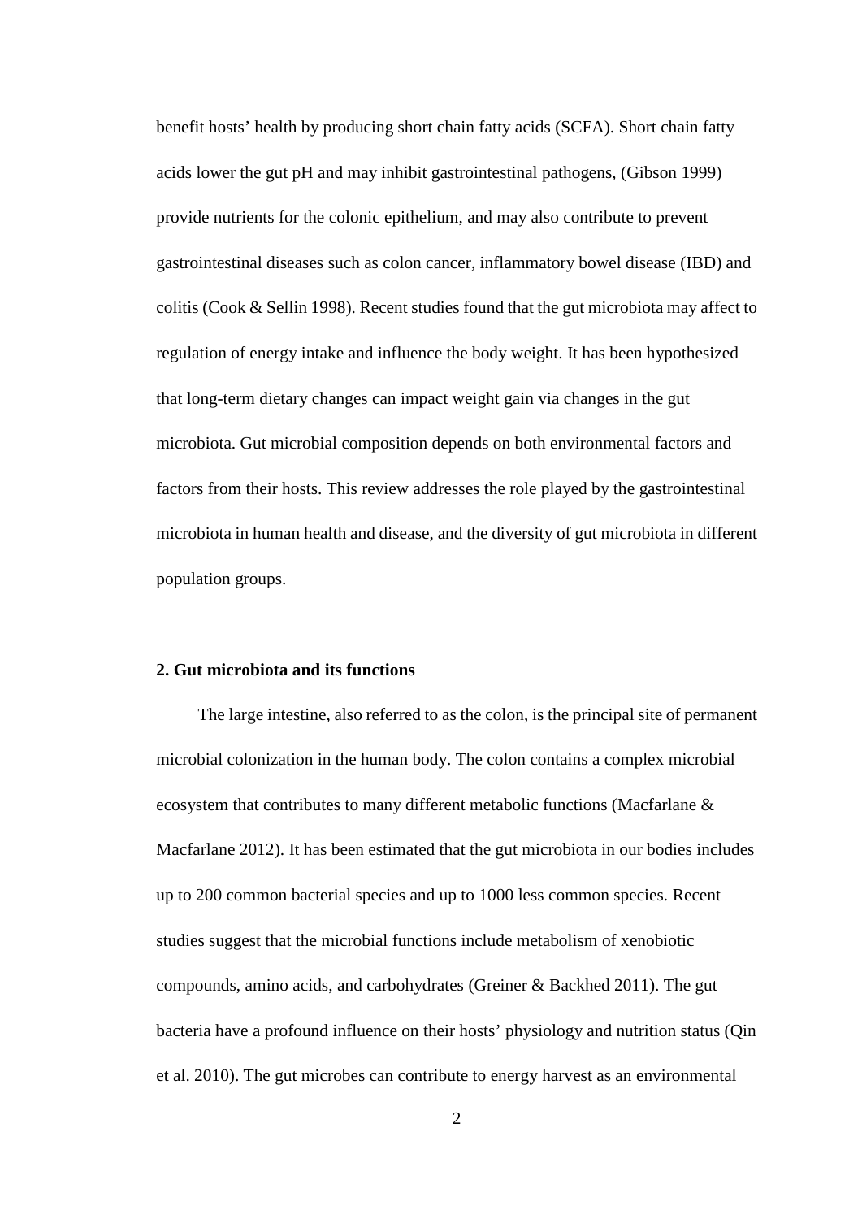benefit hosts' health by producing short chain fatty acids (SCFA). Short chain fatty acids lower the gut pH and may inhibit gastrointestinal pathogens, (Gibson 1999) provide nutrients for the colonic epithelium, and may also contribute to prevent gastrointestinal diseases such as colon cancer, inflammatory bowel disease (IBD) and colitis (Cook & Sellin 1998). Recent studies found that the gut microbiota may affect to regulation of energy intake and influence the body weight. It has been hypothesized that long-term dietary changes can impact weight gain via changes in the gut microbiota. Gut microbial composition depends on both environmental factors and factors from their hosts. This review addresses the role played by the gastrointestinal microbiota in human health and disease, and the diversity of gut microbiota in different population groups.

## 2. Gut microbiota and its functions

The large intestine, also referred to as the colon, is the principal site of permanent microbial colonization in the human body. The colon contains a complex microbial ecosystem that contributes to many different metabolic functions (Macfarlane & Macfarlane 2012). It has been estimated that the gut microbiota in our bodies includes up to 200 common bacterial species and up to 1000 less common species. Recent studies suggest that the microbial functions include metabolism of xenobiotic compounds, amino acids, and carbohydrates (Greiner & Backhed 2011). The gut bacteria have a profound influence on their hosts' physiology and nutrition status (Qin et al. 2010). The gut microbes can contribute to energy harvest as an environmental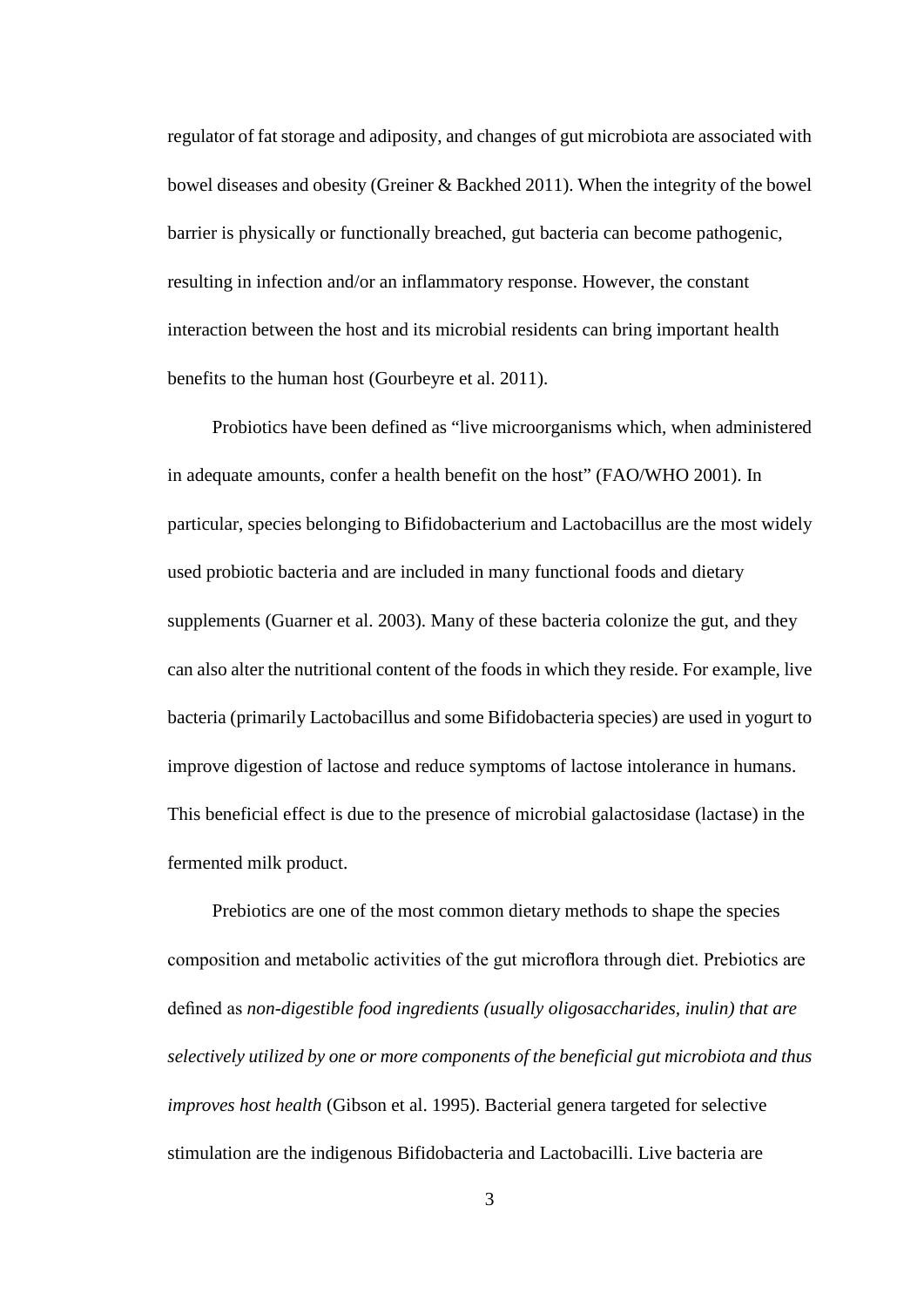regulator of fat storage and adiposity, and changes of gut microbiota are associated with bowel diseases and obesity (Greiner & Backhed 2011). When the integrity of the bowel barrier is physically or functionally breached, gut bacteria can become pathogenic, resulting in infection and/or an inflammatory response. However, the constant interaction between the host and its microbial residents can bring important health benefits to the human host (Gourbeyre et al. 2011).

Probiotics have been defined as "live microorganisms which, when administered in adequate amounts, confer a health benefit on the host" (FAO/WHO 2001). In particular, species belonging to Bifidobacterium and Lactobacillus are the most widely used probiotic bacteria and are included in many functional foods and dietary supplements (Guarner et al. 2003). Many of these bacteria colonize the gut, and they can also alter the nutritional content of the foods in which they reside. For example, live bacteria (primarily Lactobacillus and some Bifidobacteria species) are used in yogurt to improve digestion of lactose and reduce symptoms of lactose intolerance in humans. This beneficial effect is due to the presence of microbial galactosidase (lactase) in the fermented milk product.

Prebiotics are one of the most common dietary methods to shape the species composition and metabolic activities of the gut microflora through diet. Prebiotics are defined as *non-digestible food ingredients (usually oligosaccharides, inulin) that are selectively utilized by one or more components of the beneficial gut microbiota and thus improves host health* (Gibson et al. 1995). Bacterial genera targeted for selective stimulation are the indigenous Bifidobacteria and Lactobacilli. Live bacteria are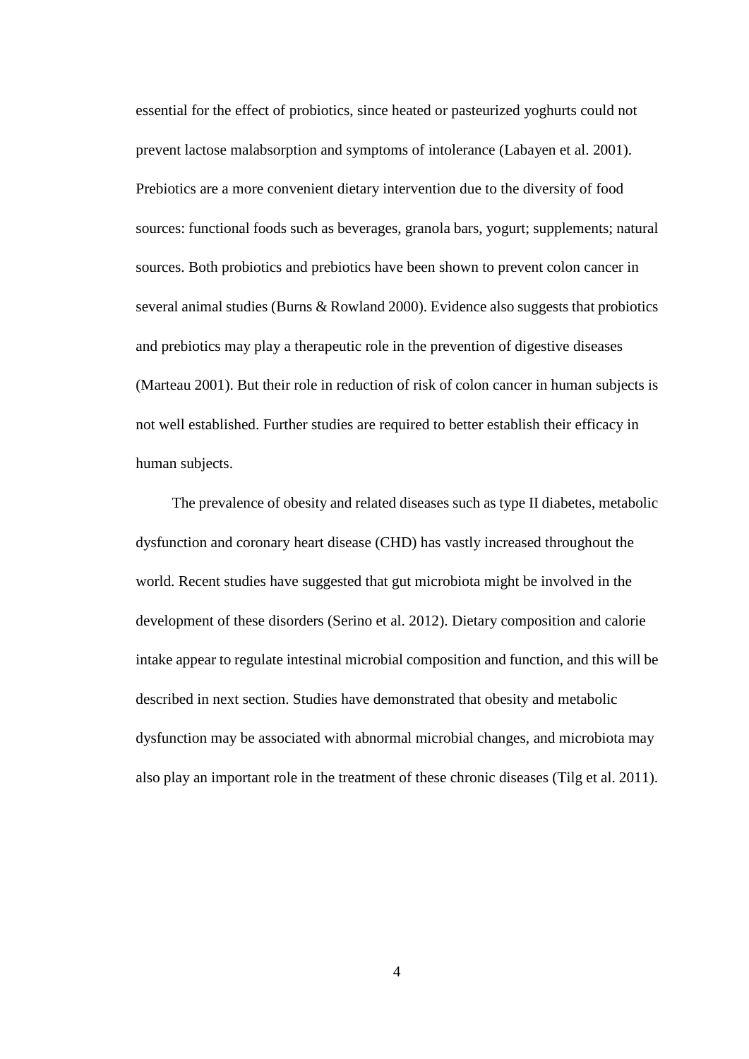essential for the effect of probiotics, since heated or pasteurized yoghurts could not prevent lactose malabsorption and symptoms of intolerance (Labayen et al. 2001). Prebiotics are a more convenient dietary intervention due to the diversity of food sources: functional foods such as beverages, granola bars, yogurt; supplements; natural sources. Both probiotics and prebiotics have been shown to prevent colon cancer in several animal studies (Burns & Rowland 2000). Evidence also suggests that probiotics and prebiotics may play a therapeutic role in the prevention of digestive diseases (Marteau 2001). But their role in reduction of risk of colon cancer in human subjects is not well established. Further studies are required to better establish their efficacy in human subjects.

The prevalence of obesity and related diseases such as type II diabetes, metabolic dysfunction and coronary heart disease (CHD) has vastly increased throughout the world. Recent studies have suggested that gut microbiota might be involved in the development of these disorders (Serino et al. 2012). Dietary composition and calorie intake appear to regulate intestinal microbial composition and function, and this will be described in next section. Studies have demonstrated that obesity and metabolic dysfunction may be associated with abnormal microbial changes, and microbiota may also play an important role in the treatment of these chronic diseases (Tilg et al. 2011).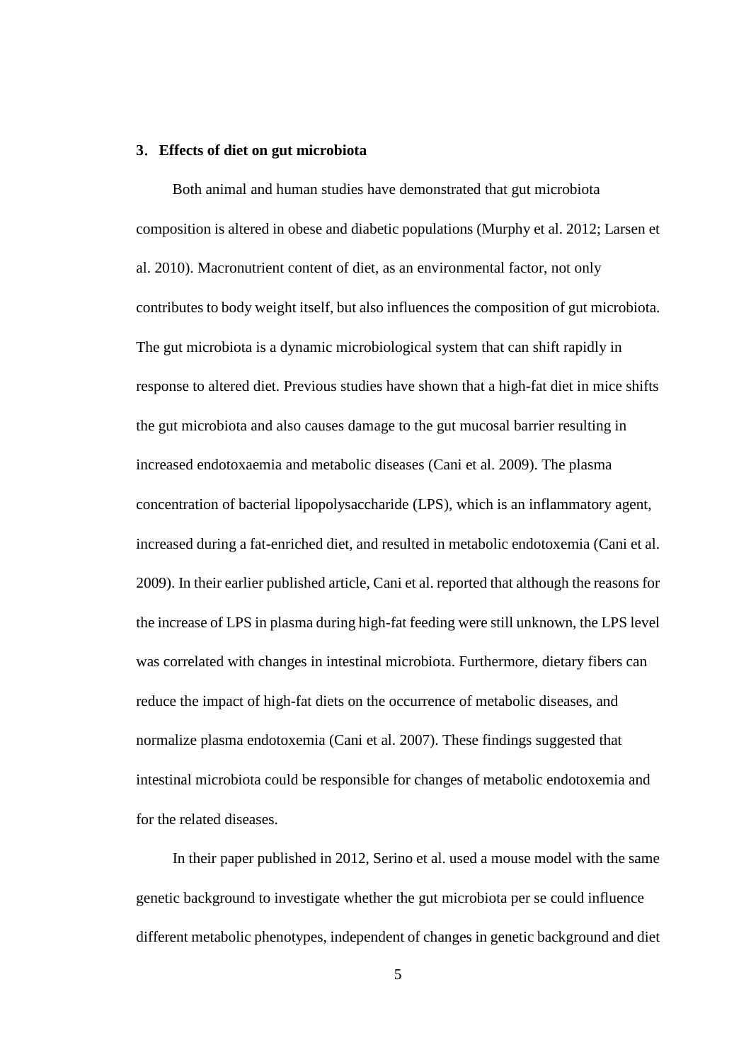## 3. Effects of diet on gut microbiota

Both animal and human studies have demonstrated that gut microbiota composition is altered in obese and diabetic populations (Murphy et al. 2012; Larsen et al. 2010). Macronutrient content of diet, as an environmental factor, not only contributes to body weight itself, but also influences the composition of gut microbiota. The gut microbiota is a dynamic microbiological system that can shift rapidly in response to altered diet. Previous studies have shown that a high-fat diet in mice shifts the gut microbiota and also causes damage to the gut mucosal barrier resulting in increased endotoxaemia and metabolic diseases (Cani et al. 2009). The plasma concentration of bacterial lipopolysaccharide (LPS), which is an inflammatory agent, increased during a fat-enriched diet, and resulted in metabolic endotoxemia (Cani et al. 2009). In their earlier published article, Cani et al. reported that although the reasons for the increase of LPS in plasma during high-fat feeding were still unknown, the LPS level was correlated with changes in intestinal microbiota. Furthermore, dietary fibers can reduce the impact of high-fat diets on the occurrence of metabolic diseases, and normalize plasma endotoxemia (Cani et al. 2007). These findings suggested that intestinal microbiota could be responsible for changes of metabolic endotoxemia and for the related diseases.

In their paper published in 2012, Serino et al. used a mouse model with the same genetic background to investigate whether the gut microbiota per se could influence different metabolic phenotypes, independent of changes in genetic background and diet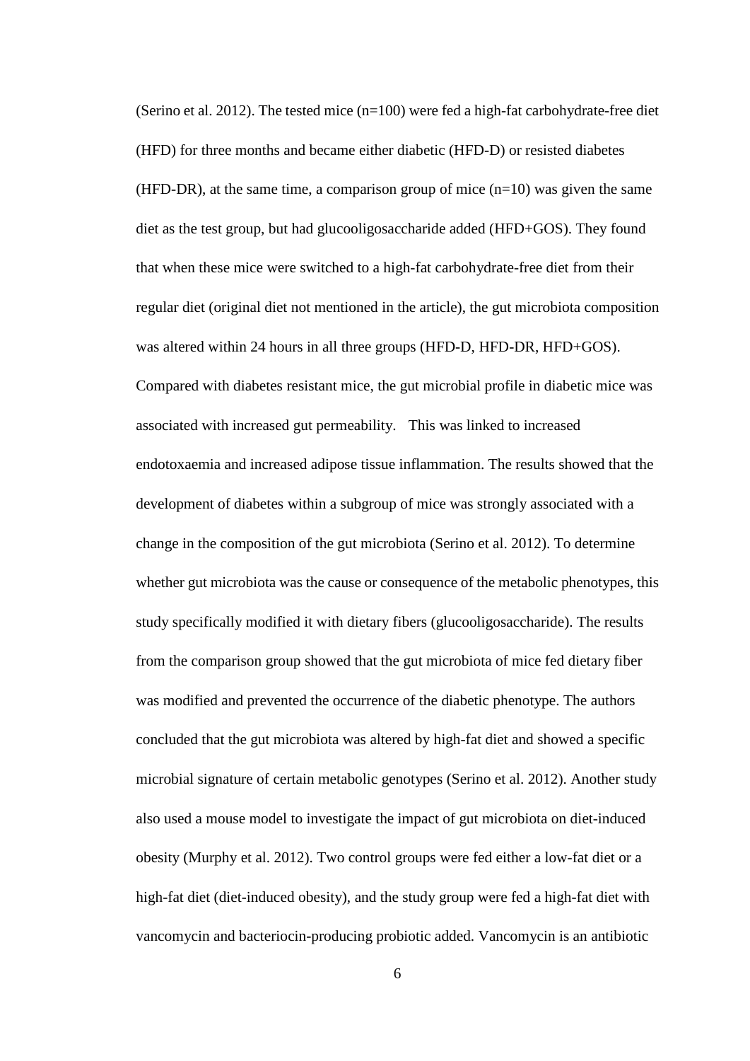(Serino et al. 2012). The tested mice (n=100) were fed a high-fat carbohydrate-free diet (HFD) for three months and became either diabetic (HFD-D) or resisted diabetes (HFD-DR), at the same time, a comparison group of mice (n=10) was given the same diet as the test group, but had glucooligosaccharide added (HFD+GOS). They found that when these mice were switched to a high-fat carbohydrate-free diet from their regular diet (original diet not mentioned in the article), the gut microbiota composition was altered within 24 hours in all three groups (HFD-D, HFD-DR, HFD+GOS). Compared with diabetes resistant mice, the gut microbial profile in diabetic mice was associated with increased gut permeability. This was linked to increased endotoxaemia and increased adipose tissue inflammation. The results showed that the development of diabetes within a subgroup of mice was strongly associated with a change in the composition of the gut microbiota (Serino et al. 2012). To determine whether gut microbiota was the cause or consequence of the metabolic phenotypes, this study specifically modified it with dietary fibers (glucooligosaccharide). The results from the comparison group showed that the gut microbiota of mice fed dietary fiber was modified and prevented the occurrence of the diabetic phenotype. The authors concluded that the gut microbiota was altered by high-fat diet and showed a specific microbial signature of certain metabolic genotypes (Serino et al. 2012). Another study also used a mouse model to investigate the impact of gut microbiota on diet-induced obesity (Murphy et al. 2012). Two control groups were fed either a low-fat diet or a high-fat diet (diet-induced obesity), and the study group were fed a high-fat diet with vancomycin and bacteriocin-producing probiotic added. Vancomycin is an antibiotic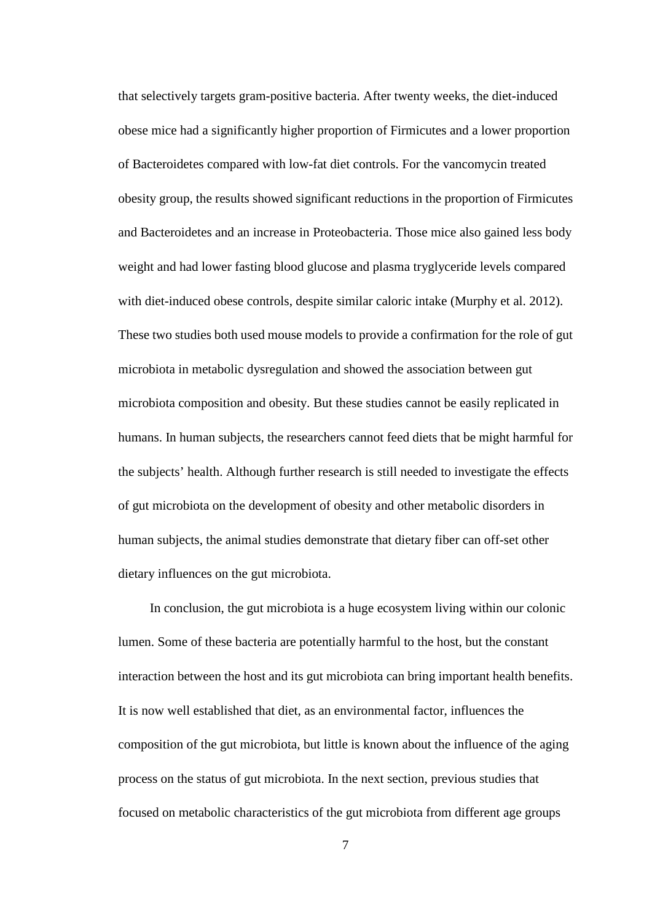that selectively targets gram-positive bacteria. After twenty weeks, the diet-induced obese mice had a significantly higher proportion of Firmicutes and a lower proportion of Bacteroidetes compared with low-fat diet controls. For the vancomycin treated obesity group, the results showed significant reductions in the proportion of Firmicutes and Bacteroidetes and an increase in Proteobacteria. Those mice also gained less body weight and had lower fasting blood glucose and plasma tryglyceride levels compared with diet-induced obese controls, despite similar caloric intake (Murphy et al. 2012). These two studies both used mouse models to provide a confirmation for the role of gut microbiota in metabolic dysregulation and showed the association between gut microbiota composition and obesity. But these studies cannot be easily replicated in humans. In human subjects, the researchers cannot feed diets that be might harmful for the subjects' health. Although further research is still needed to investigate the effects of gut microbiota on the development of obesity and other metabolic disorders in human subjects, the animal studies demonstrate that dietary fiber can off-set other dietary influences on the gut microbiota.

In conclusion, the gut microbiota is a huge ecosystem living within our colonic lumen. Some of these bacteria are potentially harmful to the host, but the constant interaction between the host and its gut microbiota can bring important health benefits. It is now well established that diet, as an environmental factor, influences the composition of the gut microbiota, but little is known about the influence of the aging process on the status of gut microbiota. In the next section, previous studies that focused on metabolic characteristics of the gut microbiota from different age groups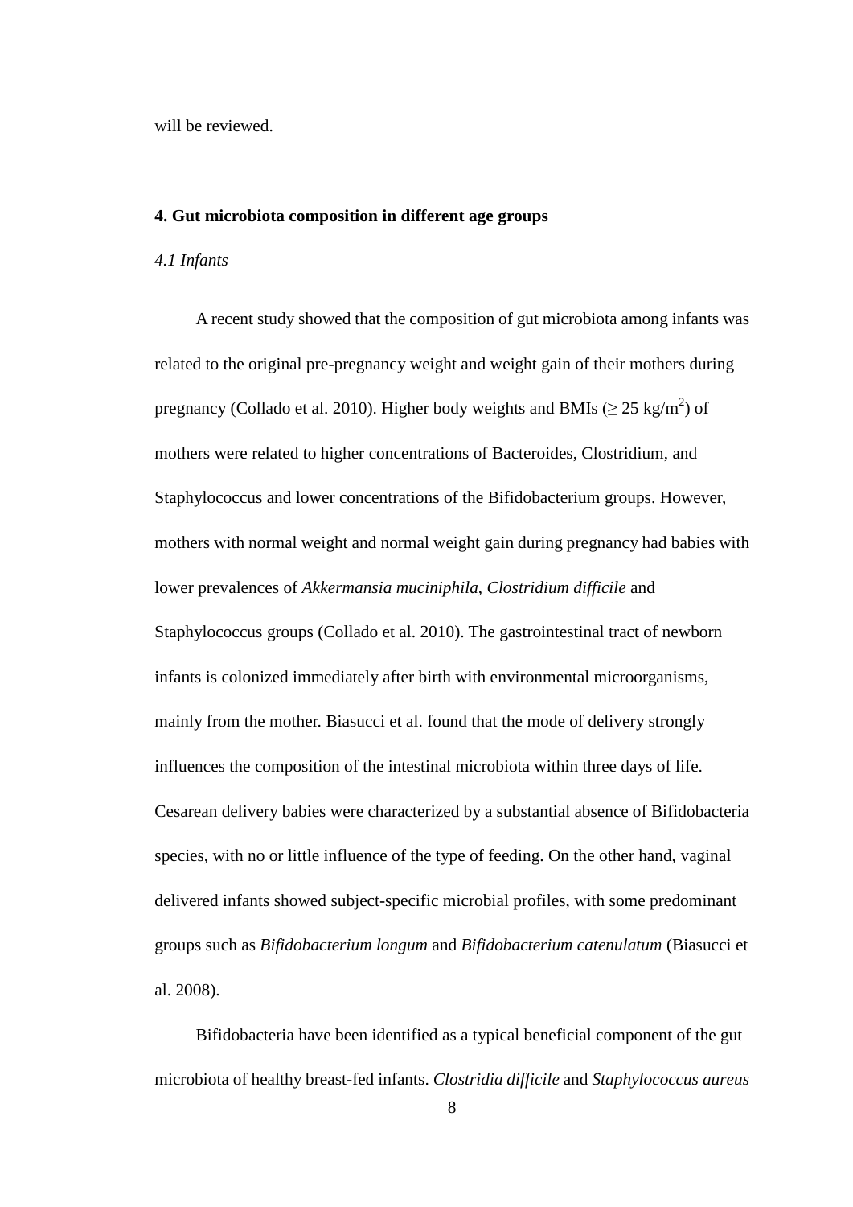will be reviewed.

## 4. Gut microbiota composition in different age groups

### *4.1 Infants*

A recent study showed that the composition of gut microbiota among infants was related to the original pre-pregnancy weight and weight gain of their mothers during pregnancy (Collado et al. 2010). Higher body weights and BMIs ($\geq$ 25 kg/m$^2$) of mothers were related to higher concentrations of Bacteroides, Clostridium, and Staphylococcus and lower concentrations of the Bifidobacterium groups. However, mothers with normal weight and normal weight gain during pregnancy had babies with lower prevalences of *Akkermansia muciniphila*, *Clostridium difficile* and Staphylococcus groups (Collado et al. 2010). The gastrointestinal tract of newborn infants is colonized immediately after birth with environmental microorganisms, mainly from the mother. Biasucci et al. found that the mode of delivery strongly influences the composition of the intestinal microbiota within three days of life. Cesarean delivery babies were characterized by a substantial absence of Bifidobacteria species, with no or little influence of the type of feeding. On the other hand, vaginal delivered infants showed subject-specific microbial profiles, with some predominant groups such as *Bifidobacterium longum* and *Bifidobacterium catenulatum* (Biasucci et al. 2008).

Bifidobacteria have been identified as a typical beneficial component of the gut microbiota of healthy breast-fed infants. *Clostridia difficile* and *Staphylococcus aureus*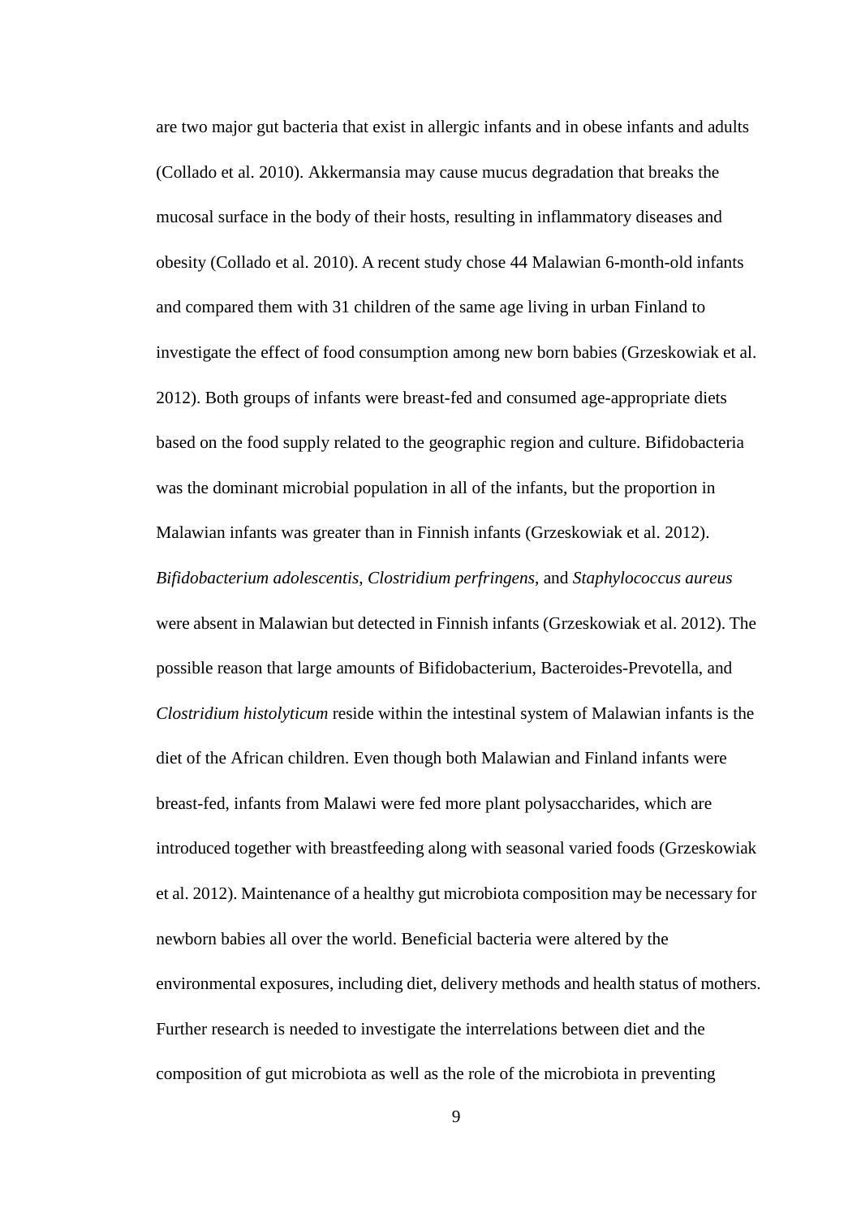are two major gut bacteria that exist in allergic infants and in obese infants and adults (Collado et al. 2010). Akkermansia may cause mucus degradation that breaks the mucosal surface in the body of their hosts, resulting in inflammatory diseases and obesity (Collado et al. 2010). A recent study chose 44 Malawian 6-month-old infants and compared them with 31 children of the same age living in urban Finland to investigate the effect of food consumption among new born babies (Grzeskowiak et al. 2012). Both groups of infants were breast-fed and consumed age-appropriate diets based on the food supply related to the geographic region and culture. Bifidobacteria was the dominant microbial population in all of the infants, but the proportion in Malawian infants was greater than in Finnish infants (Grzeskowiak et al. 2012). *Bifidobacterium adolescentis*, *Clostridium perfringens*, and *Staphylococcus aureus* were absent in Malawian but detected in Finnish infants (Grzeskowiak et al. 2012). The possible reason that large amounts of Bifidobacterium, Bacteroides-Prevotella, and *Clostridium histolyticum* reside within the intestinal system of Malawian infants is the diet of the African children. Even though both Malawian and Finland infants were breast-fed, infants from Malawi were fed more plant polysaccharides, which are introduced together with breastfeeding along with seasonal varied foods (Grzeskowiak et al. 2012). Maintenance of a healthy gut microbiota composition may be necessary for newborn babies all over the world. Beneficial bacteria were altered by the environmental exposures, including diet, delivery methods and health status of mothers. Further research is needed to investigate the interrelations between diet and the composition of gut microbiota as well as the role of the microbiota in preventing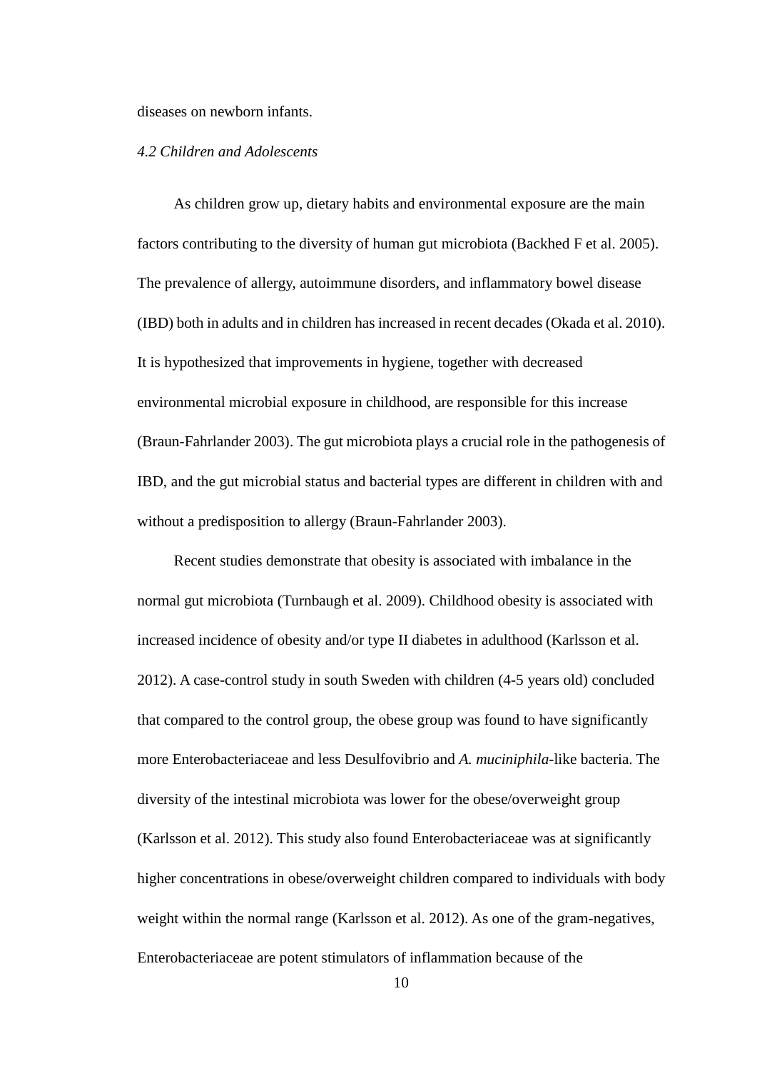diseases on newborn infants.

### *4.2 Children and Adolescents*

As children grow up, dietary habits and environmental exposure are the main factors contributing to the diversity of human gut microbiota (Backhed F et al. 2005). The prevalence of allergy, autoimmune disorders, and inflammatory bowel disease (IBD) both in adults and in children has increased in recent decades (Okada et al. 2010). It is hypothesized that improvements in hygiene, together with decreased environmental microbial exposure in childhood, are responsible for this increase (Braun-Fahrlander 2003). The gut microbiota plays a crucial role in the pathogenesis of IBD, and the gut microbial status and bacterial types are different in children with and without a predisposition to allergy (Braun-Fahrlander 2003).

Recent studies demonstrate that obesity is associated with imbalance in the normal gut microbiota (Turnbaugh et al. 2009). Childhood obesity is associated with increased incidence of obesity and/or type II diabetes in adulthood (Karlsson et al. 2012). A case-control study in south Sweden with children (4-5 years old) concluded that compared to the control group, the obese group was found to have significantly more Enterobacteriaceae and less Desulfovibrio and *A. muciniphila*-like bacteria. The diversity of the intestinal microbiota was lower for the obese/overweight group (Karlsson et al. 2012). This study also found Enterobacteriaceae was at significantly higher concentrations in obese/overweight children compared to individuals with body weight within the normal range (Karlsson et al. 2012). As one of the gram-negatives, Enterobacteriaceae are potent stimulators of inflammation because of the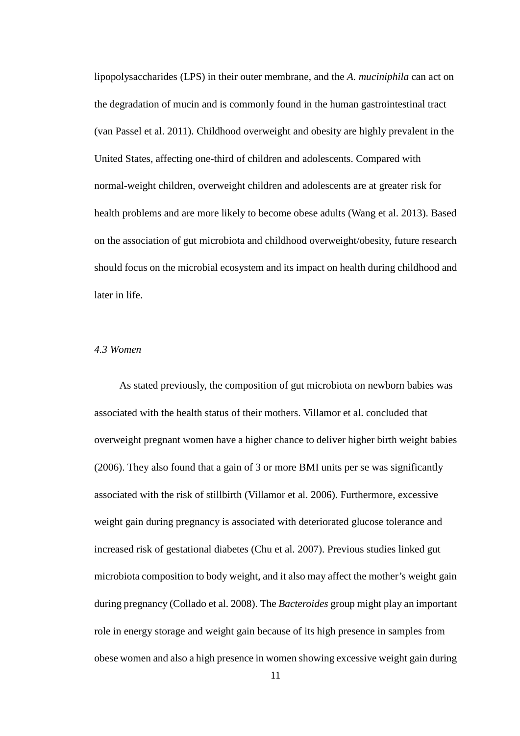lipopolysaccharides (LPS) in their outer membrane, and the *A. muciniphila* can act on the degradation of mucin and is commonly found in the human gastrointestinal tract (van Passel et al. 2011). Childhood overweight and obesity are highly prevalent in the United States, affecting one-third of children and adolescents. Compared with normal-weight children, overweight children and adolescents are at greater risk for health problems and are more likely to become obese adults (Wang et al. 2013). Based on the association of gut microbiota and childhood overweight/obesity, future research should focus on the microbial ecosystem and its impact on health during childhood and later in life.

### *4.3 Women*

As stated previously, the composition of gut microbiota on newborn babies was associated with the health status of their mothers. Villamor et al. concluded that overweight pregnant women have a higher chance to deliver higher birth weight babies (2006). They also found that a gain of 3 or more BMI units per se was significantly associated with the risk of stillbirth (Villamor et al. 2006). Furthermore, excessive weight gain during pregnancy is associated with deteriorated glucose tolerance and increased risk of gestational diabetes (Chu et al. 2007). Previous studies linked gut microbiota composition to body weight, and it also may affect the mother's weight gain during pregnancy (Collado et al. 2008). The *Bacteroides* group might play an important role in energy storage and weight gain because of its high presence in samples from obese women and also a high presence in women showing excessive weight gain during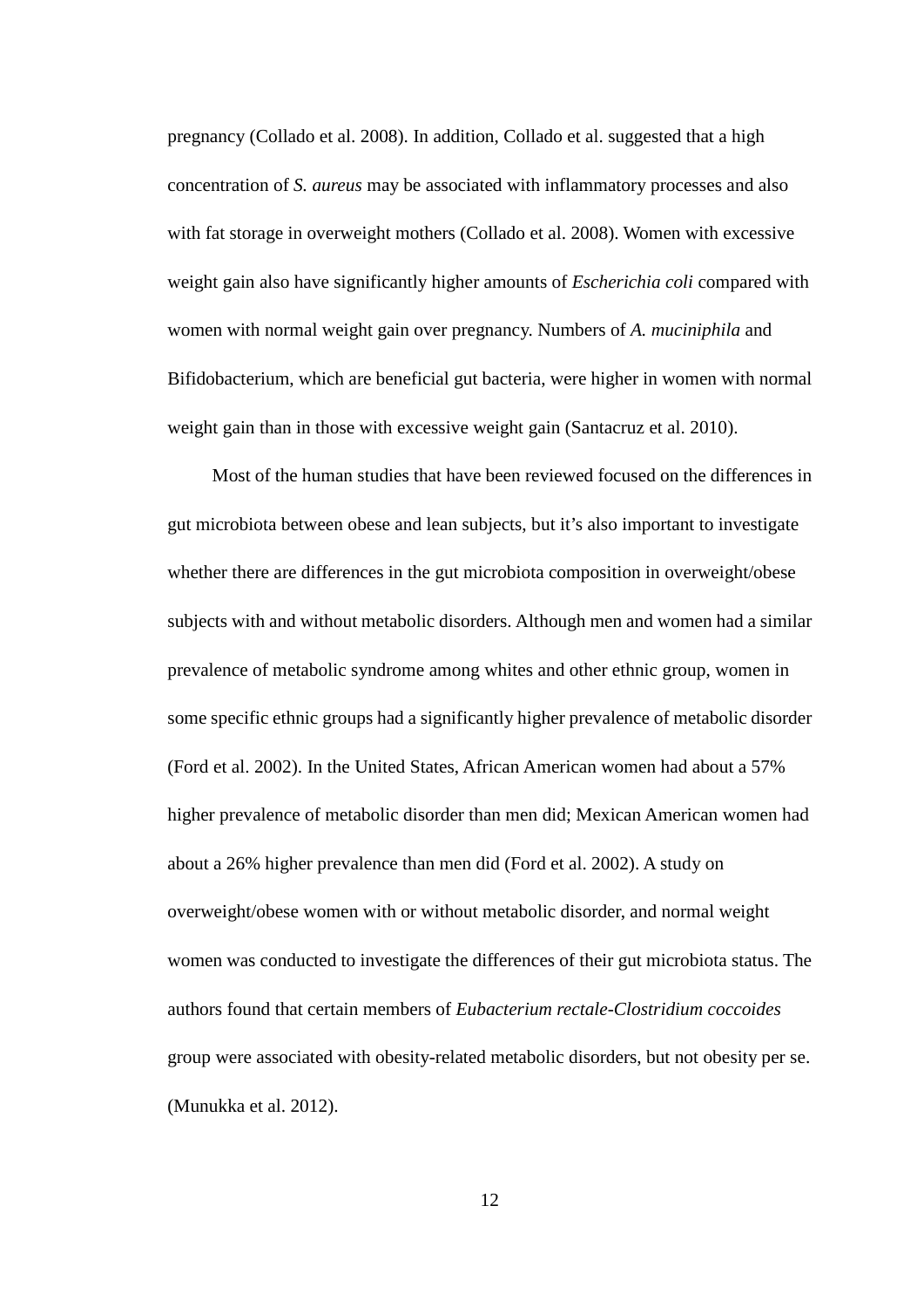pregnancy (Collado et al. 2008). In addition, Collado et al. suggested that a high concentration of *S. aureus* may be associated with inflammatory processes and also with fat storage in overweight mothers (Collado et al. 2008). Women with excessive weight gain also have significantly higher amounts of *Escherichia coli* compared with women with normal weight gain over pregnancy. Numbers of *A. muciniphila* and Bifidobacterium, which are beneficial gut bacteria, were higher in women with normal weight gain than in those with excessive weight gain (Santacruz et al. 2010).

Most of the human studies that have been reviewed focused on the differences in gut microbiota between obese and lean subjects, but it's also important to investigate whether there are differences in the gut microbiota composition in overweight/obese subjects with and without metabolic disorders. Although men and women had a similar prevalence of metabolic syndrome among whites and other ethnic group, women in some specific ethnic groups had a significantly higher prevalence of metabolic disorder (Ford et al. 2002). In the United States, African American women had about a 57% higher prevalence of metabolic disorder than men did; Mexican American women had about a 26% higher prevalence than men did (Ford et al. 2002). A study on overweight/obese women with or without metabolic disorder, and normal weight women was conducted to investigate the differences of their gut microbiota status. The authors found that certain members of *Eubacterium rectale-Clostridium coccoides* group were associated with obesity-related metabolic disorders, but not obesity per se. (Munukka et al. 2012).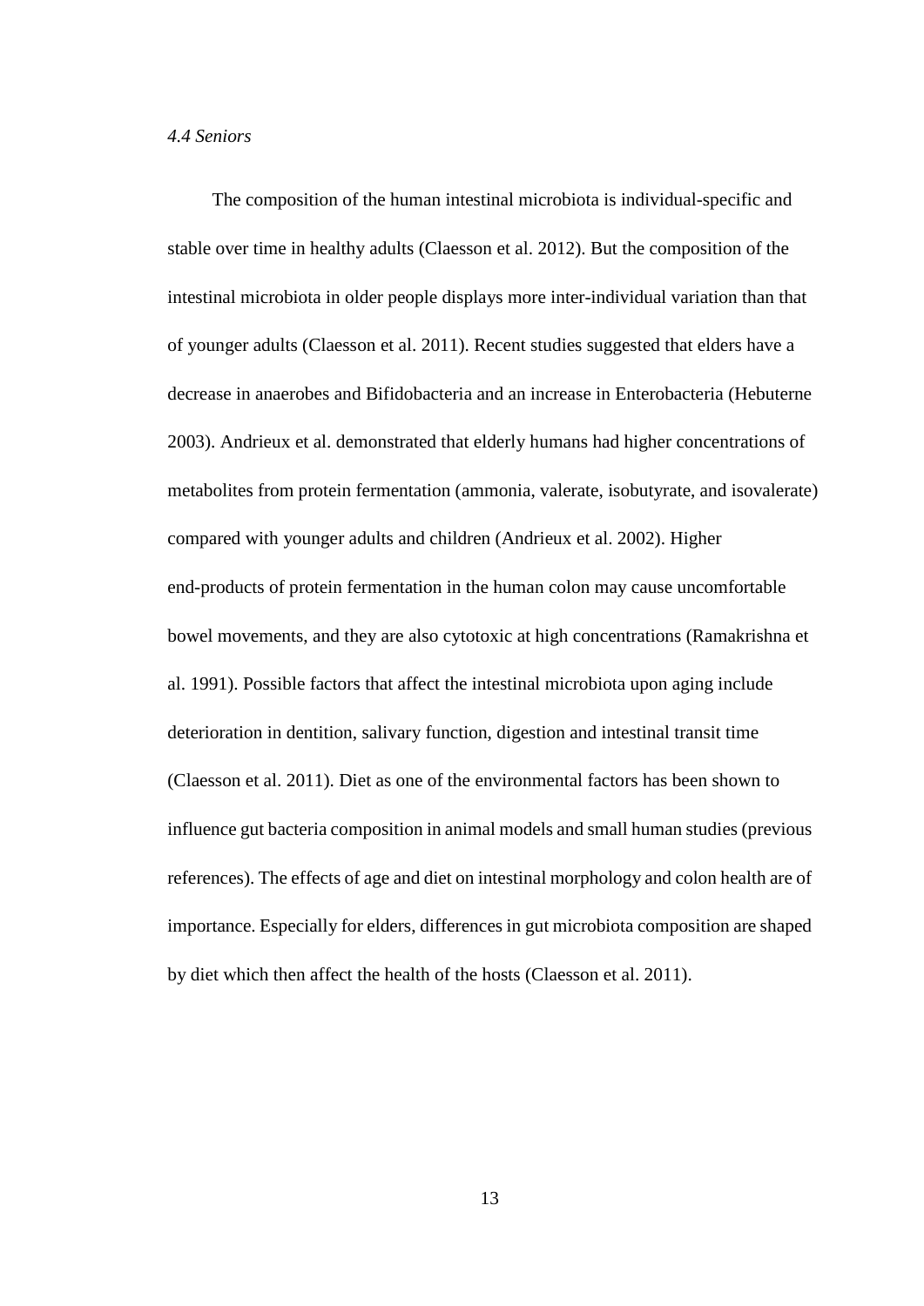### *4.4 Seniors*

The composition of the human intestinal microbiota is individual-specific and stable over time in healthy adults (Claesson et al. 2012). But the composition of the intestinal microbiota in older people displays more inter-individual variation than that of younger adults (Claesson et al. 2011). Recent studies suggested that elders have a decrease in anaerobes and Bifidobacteria and an increase in Enterobacteria (Hebuterne 2003). Andrieux et al. demonstrated that elderly humans had higher concentrations of metabolites from protein fermentation (ammonia, valerate, isobutyrate, and isovalerate) compared with younger adults and children (Andrieux et al. 2002). Higher end-products of protein fermentation in the human colon may cause uncomfortable bowel movements, and they are also cytotoxic at high concentrations (Ramakrishna et al. 1991). Possible factors that affect the intestinal microbiota upon aging include deterioration in dentition, salivary function, digestion and intestinal transit time (Claesson et al. 2011). Diet as one of the environmental factors has been shown to influence gut bacteria composition in animal models and small human studies (previous references). The effects of age and diet on intestinal morphology and colon health are of importance. Especially for elders, differences in gut microbiota composition are shaped by diet which then affect the health of the hosts (Claesson et al. 2011).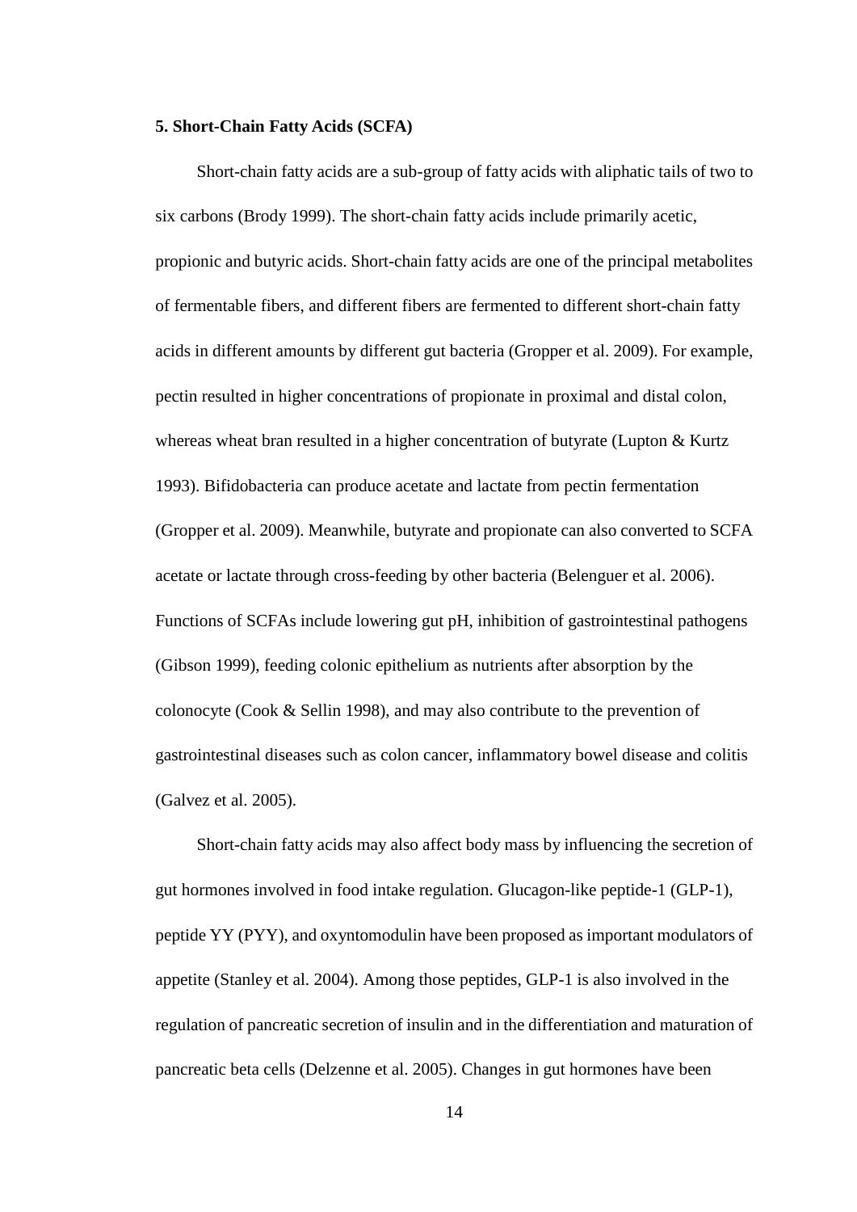**5. Short-Chain Fatty Acids (SCFA)**

Short-chain fatty acids are a sub-group of fatty acids with aliphatic tails of two to six carbons (Brody 1999). The short-chain fatty acids include primarily acetic, propionic and butyric acids. Short-chain fatty acids are one of the principal metabolites of fermentable fibers, and different fibers are fermented to different short-chain fatty acids in different amounts by different gut bacteria (Gropper et al. 2009). For example, pectin resulted in higher concentrations of propionate in proximal and distal colon, whereas wheat bran resulted in a higher concentration of butyrate (Lupton & Kurtz 1993). Bifidobacteria can produce acetate and lactate from pectin fermentation (Gropper et al. 2009). Meanwhile, butyrate and propionate can also converted to SCFA acetate or lactate through cross-feeding by other bacteria (Belenguer et al. 2006). Functions of SCFAs include lowering gut pH, inhibition of gastrointestinal pathogens (Gibson 1999), feeding colonic epithelium as nutrients after absorption by the colonocyte (Cook & Sellin 1998), and may also contribute to the prevention of gastrointestinal diseases such as colon cancer, inflammatory bowel disease and colitis (Galvez et al. 2005).

Short-chain fatty acids may also affect body mass by influencing the secretion of gut hormones involved in food intake regulation. Glucagon-like peptide-1 (GLP-1), peptide YY (PYY), and oxyntomodulin have been proposed as important modulators of appetite (Stanley et al. 2004). Among those peptides, GLP-1 is also involved in the regulation of pancreatic secretion of insulin and in the differentiation and maturation of pancreatic beta cells (Delzenne et al. 2005). Changes in gut hormones have been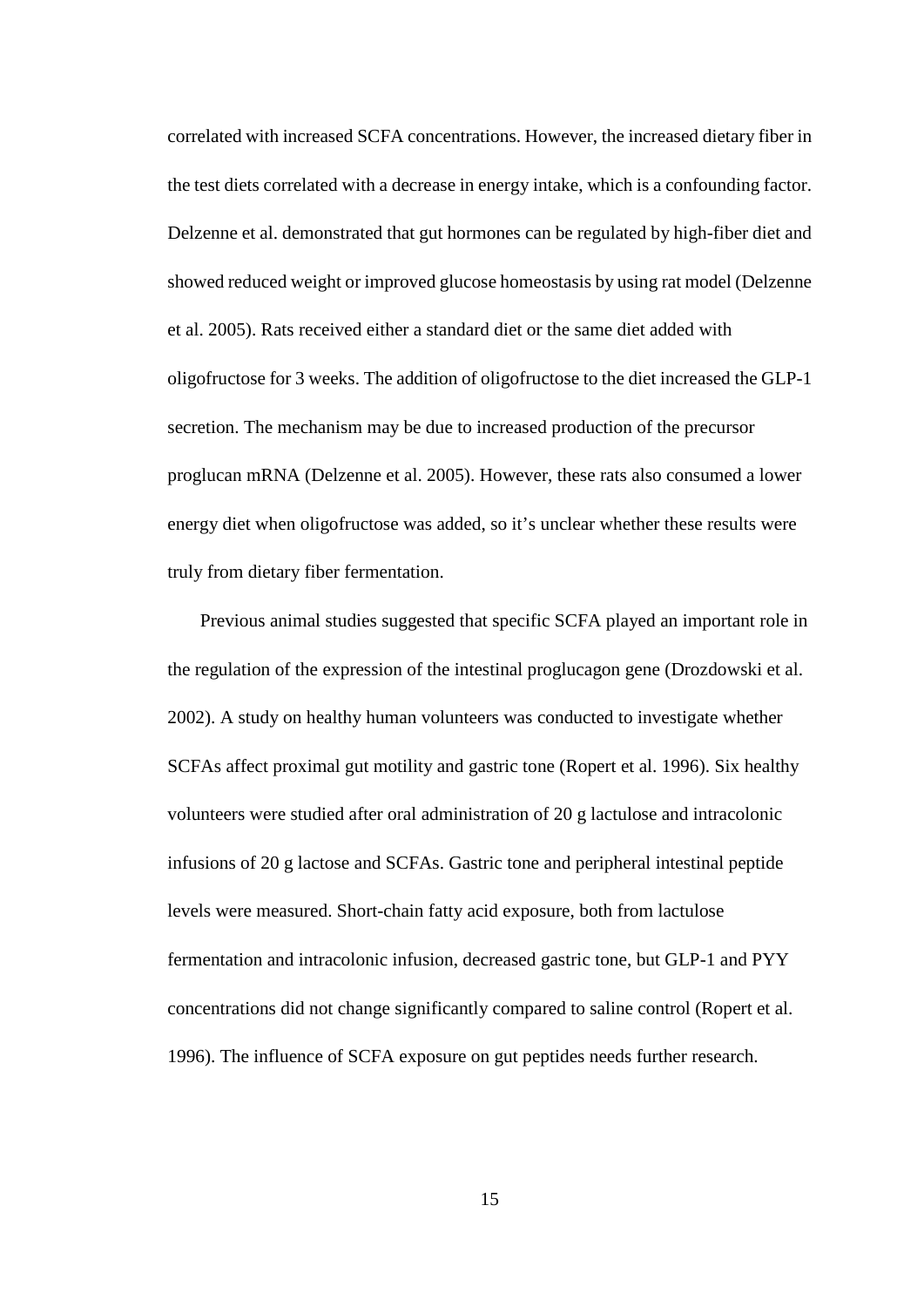correlated with increased SCFA concentrations. However, the increased dietary fiber in the test diets correlated with a decrease in energy intake, which is a confounding factor. Delzenne et al. demonstrated that gut hormones can be regulated by high-fiber diet and showed reduced weight or improved glucose homeostasis by using rat model (Delzenne et al. 2005). Rats received either a standard diet or the same diet added with oligofructose for 3 weeks. The addition of oligofructose to the diet increased the GLP-1 secretion. The mechanism may be due to increased production of the precursor proglucan mRNA (Delzenne et al. 2005). However, these rats also consumed a lower energy diet when oligofructose was added, so it's unclear whether these results were truly from dietary fiber fermentation.

Previous animal studies suggested that specific SCFA played an important role in the regulation of the expression of the intestinal proglucagon gene (Drozdowski et al. 2002). A study on healthy human volunteers was conducted to investigate whether SCFAs affect proximal gut motility and gastric tone (Ropert et al. 1996). Six healthy volunteers were studied after oral administration of 20 g lactulose and intracolonic infusions of 20 g lactose and SCFAs. Gastric tone and peripheral intestinal peptide levels were measured. Short-chain fatty acid exposure, both from lactulose fermentation and intracolonic infusion, decreased gastric tone, but GLP-1 and PYY concentrations did not change significantly compared to saline control (Ropert et al. 1996). The influence of SCFA exposure on gut peptides needs further research.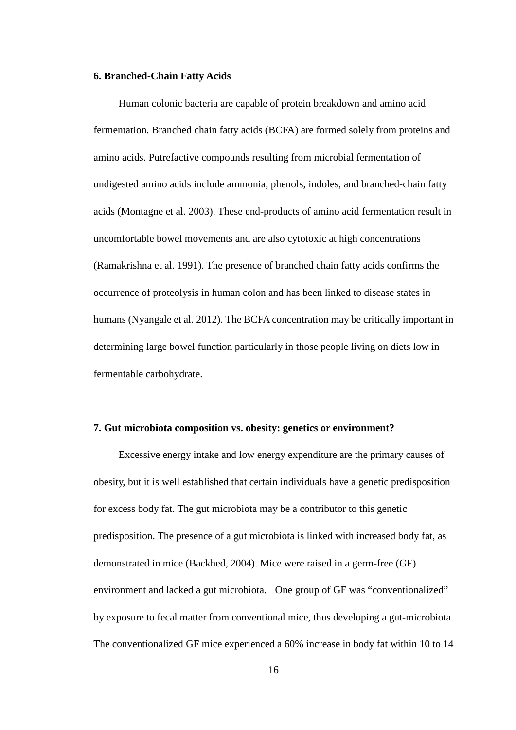### 6. Branched-Chain Fatty Acids

Human colonic bacteria are capable of protein breakdown and amino acid fermentation. Branched chain fatty acids (BCFA) are formed solely from proteins and amino acids. Putrefactive compounds resulting from microbial fermentation of undigested amino acids include ammonia, phenols, indoles, and branched-chain fatty acids (Montagne et al. 2003). These end-products of amino acid fermentation result in uncomfortable bowel movements and are also cytotoxic at high concentrations (Ramakrishna et al. 1991). The presence of branched chain fatty acids confirms the occurrence of proteolysis in human colon and has been linked to disease states in humans (Nyangale et al. 2012). The BCFA concentration may be critically important in determining large bowel function particularly in those people living on diets low in fermentable carbohydrate.

### 7. Gut microbiota composition vs. obesity: genetics or environment?

Excessive energy intake and low energy expenditure are the primary causes of obesity, but it is well established that certain individuals have a genetic predisposition for excess body fat. The gut microbiota may be a contributor to this genetic predisposition. The presence of a gut microbiota is linked with increased body fat, as demonstrated in mice (Backhed, 2004). Mice were raised in a germ-free (GF) environment and lacked a gut microbiota. One group of GF was "conventionalized" by exposure to fecal matter from conventional mice, thus developing a gut-microbiota. The conventionalized GF mice experienced a 60% increase in body fat within 10 to 14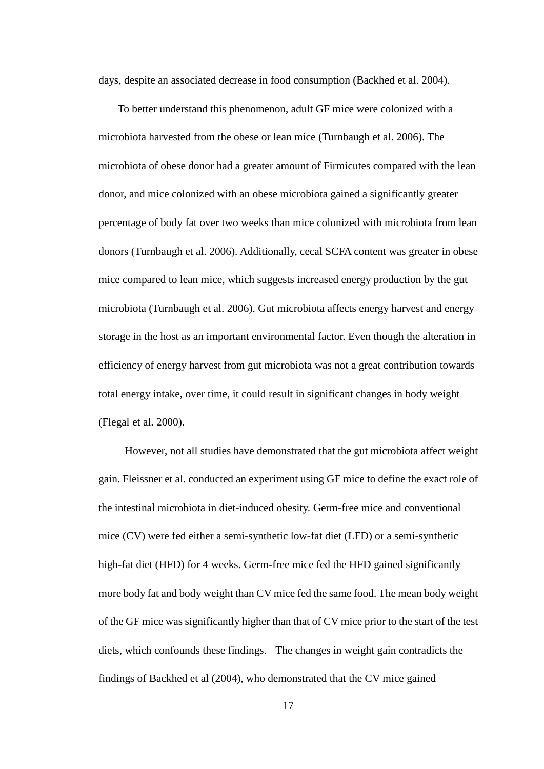days, despite an associated decrease in food consumption (Backhed et al. 2004).

To better understand this phenomenon, adult GF mice were colonized with a microbiota harvested from the obese or lean mice (Turnbaugh et al. 2006). The microbiota of obese donor had a greater amount of Firmicutes compared with the lean donor, and mice colonized with an obese microbiota gained a significantly greater percentage of body fat over two weeks than mice colonized with microbiota from lean donors (Turnbaugh et al. 2006). Additionally, cecal SCFA content was greater in obese mice compared to lean mice, which suggests increased energy production by the gut microbiota (Turnbaugh et al. 2006). Gut microbiota affects energy harvest and energy storage in the host as an important environmental factor. Even though the alteration in efficiency of energy harvest from gut microbiota was not a great contribution towards total energy intake, over time, it could result in significant changes in body weight (Flegal et al. 2000).

However, not all studies have demonstrated that the gut microbiota affect weight gain. Fleissner et al. conducted an experiment using GF mice to define the exact role of the intestinal microbiota in diet-induced obesity. Germ-free mice and conventional mice (CV) were fed either a semi-synthetic low-fat diet (LFD) or a semi-synthetic high-fat diet (HFD) for 4 weeks. Germ-free mice fed the HFD gained significantly more body fat and body weight than CV mice fed the same food. The mean body weight of the GF mice was significantly higher than that of CV mice prior to the start of the test diets, which confounds these findings. The changes in weight gain contradicts the findings of Backhed et al (2004), who demonstrated that the CV mice gained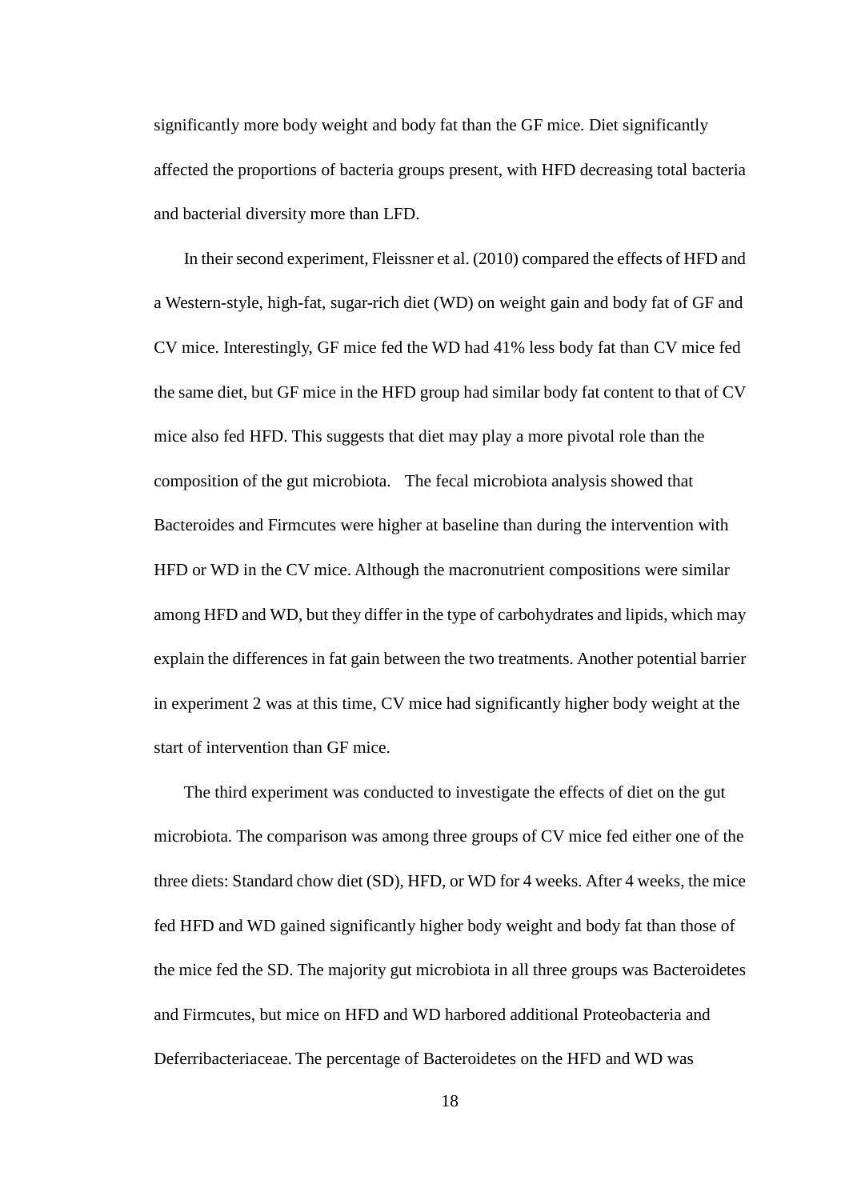significantly more body weight and body fat than the GF mice. Diet significantly affected the proportions of bacteria groups present, with HFD decreasing total bacteria and bacterial diversity more than LFD.

In their second experiment, Fleissner et al. (2010) compared the effects of HFD and a Western-style, high-fat, sugar-rich diet (WD) on weight gain and body fat of GF and CV mice. Interestingly, GF mice fed the WD had 41% less body fat than CV mice fed the same diet, but GF mice in the HFD group had similar body fat content to that of CV mice also fed HFD. This suggests that diet may play a more pivotal role than the composition of the gut microbiota. The fecal microbiota analysis showed that Bacteroides and Firmcutes were higher at baseline than during the intervention with HFD or WD in the CV mice. Although the macronutrient compositions were similar among HFD and WD, but they differ in the type of carbohydrates and lipids, which may explain the differences in fat gain between the two treatments. Another potential barrier in experiment 2 was at this time, CV mice had significantly higher body weight at the start of intervention than GF mice.

The third experiment was conducted to investigate the effects of diet on the gut microbiota. The comparison was among three groups of CV mice fed either one of the three diets: Standard chow diet (SD), HFD, or WD for 4 weeks. After 4 weeks, the mice fed HFD and WD gained significantly higher body weight and body fat than those of the mice fed the SD. The majority gut microbiota in all three groups was Bacteroidetes and Firmcutes, but mice on HFD and WD harbored additional Proteobacteria and Deferribacteriaceae. The percentage of Bacteroidetes on the HFD and WD was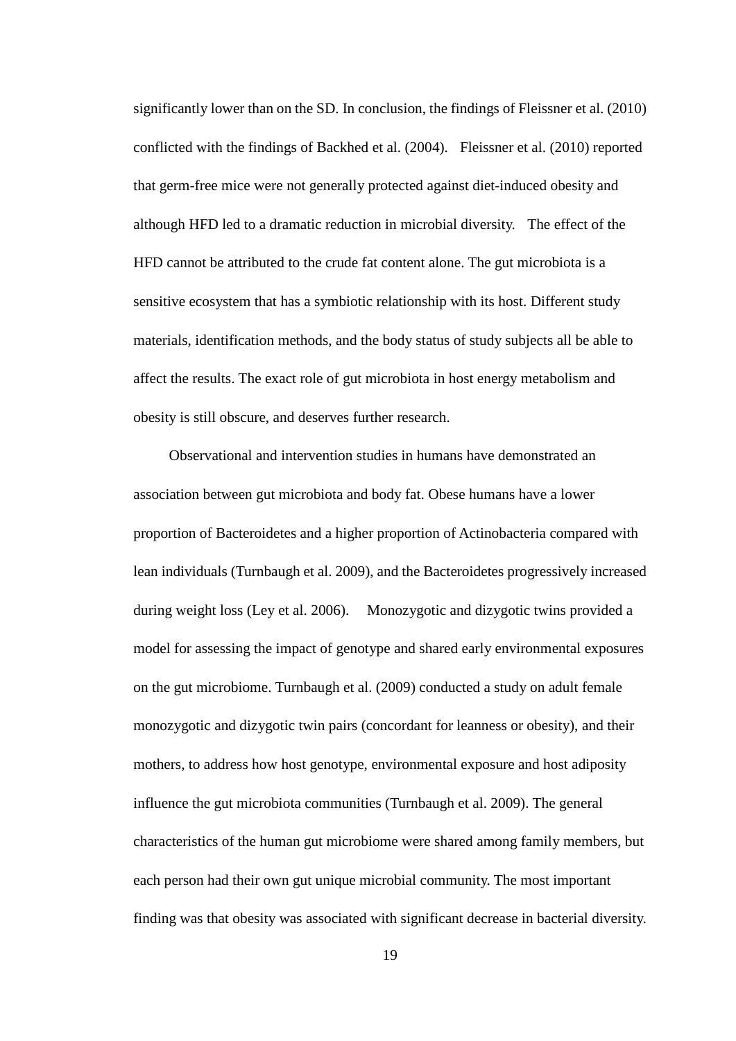significantly lower than on the SD. In conclusion, the findings of Fleissner et al. (2010) conflicted with the findings of Backhed et al. (2004). Fleissner et al. (2010) reported that germ-free mice were not generally protected against diet-induced obesity and although HFD led to a dramatic reduction in microbial diversity. The effect of the HFD cannot be attributed to the crude fat content alone. The gut microbiota is a sensitive ecosystem that has a symbiotic relationship with its host. Different study materials, identification methods, and the body status of study subjects all be able to affect the results. The exact role of gut microbiota in host energy metabolism and obesity is still obscure, and deserves further research.

Observational and intervention studies in humans have demonstrated an association between gut microbiota and body fat. Obese humans have a lower proportion of Bacteroidetes and a higher proportion of Actinobacteria compared with lean individuals (Turnbaugh et al. 2009), and the Bacteroidetes progressively increased during weight loss (Ley et al. 2006). Monozygotic and dizygotic twins provided a model for assessing the impact of genotype and shared early environmental exposures on the gut microbiome. Turnbaugh et al. (2009) conducted a study on adult female monozygotic and dizygotic twin pairs (concordant for leanness or obesity), and their mothers, to address how host genotype, environmental exposure and host adiposity influence the gut microbiota communities (Turnbaugh et al. 2009). The general characteristics of the human gut microbiome were shared among family members, but each person had their own gut unique microbial community. The most important finding was that obesity was associated with significant decrease in bacterial diversity.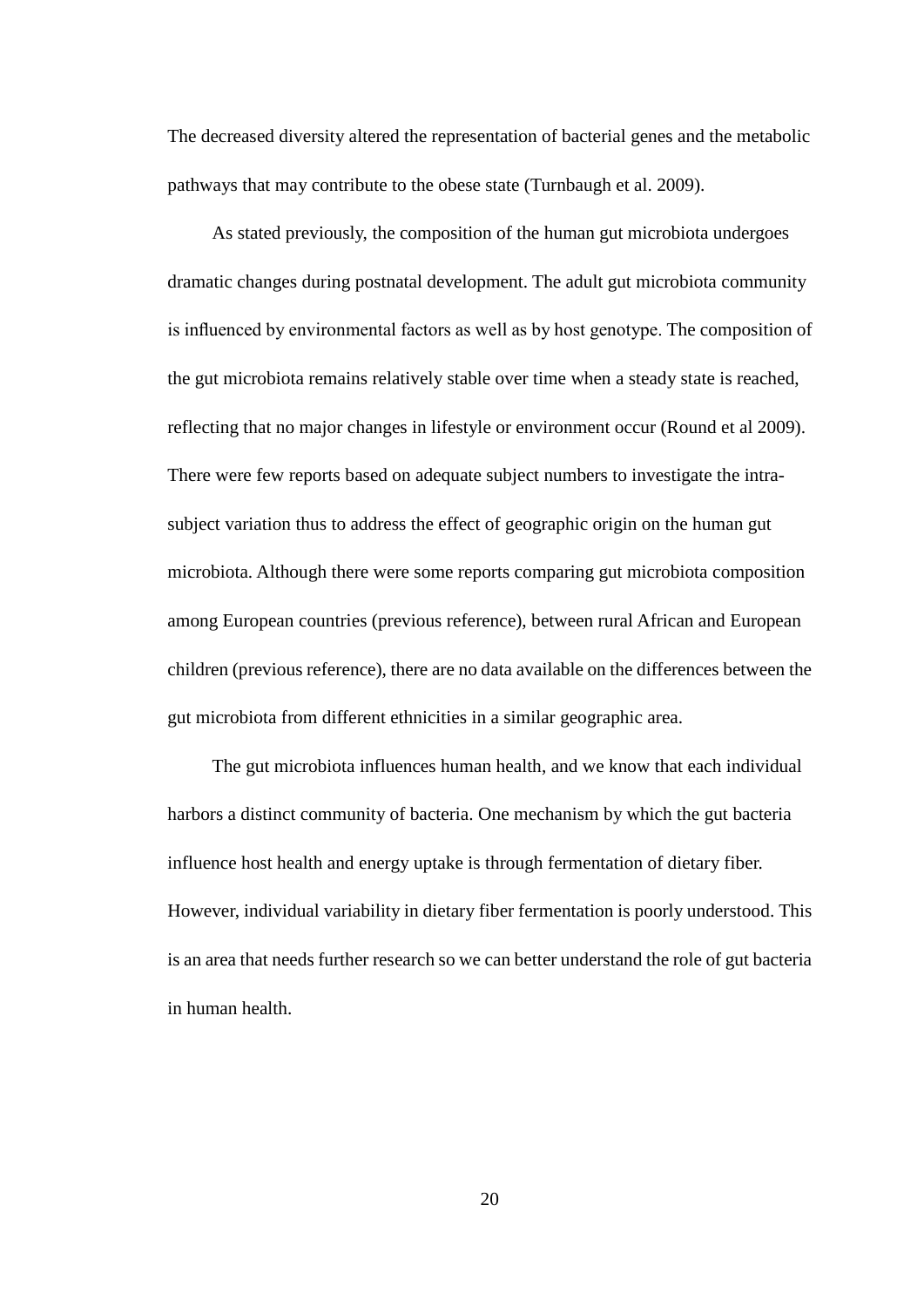The decreased diversity altered the representation of bacterial genes and the metabolic pathways that may contribute to the obese state (Turnbaugh et al. 2009).

As stated previously, the composition of the human gut microbiota undergoes dramatic changes during postnatal development. The adult gut microbiota community is influenced by environmental factors as well as by host genotype. The composition of the gut microbiota remains relatively stable over time when a steady state is reached, reflecting that no major changes in lifestyle or environment occur (Round et al 2009). There were few reports based on adequate subject numbers to investigate the intra-subject variation thus to address the effect of geographic origin on the human gut microbiota. Although there were some reports comparing gut microbiota composition among European countries (previous reference), between rural African and European children (previous reference), there are no data available on the differences between the gut microbiota from different ethnicities in a similar geographic area.

The gut microbiota influences human health, and we know that each individual harbors a distinct community of bacteria. One mechanism by which the gut bacteria influence host health and energy uptake is through fermentation of dietary fiber. However, individual variability in dietary fiber fermentation is poorly understood. This is an area that needs further research so we can better understand the role of gut bacteria in human health.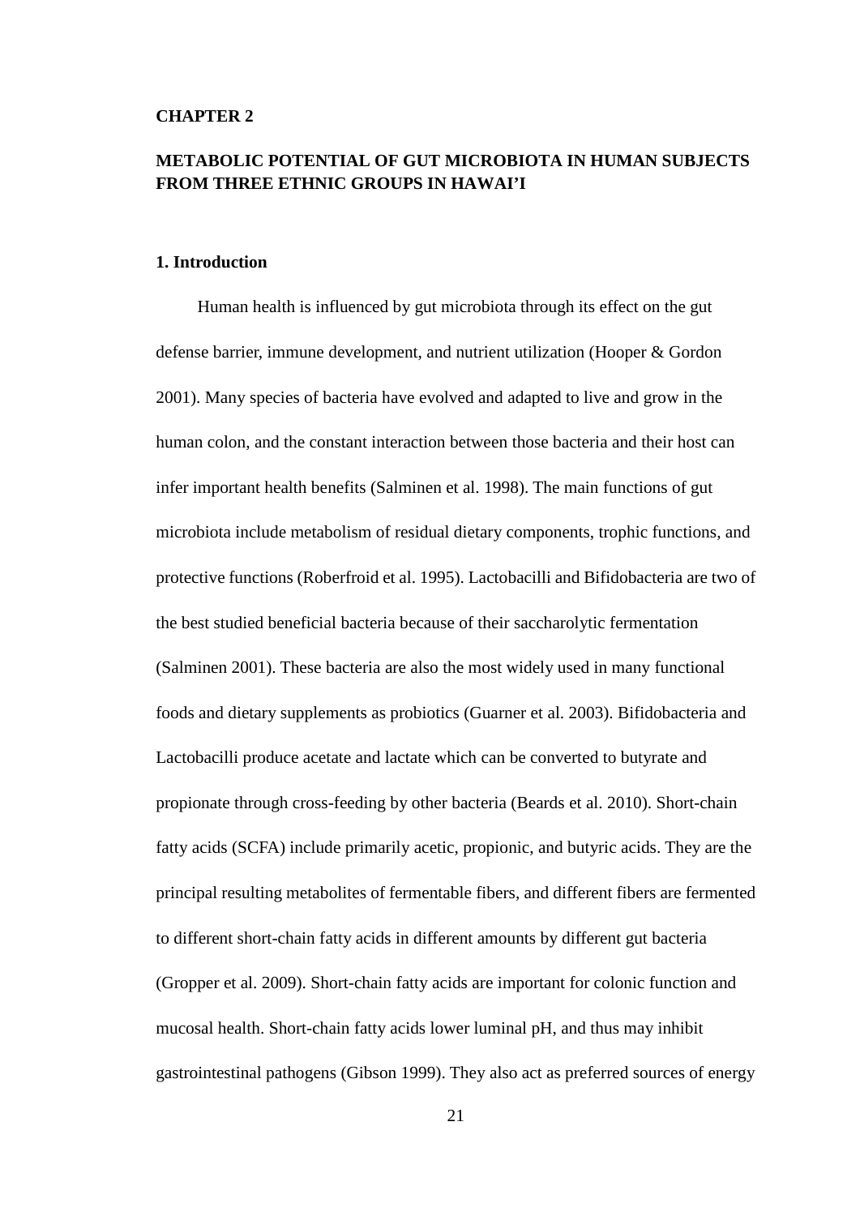## CHAPTER 2

## METABOLIC POTENTIAL OF GUT MICROBIOTA IN HUMAN SUBJECTS FROM THREE ETHNIC GROUPS IN HAWAI'I

### 1. Introduction

Human health is influenced by gut microbiota through its effect on the gut defense barrier, immune development, and nutrient utilization (Hooper & Gordon 2001). Many species of bacteria have evolved and adapted to live and grow in the human colon, and the constant interaction between those bacteria and their host can infer important health benefits (Salminen et al. 1998). The main functions of gut microbiota include metabolism of residual dietary components, trophic functions, and protective functions (Roberfroid et al. 1995). Lactobacilli and Bifidobacteria are two of the best studied beneficial bacteria because of their saccharolytic fermentation (Salminen 2001). These bacteria are also the most widely used in many functional foods and dietary supplements as probiotics (Guarner et al. 2003). Bifidobacteria and Lactobacilli produce acetate and lactate which can be converted to butyrate and propionate through cross-feeding by other bacteria (Beards et al. 2010). Short-chain fatty acids (SCFA) include primarily acetic, propionic, and butyric acids. They are the principal resulting metabolites of fermentable fibers, and different fibers are fermented to different short-chain fatty acids in different amounts by different gut bacteria (Gropper et al. 2009). Short-chain fatty acids are important for colonic function and mucosal health. Short-chain fatty acids lower luminal pH, and thus may inhibit gastrointestinal pathogens (Gibson 1999). They also act as preferred sources of energy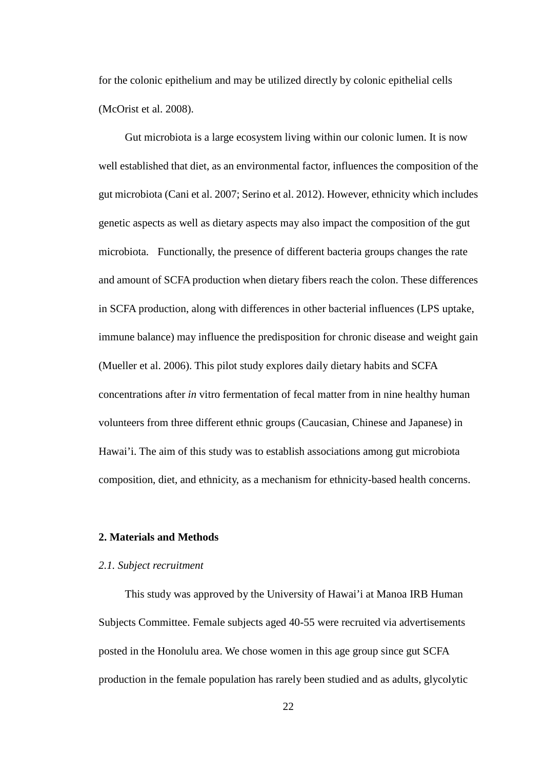for the colonic epithelium and may be utilized directly by colonic epithelial cells (McOrist et al. 2008).

Gut microbiota is a large ecosystem living within our colonic lumen. It is now well established that diet, as an environmental factor, influences the composition of the gut microbiota (Cani et al. 2007; Serino et al. 2012). However, ethnicity which includes genetic aspects as well as dietary aspects may also impact the composition of the gut microbiota. Functionally, the presence of different bacteria groups changes the rate and amount of SCFA production when dietary fibers reach the colon. These differences in SCFA production, along with differences in other bacterial influences (LPS uptake, immune balance) may influence the predisposition for chronic disease and weight gain (Mueller et al. 2006). This pilot study explores daily dietary habits and SCFA concentrations after *in* vitro fermentation of fecal matter from in nine healthy human volunteers from three different ethnic groups (Caucasian, Chinese and Japanese) in Hawai'i. The aim of this study was to establish associations among gut microbiota composition, diet, and ethnicity, as a mechanism for ethnicity-based health concerns.

## 2. Materials and Methods

### *2.1. Subject recruitment*

This study was approved by the University of Hawai'i at Manoa IRB Human Subjects Committee. Female subjects aged 40-55 were recruited via advertisements posted in the Honolulu area. We chose women in this age group since gut SCFA production in the female population has rarely been studied and as adults, glycolytic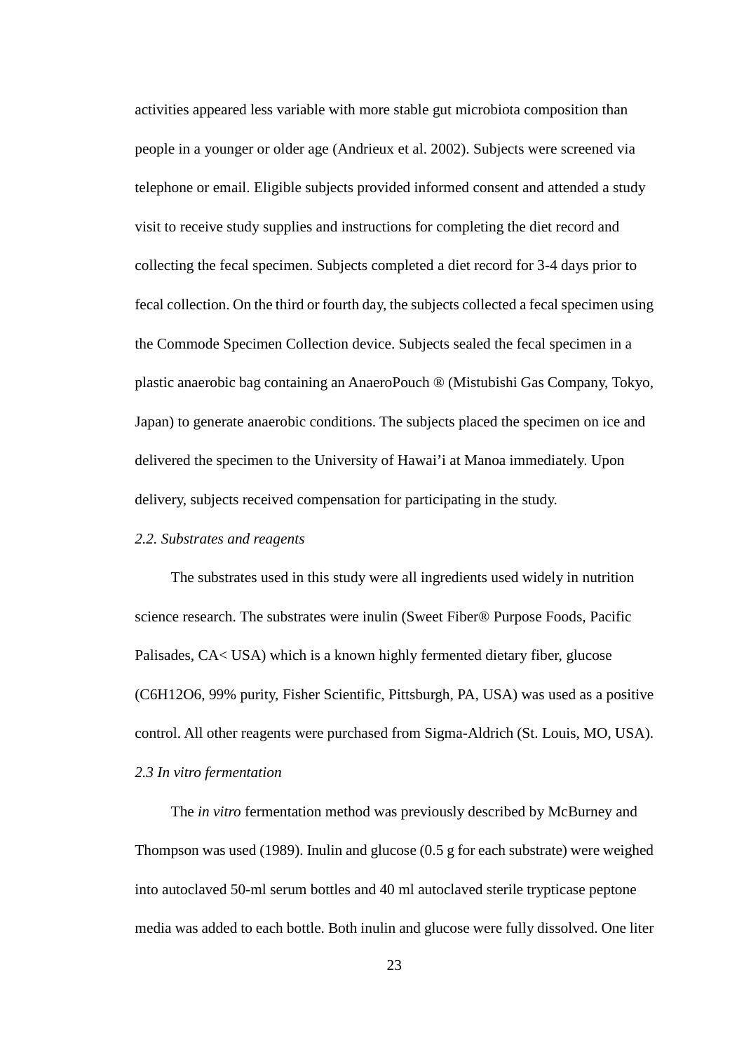activities appeared less variable with more stable gut microbiota composition than people in a younger or older age (Andrieux et al. 2002). Subjects were screened via telephone or email. Eligible subjects provided informed consent and attended a study visit to receive study supplies and instructions for completing the diet record and collecting the fecal specimen. Subjects completed a diet record for 3-4 days prior to fecal collection. On the third or fourth day, the subjects collected a fecal specimen using the Commode Specimen Collection device. Subjects sealed the fecal specimen in a plastic anaerobic bag containing an AnaeroPouch ® (Mistubishi Gas Company, Tokyo, Japan) to generate anaerobic conditions. The subjects placed the specimen on ice and delivered the specimen to the University of Hawai'i at Manoa immediately. Upon delivery, subjects received compensation for participating in the study.

*2.2. Substrates and reagents*

The substrates used in this study were all ingredients used widely in nutrition science research. The substrates were inulin (Sweet Fiber® Purpose Foods, Pacific Palisades, CA< USA) which is a known highly fermented dietary fiber, glucose ($C_6H_{12}O_6$, 99% purity, Fisher Scientific, Pittsburgh, PA, USA) was used as a positive control. All other reagents were purchased from Sigma-Aldrich (St. Louis, MO, USA).

*2.3 In vitro fermentation*

The *in vitro* fermentation method was previously described by McBurney and Thompson was used (1989). Inulin and glucose (0.5 g for each substrate) were weighed into autoclaved 50-ml serum bottles and 40 ml autoclaved sterile trypticase peptone media was added to each bottle. Both inulin and glucose were fully dissolved. One liter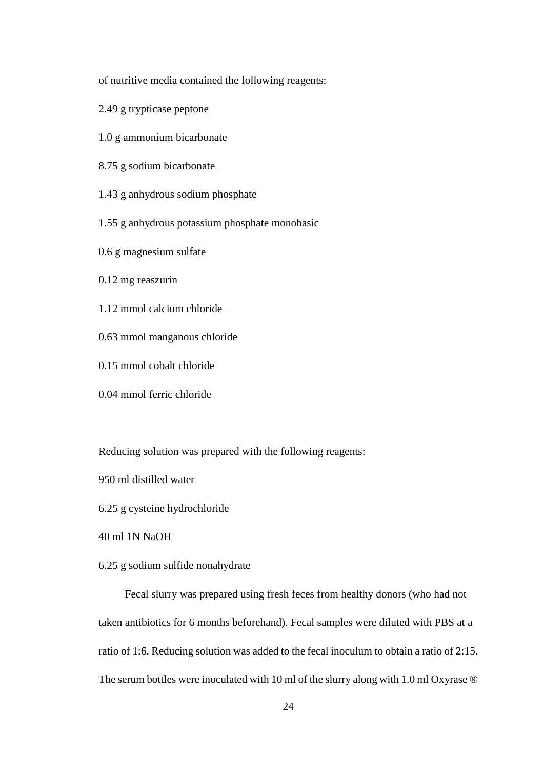of nutritive media contained the following reagents:

2.49 g trypticase peptone

1.0 g ammonium bicarbonate

8.75 g sodium bicarbonate

1.43 g anhydrous sodium phosphate

1.55 g anhydrous potassium phosphate monobasic

0.6 g magnesium sulfate

0.12 mg reaszurin

1.12 mmol calcium chloride

0.63 mmol manganous chloride

0.15 mmol cobalt chloride

0.04 mmol ferric chloride

Reducing solution was prepared with the following reagents:

950 ml distilled water

6.25 g cysteine hydrochloride

40 ml 1N NaOH

6.25 g sodium sulfide nonahydrate

Fecal slurry was prepared using fresh feces from healthy donors (who had not taken antibiotics for 6 months beforehand). Fecal samples were diluted with PBS at a ratio of 1:6. Reducing solution was added to the fecal inoculum to obtain a ratio of 2:15. The serum bottles were inoculated with 10 ml of the slurry along with 1.0 ml Oxyrase ®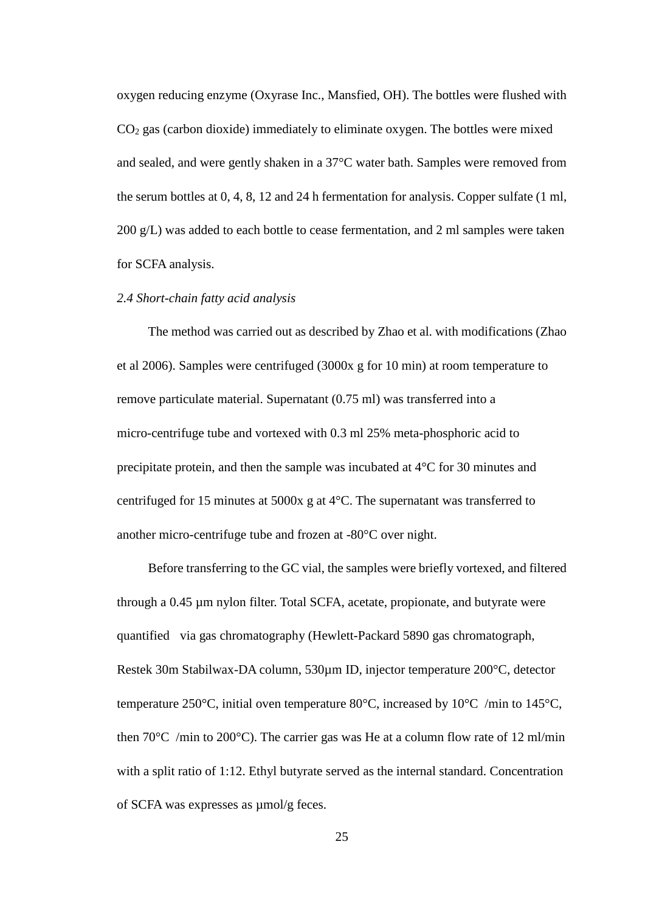oxygen reducing enzyme (Oxyrase Inc., Mansfied, OH). The bottles were flushed with $CO_2$ gas (carbon dioxide) immediately to eliminate oxygen. The bottles were mixed and sealed, and were gently shaken in a 37°C water bath. Samples were removed from the serum bottles at 0, 4, 8, 12 and 24 h fermentation for analysis. Copper sulfate (1 ml, 200 g/L) was added to each bottle to cease fermentation, and 2 ml samples were taken for SCFA analysis.

*2.4 Short-chain fatty acid analysis*

The method was carried out as described by Zhao et al. with modifications (Zhao et al 2006). Samples were centrifuged (3000x g for 10 min) at room temperature to remove particulate material. Supernatant (0.75 ml) was transferred into a micro-centrifuge tube and vortexed with 0.3 ml 25% meta-phosphoric acid to precipitate protein, and then the sample was incubated at 4°C for 30 minutes and centrifuged for 15 minutes at 5000x g at 4°C. The supernatant was transferred to another micro-centrifuge tube and frozen at -80°C over night.

Before transferring to the GC vial, the samples were briefly vortexed, and filtered through a 0.45 µm nylon filter. Total SCFA, acetate, propionate, and butyrate were quantified via gas chromatography (Hewlett-Packard 5890 gas chromatograph, Restek 30m Stabilwax-DA column, 530µm ID, injector temperature 200°C, detector temperature 250°C, initial oven temperature 80°C, increased by 10°C /min to 145°C, then 70°C /min to 200°C). The carrier gas was He at a column flow rate of 12 ml/min with a split ratio of 1:12. Ethyl butyrate served as the internal standard. Concentration of SCFA was expresses as µmol/g feces.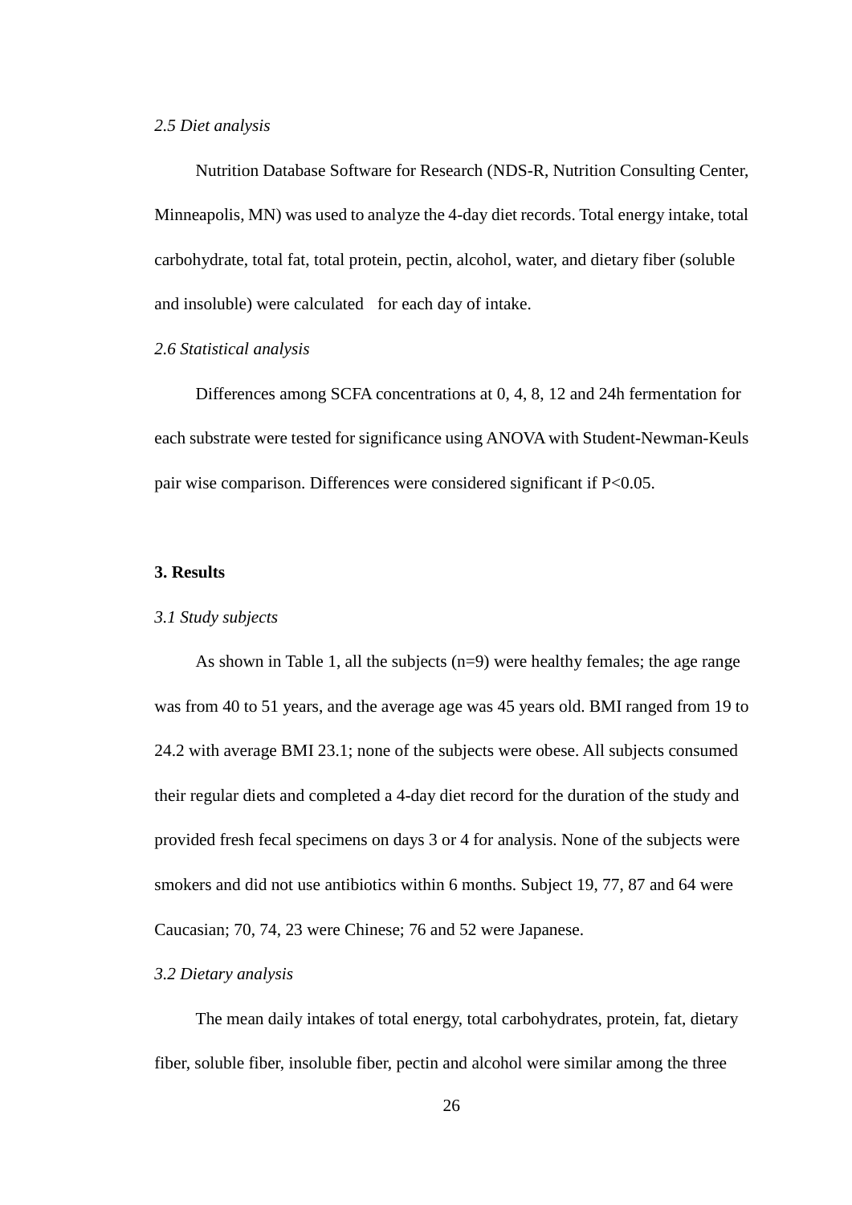*2.5 Diet analysis*

Nutrition Database Software for Research (NDS-R, Nutrition Consulting Center, Minneapolis, MN) was used to analyze the 4-day diet records. Total energy intake, total carbohydrate, total fat, total protein, pectin, alcohol, water, and dietary fiber (soluble and insoluble) were calculated for each day of intake.

*2.6 Statistical analysis*

Differences among SCFA concentrations at 0, 4, 8, 12 and 24h fermentation for each substrate were tested for significance using ANOVA with Student-Newman-Keuls pair wise comparison. Differences were considered significant if $P<0.05$.

**3. Results**

*3.1 Study subjects*

As shown in Table 1, all the subjects (n=9) were healthy females; the age range was from 40 to 51 years, and the average age was 45 years old. BMI ranged from 19 to 24.2 with average BMI 23.1; none of the subjects were obese. All subjects consumed their regular diets and completed a 4-day diet record for the duration of the study and provided fresh fecal specimens on days 3 or 4 for analysis. None of the subjects were smokers and did not use antibiotics within 6 months. Subject 19, 77, 87 and 64 were Caucasian; 70, 74, 23 were Chinese; 76 and 52 were Japanese.

*3.2 Dietary analysis*

The mean daily intakes of total energy, total carbohydrates, protein, fat, dietary fiber, soluble fiber, insoluble fiber, pectin and alcohol were similar among the three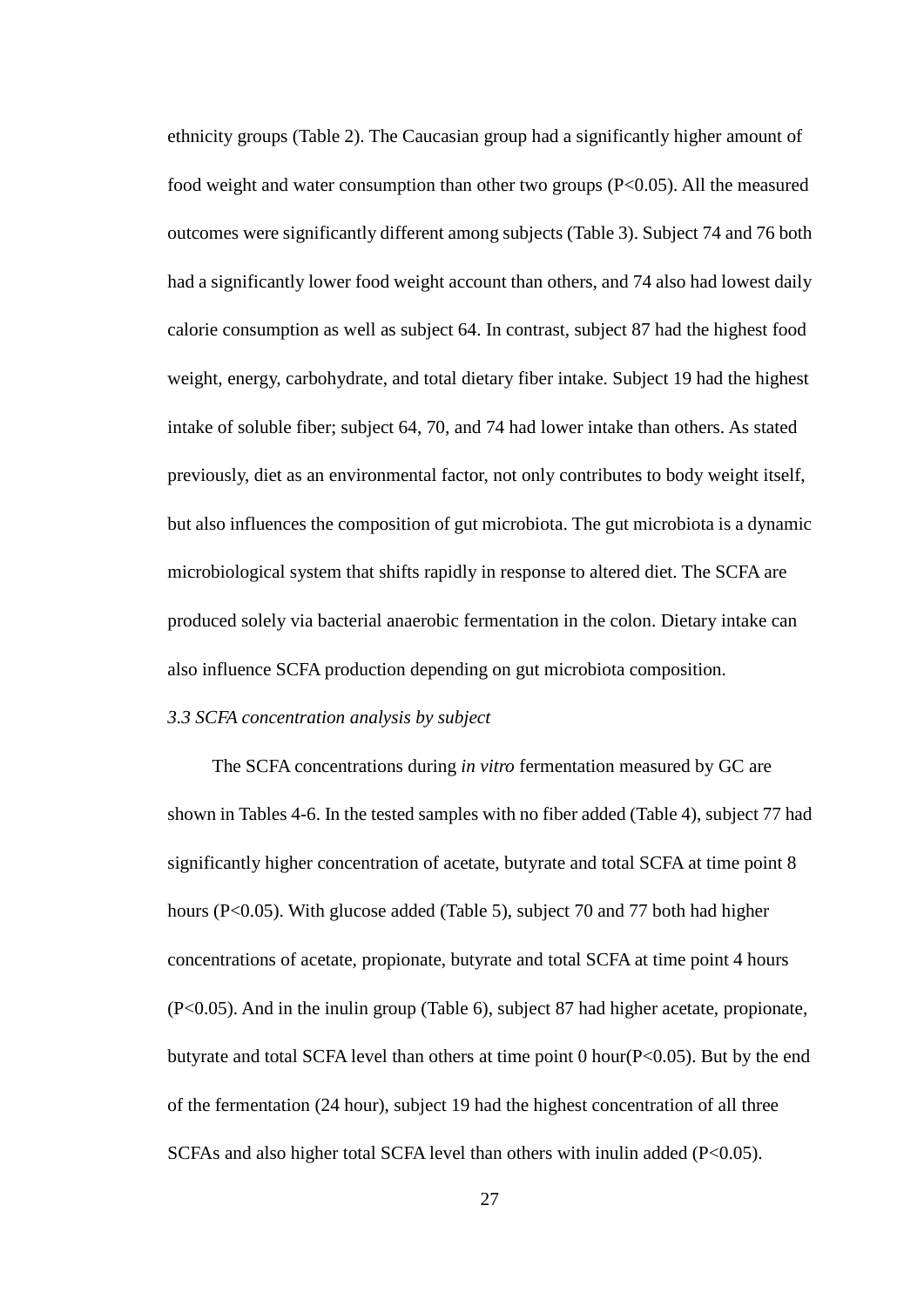ethnicity groups (Table 2). The Caucasian group had a significantly higher amount of food weight and water consumption than other two groups ($P<0.05$). All the measured outcomes were significantly different among subjects (Table 3). Subject 74 and 76 both had a significantly lower food weight account than others, and 74 also had lowest daily calorie consumption as well as subject 64. In contrast, subject 87 had the highest food weight, energy, carbohydrate, and total dietary fiber intake. Subject 19 had the highest intake of soluble fiber; subject 64, 70, and 74 had lower intake than others. As stated previously, diet as an environmental factor, not only contributes to body weight itself, but also influences the composition of gut microbiota. The gut microbiota is a dynamic microbiological system that shifts rapidly in response to altered diet. The SCFA are produced solely via bacterial anaerobic fermentation in the colon. Dietary intake can also influence SCFA production depending on gut microbiota composition.

### *3.3 SCFA concentration analysis by subject*

The SCFA concentrations during *in vitro* fermentation measured by GC are shown in Tables 4-6. In the tested samples with no fiber added (Table 4), subject 77 had significantly higher concentration of acetate, butyrate and total SCFA at time point 8 hours ($P<0.05$). With glucose added (Table 5), subject 70 and 77 both had higher concentrations of acetate, propionate, butyrate and total SCFA at time point 4 hours ($P<0.05$). And in the inulin group (Table 6), subject 87 had higher acetate, propionate, butyrate and total SCFA level than others at time point 0 hour($P<0.05$). But by the end of the fermentation (24 hour), subject 19 had the highest concentration of all three SCFAs and also higher total SCFA level than others with inulin added ($P<0.05$).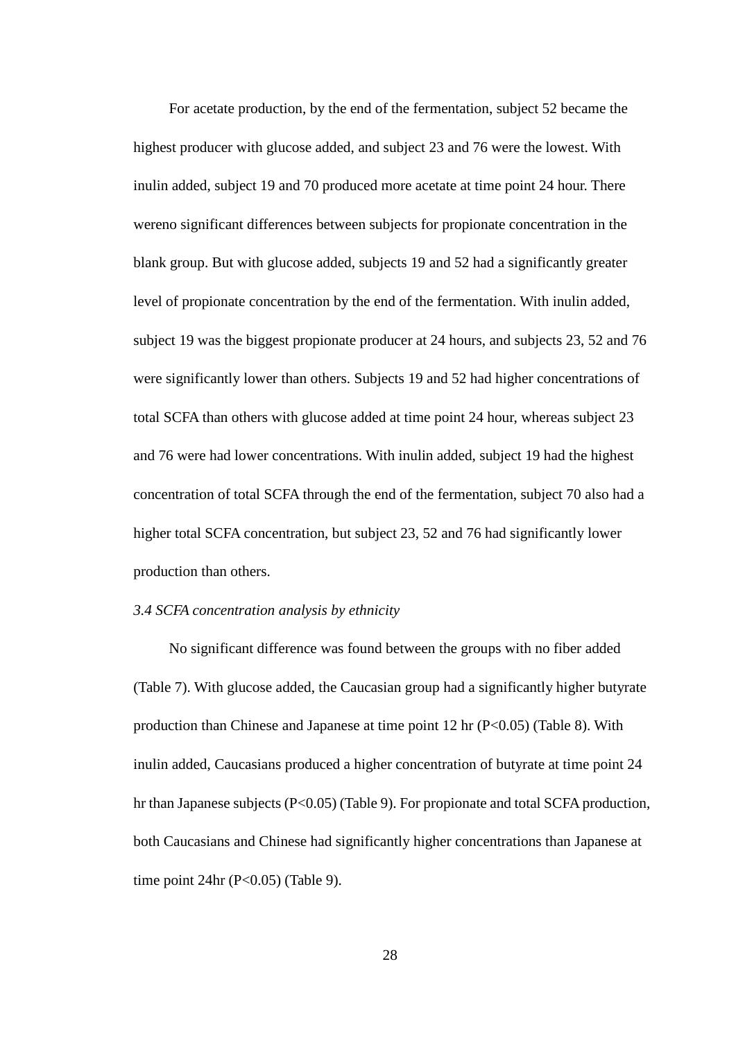For acetate production, by the end of the fermentation, subject 52 became the highest producer with glucose added, and subject 23 and 76 were the lowest. With inulin added, subject 19 and 70 produced more acetate at time point 24 hour. There wereno significant differences between subjects for propionate concentration in the blank group. But with glucose added, subjects 19 and 52 had a significantly greater level of propionate concentration by the end of the fermentation. With inulin added, subject 19 was the biggest propionate producer at 24 hours, and subjects 23, 52 and 76 were significantly lower than others. Subjects 19 and 52 had higher concentrations of total SCFA than others with glucose added at time point 24 hour, whereas subject 23 and 76 were had lower concentrations. With inulin added, subject 19 had the highest concentration of total SCFA through the end of the fermentation, subject 70 also had a higher total SCFA concentration, but subject 23, 52 and 76 had significantly lower production than others.

*3.4 SCFA concentration analysis by ethnicity*

No significant difference was found between the groups with no fiber added (Table 7). With glucose added, the Caucasian group had a significantly higher butyrate production than Chinese and Japanese at time point 12 hr ($P<0.05$) (Table 8). With inulin added, Caucasians produced a higher concentration of butyrate at time point 24 hr than Japanese subjects ($P<0.05$) (Table 9). For propionate and total SCFA production, both Caucasians and Chinese had significantly higher concentrations than Japanese at time point 24hr ($P<0.05$) (Table 9).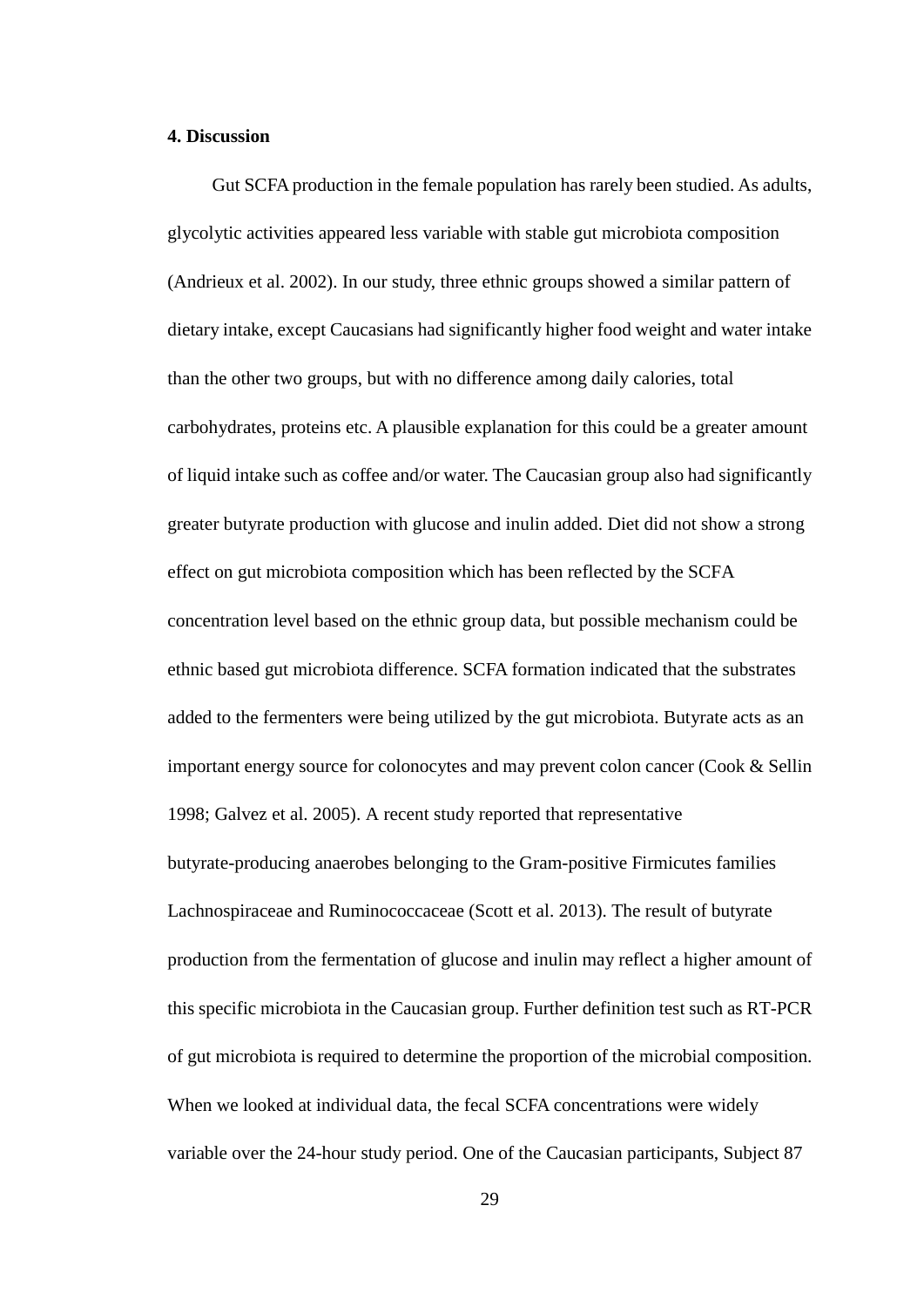**4. Discussion**

Gut SCFA production in the female population has rarely been studied. As adults, glycolytic activities appeared less variable with stable gut microbiota composition (Andrieux et al. 2002). In our study, three ethnic groups showed a similar pattern of dietary intake, except Caucasians had significantly higher food weight and water intake than the other two groups, but with no difference among daily calories, total carbohydrates, proteins etc. A plausible explanation for this could be a greater amount of liquid intake such as coffee and/or water. The Caucasian group also had significantly greater butyrate production with glucose and inulin added. Diet did not show a strong effect on gut microbiota composition which has been reflected by the SCFA concentration level based on the ethnic group data, but possible mechanism could be ethnic based gut microbiota difference. SCFA formation indicated that the substrates added to the fermenters were being utilized by the gut microbiota. Butyrate acts as an important energy source for colonocytes and may prevent colon cancer (Cook & Sellin 1998; Galvez et al. 2005). A recent study reported that representative butyrate-producing anaerobes belonging to the Gram-positive Firmicutes families Lachnospiraceae and Ruminococcaceae (Scott et al. 2013). The result of butyrate production from the fermentation of glucose and inulin may reflect a higher amount of this specific microbiota in the Caucasian group. Further definition test such as RT-PCR of gut microbiota is required to determine the proportion of the microbial composition. When we looked at individual data, the fecal SCFA concentrations were widely variable over the 24-hour study period. One of the Caucasian participants, Subject 87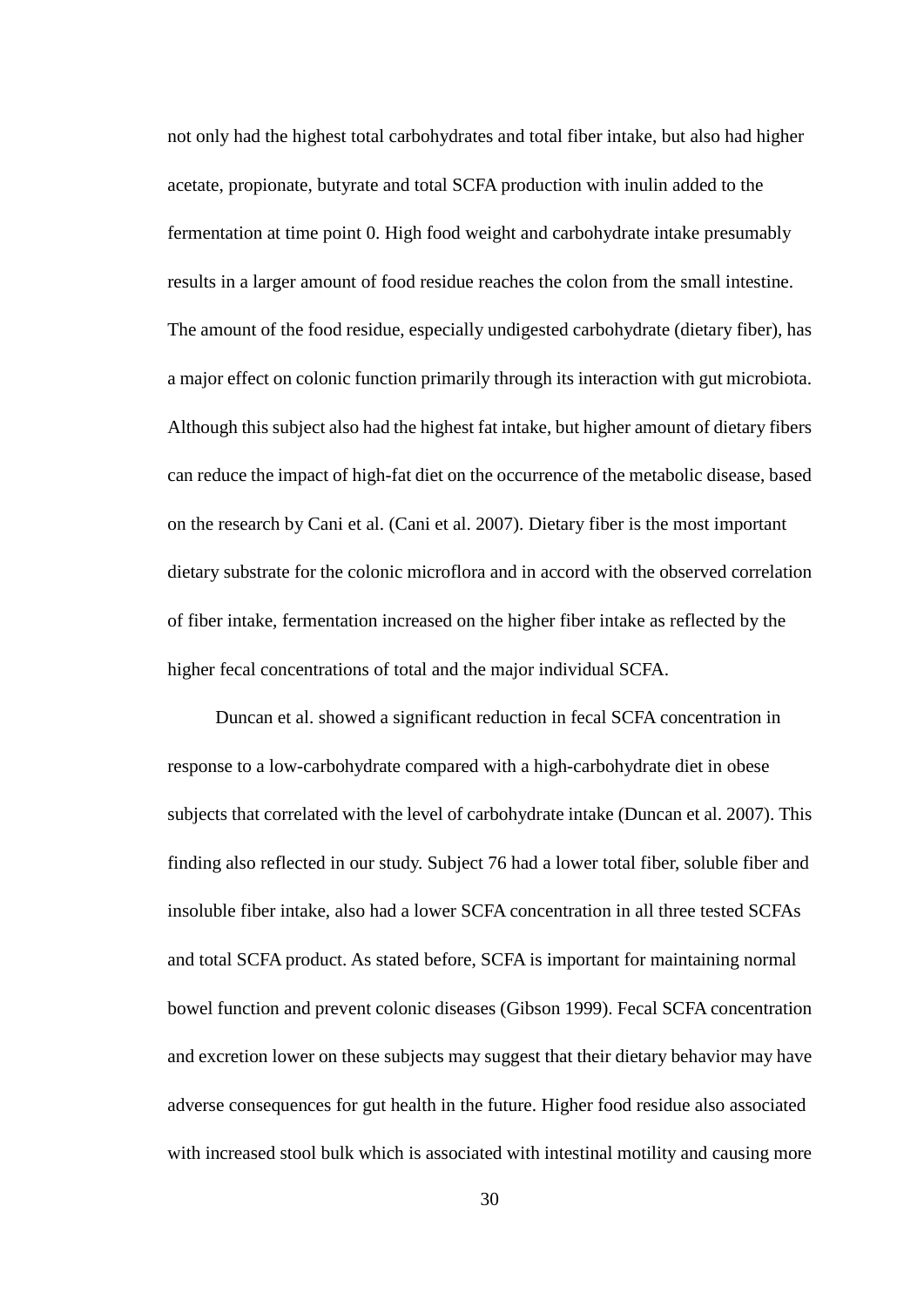not only had the highest total carbohydrates and total fiber intake, but also had higher acetate, propionate, butyrate and total SCFA production with inulin added to the fermentation at time point 0. High food weight and carbohydrate intake presumably results in a larger amount of food residue reaches the colon from the small intestine. The amount of the food residue, especially undigested carbohydrate (dietary fiber), has a major effect on colonic function primarily through its interaction with gut microbiota. Although this subject also had the highest fat intake, but higher amount of dietary fibers can reduce the impact of high-fat diet on the occurrence of the metabolic disease, based on the research by Cani et al. (Cani et al. 2007). Dietary fiber is the most important dietary substrate for the colonic microflora and in accord with the observed correlation of fiber intake, fermentation increased on the higher fiber intake as reflected by the higher fecal concentrations of total and the major individual SCFA.

Duncan et al. showed a significant reduction in fecal SCFA concentration in response to a low-carbohydrate compared with a high-carbohydrate diet in obese subjects that correlated with the level of carbohydrate intake (Duncan et al. 2007). This finding also reflected in our study. Subject 76 had a lower total fiber, soluble fiber and insoluble fiber intake, also had a lower SCFA concentration in all three tested SCFAs and total SCFA product. As stated before, SCFA is important for maintaining normal bowel function and prevent colonic diseases (Gibson 1999). Fecal SCFA concentration and excretion lower on these subjects may suggest that their dietary behavior may have adverse consequences for gut health in the future. Higher food residue also associated with increased stool bulk which is associated with intestinal motility and causing more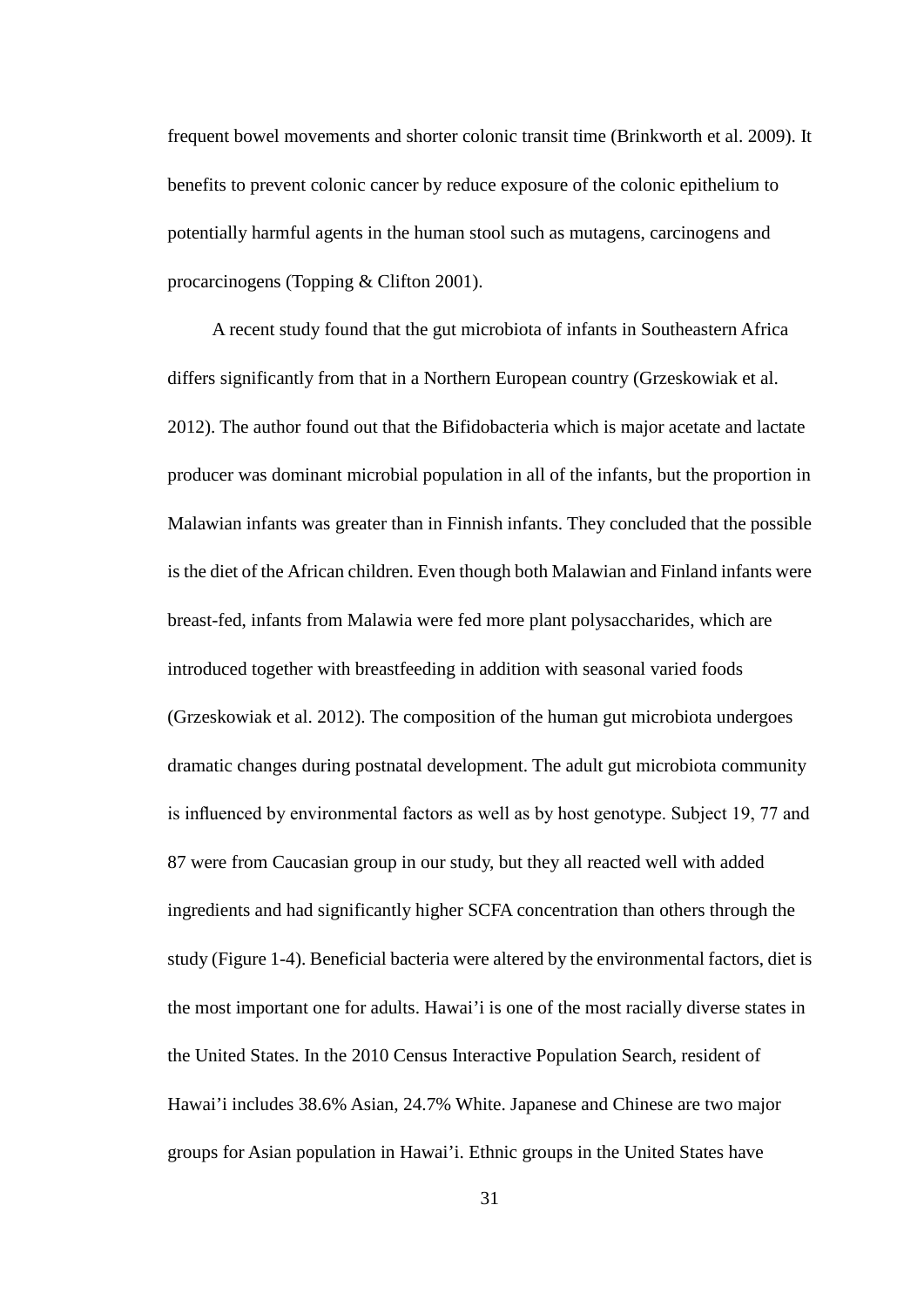frequent bowel movements and shorter colonic transit time (Brinkworth et al. 2009). It benefits to prevent colonic cancer by reduce exposure of the colonic epithelium to potentially harmful agents in the human stool such as mutagens, carcinogens and procarcinogens (Topping & Clifton 2001).

A recent study found that the gut microbiota of infants in Southeastern Africa differs significantly from that in a Northern European country (Grzeskowiak et al. 2012). The author found out that the Bifidobacteria which is major acetate and lactate producer was dominant microbial population in all of the infants, but the proportion in Malawian infants was greater than in Finnish infants. They concluded that the possible is the diet of the African children. Even though both Malawian and Finland infants were breast-fed, infants from Malawia were fed more plant polysaccharides, which are introduced together with breastfeeding in addition with seasonal varied foods (Grzeskowiak et al. 2012). The composition of the human gut microbiota undergoes dramatic changes during postnatal development. The adult gut microbiota community is influenced by environmental factors as well as by host genotype. Subject 19, 77 and 87 were from Caucasian group in our study, but they all reacted well with added ingredients and had significantly higher SCFA concentration than others through the study (Figure 1-4). Beneficial bacteria were altered by the environmental factors, diet is the most important one for adults. Hawai'i is one of the most racially diverse states in the United States. In the 2010 Census Interactive Population Search, resident of Hawai'i includes 38.6% Asian, 24.7% White. Japanese and Chinese are two major groups for Asian population in Hawai'i. Ethnic groups in the United States have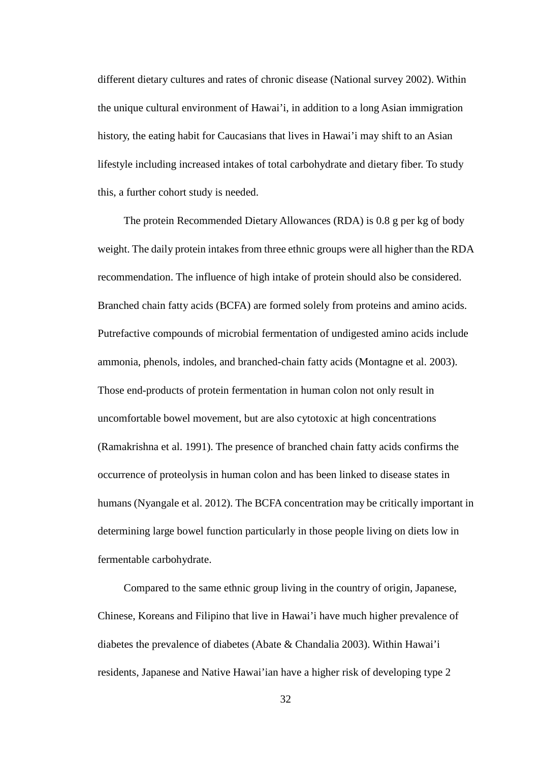different dietary cultures and rates of chronic disease (National survey 2002). Within the unique cultural environment of Hawai'i, in addition to a long Asian immigration history, the eating habit for Caucasians that lives in Hawai'i may shift to an Asian lifestyle including increased intakes of total carbohydrate and dietary fiber. To study this, a further cohort study is needed.

The protein Recommended Dietary Allowances (RDA) is 0.8 g per kg of body weight. The daily protein intakes from three ethnic groups were all higher than the RDA recommendation. The influence of high intake of protein should also be considered. Branched chain fatty acids (BCFA) are formed solely from proteins and amino acids. Putrefactive compounds of microbial fermentation of undigested amino acids include ammonia, phenols, indoles, and branched-chain fatty acids (Montagne et al. 2003). Those end-products of protein fermentation in human colon not only result in uncomfortable bowel movement, but are also cytotoxic at high concentrations (Ramakrishna et al. 1991). The presence of branched chain fatty acids confirms the occurrence of proteolysis in human colon and has been linked to disease states in humans (Nyangale et al. 2012). The BCFA concentration may be critically important in determining large bowel function particularly in those people living on diets low in fermentable carbohydrate.

Compared to the same ethnic group living in the country of origin, Japanese, Chinese, Koreans and Filipino that live in Hawai'i have much higher prevalence of diabetes the prevalence of diabetes (Abate & Chandalia 2003). Within Hawai'i residents, Japanese and Native Hawai'ian have a higher risk of developing type 2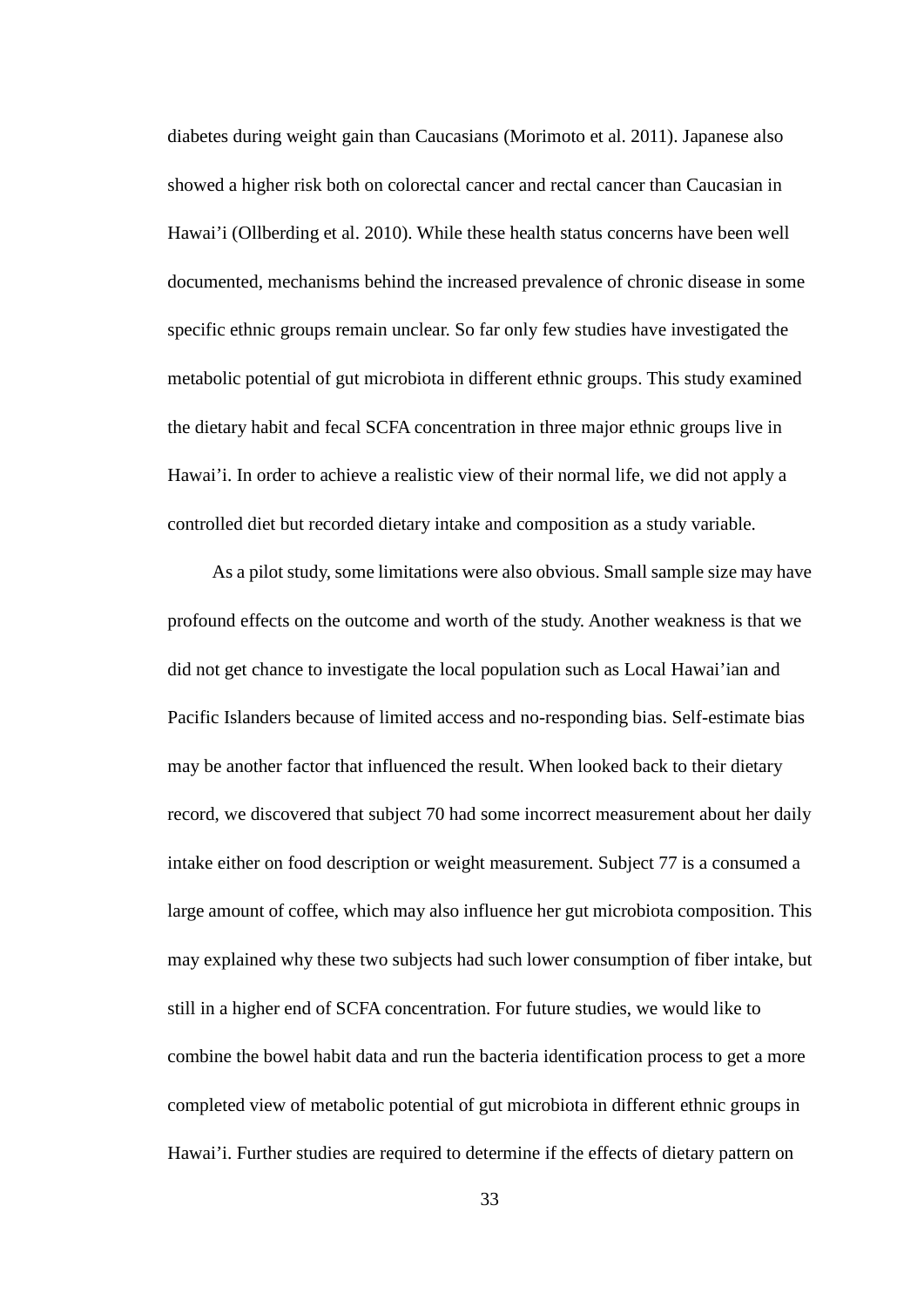diabetes during weight gain than Caucasians (Morimoto et al. 2011). Japanese also showed a higher risk both on colorectal cancer and rectal cancer than Caucasian in Hawai'i (Ollberding et al. 2010). While these health status concerns have been well documented, mechanisms behind the increased prevalence of chronic disease in some specific ethnic groups remain unclear. So far only few studies have investigated the metabolic potential of gut microbiota in different ethnic groups. This study examined the dietary habit and fecal SCFA concentration in three major ethnic groups live in Hawai'i. In order to achieve a realistic view of their normal life, we did not apply a controlled diet but recorded dietary intake and composition as a study variable.

As a pilot study, some limitations were also obvious. Small sample size may have profound effects on the outcome and worth of the study. Another weakness is that we did not get chance to investigate the local population such as Local Hawai'ian and Pacific Islanders because of limited access and no-responding bias. Self-estimate bias may be another factor that influenced the result. When looked back to their dietary record, we discovered that subject 70 had some incorrect measurement about her daily intake either on food description or weight measurement. Subject 77 is a consumed a large amount of coffee, which may also influence her gut microbiota composition. This may explained why these two subjects had such lower consumption of fiber intake, but still in a higher end of SCFA concentration. For future studies, we would like to combine the bowel habit data and run the bacteria identification process to get a more completed view of metabolic potential of gut microbiota in different ethnic groups in Hawai'i. Further studies are required to determine if the effects of dietary pattern on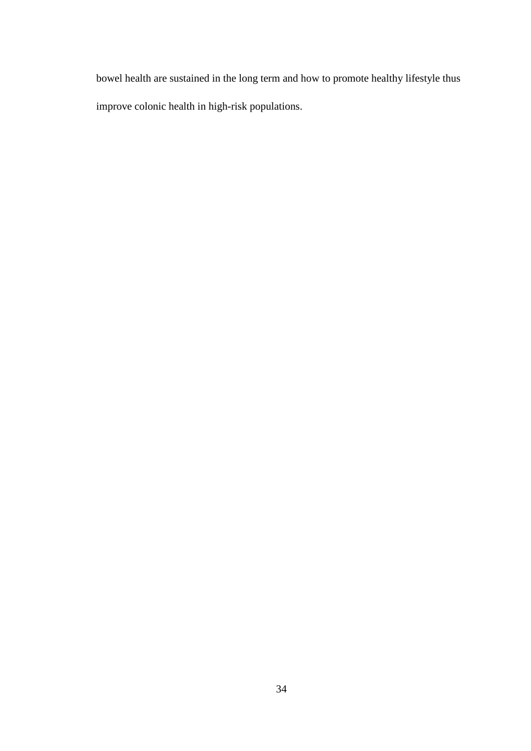bowel health are sustained in the long term and how to promote healthy lifestyle thus improve colonic health in high-risk populations.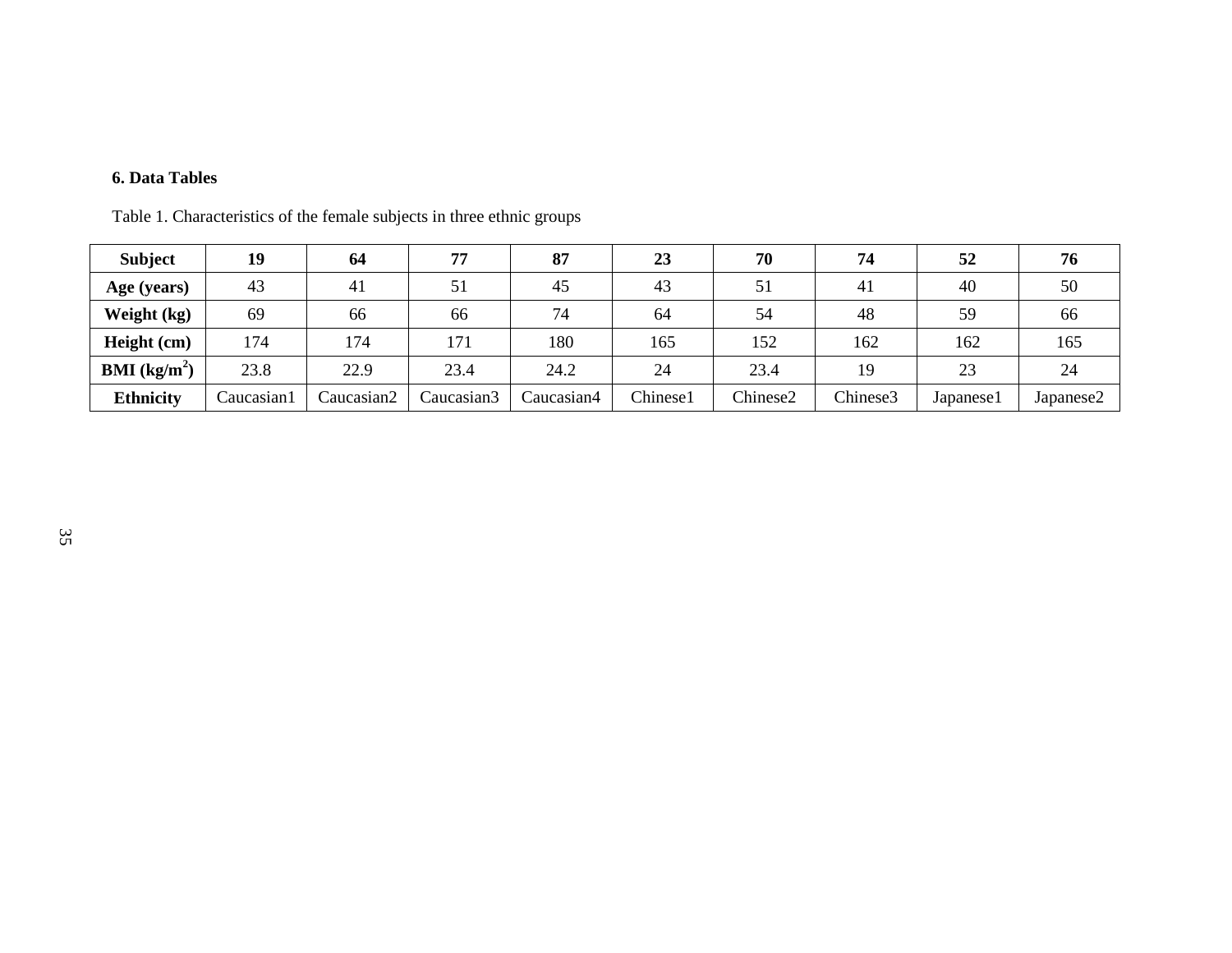## 6. Data Tables

Table 1. Characteristics of the female subjects in three ethnic groups

| Subject | 19 | 64 | 77 | 87 | 23 | 70 | 74 | 52 | 76 |
|---|---|---|---|---|---|---|---|---|---|
| Age (years) | 43 | 41 | 51 | 45 | 43 | 51 | 41 | 40 | 50 |
| Weight (kg) | 69 | 66 | 66 | 74 | 64 | 54 | 48 | 59 | 66 |
| Height (cm) | 174 | 174 | 171 | 180 | 165 | 152 | 162 | 162 | 165 |
| BMI ($kg/m^2$) | 23.8 | 22.9 | 23.4 | 24.2 | 24 | 23.4 | 19 | 23 | 24 |
| Ethnicity | Caucasian1 | Caucasian2 | Caucasian3 | Caucasian4 | Chinese1 | Chinese2 | Chinese3 | Japanese1 | Japanese2 |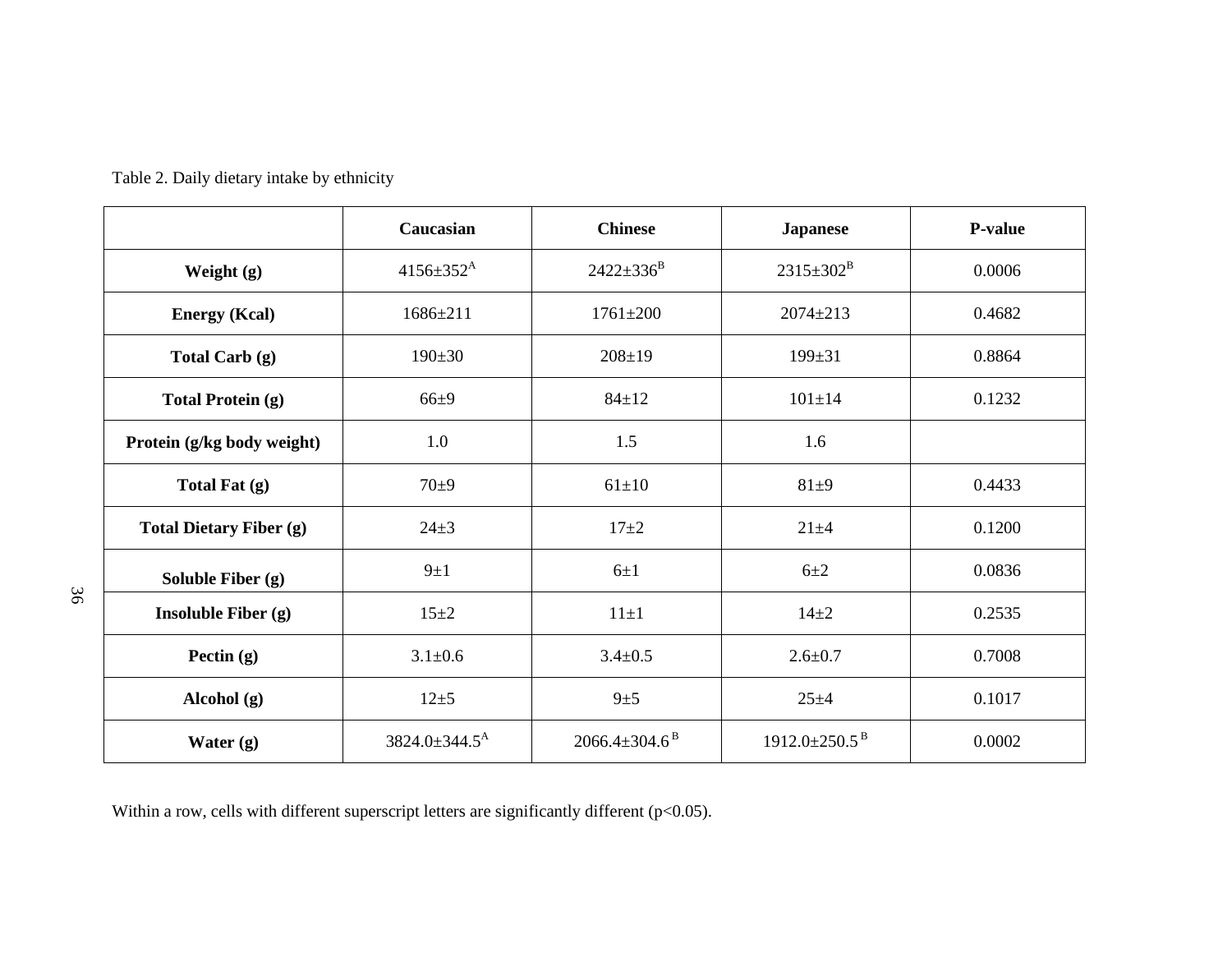Table 2. Daily dietary intake by ethnicity

| | Caucasian | Chinese | Japanese | P-value |
|---|---|---|---|---|
| **Weight (g)** | 4156±352$^{A}$ | 2422±336$^{B}$ | 2315±302$^{B}$ | 0.0006 |
| **Energy (Kcal)** | 1686±211 | 1761±200 | 2074±213 | 0.4682 |
| **Total Carb (g)** | 190±30 | 208±19 | 199±31 | 0.8864 |
| **Total Protein (g)** | 66±9 | 84±12 | 101±14 | 0.1232 |
| **Protein (g/kg body weight)** | 1.0 | 1.5 | 1.6 | |
| **Total Fat (g)** | 70±9 | 61±10 | 81±9 | 0.4433 |
| **Total Dietary Fiber (g)** | 24±3 | 17±2 | 21±4 | 0.1200 |
| **Soluble Fiber (g)** | 9±1 | 6±1 | 6±2 | 0.0836 |
| **Insoluble Fiber (g)** | 15±2 | 11±1 | 14±2 | 0.2535 |
| **Pectin (g)** | 3.1±0.6 | 3.4±0.5 | 2.6±0.7 | 0.7008 |
| **Alcohol (g)** | 12±5 | 9±5 | 25±4 | 0.1017 |
| **Water (g)** | 3824.0±344.5$^{A}$ | 2066.4±304.6$^{B}$ | 1912.0±250.5$^{B}$ | 0.0002 |

Within a row, cells with different superscript letters are significantly different ($p<0.05$).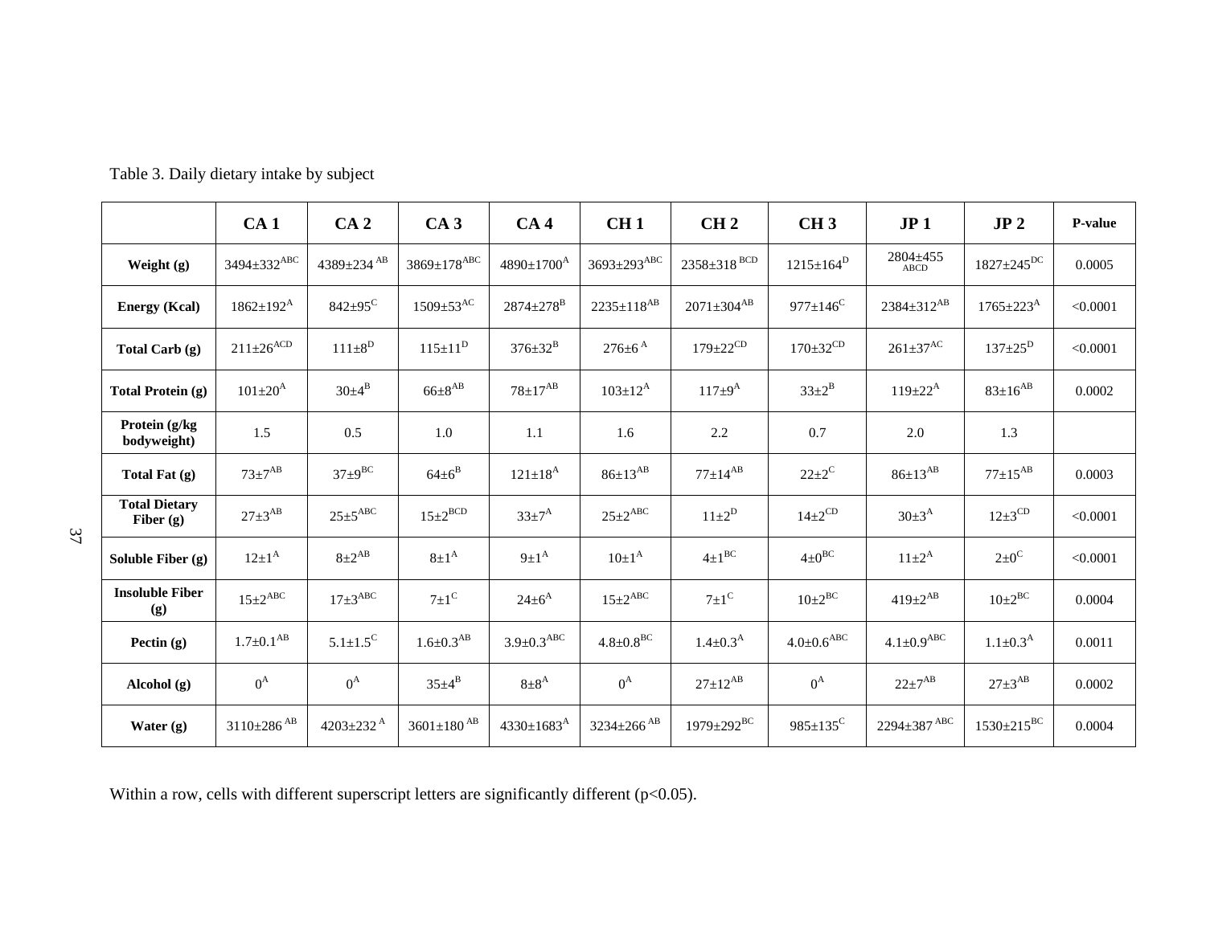Table 3. Daily dietary intake by subject

| | CA 1 | CA 2 | CA 3 | CA 4 | CH 1 | CH 2 | CH 3 | JP 1 | JP 2 | P-value |
|---|---|---|---|---|---|---|---|---|---|---|
| **Weight (g)** | 3494±332$^{ABC}$ | 4389±234$^{AB}$ | 3869±178$^{ABC}$ | 4890±1700$^{A}$ | 3693±293$^{ABC}$ | 2358±318$^{BCD}$ | 1215±164$^{D}$ | 2804±455$^{ABCD}$ | 1827±245$^{DC}$ | 0.0005 |
| **Energy (Kcal)** | 1862±192$^{A}$ | 842±95$^{C}$ | 1509±53$^{AC}$ | 2874±278$^{B}$ | 2235±118$^{AB}$ | 2071±304$^{AB}$ | 977±146$^{C}$ | 2384±312$^{AB}$ | 1765±223$^{A}$ | <0.0001 |
| **Total Carb (g)** | 211±26$^{ACD}$ | 111±8$^{D}$ | 115±11$^{D}$ | 376±32$^{B}$ | 276±6$^{A}$ | 179±22$^{CD}$ | 170±32$^{CD}$ | 261±37$^{AC}$ | 137±25$^{D}$ | <0.0001 |
| **Total Protein (g)** | 101±20$^{A}$ | 30±4$^{B}$ | 66±8$^{AB}$ | 78±17$^{AB}$ | 103±12$^{A}$ | 117±9$^{A}$ | 33±2$^{B}$ | 119±22$^{A}$ | 83±16$^{AB}$ | 0.0002 |
| **Protein (g/kg bodyweight)** | 1.5 | 0.5 | 1.0 | 1.1 | 1.6 | 2.2 | 0.7 | 2.0 | 1.3 | |
| **Total Fat (g)** | 73±7$^{AB}$ | 37±9$^{BC}$ | 64±6$^{B}$ | 121±18$^{A}$ | 86±13$^{AB}$ | 77±14$^{AB}$ | 22±2$^{C}$ | 86±13$^{AB}$ | 77±15$^{AB}$ | 0.0003 |
| **Total Dietary Fiber (g)** | 27±3$^{AB}$ | 25±5$^{ABC}$ | 15±2$^{BCD}$ | 33±7$^{A}$ | 25±2$^{ABC}$ | 11±2$^{D}$ | 14±2$^{CD}$ | 30±3$^{A}$ | 12±3$^{CD}$ | <0.0001 |
| **Soluble Fiber (g)** | 12±1$^{A}$ | 8±2$^{AB}$ | 8±1$^{A}$ | 9±1$^{A}$ | 10±1$^{A}$ | 4±1$^{BC}$ | 4±0$^{BC}$ | 11±2$^{A}$ | 2±0$^{C}$ | <0.0001 |
| **Insoluble Fiber (g)** | 15±2$^{ABC}$ | 17±3$^{ABC}$ | 7±1$^{C}$ | 24±6$^{A}$ | 15±2$^{ABC}$ | 7±1$^{C}$ | 10±2$^{BC}$ | 419±2$^{AB}$ | 10±2$^{BC}$ | 0.0004 |
| **Pectin (g)** | 1.7±0.1$^{AB}$ | 5.1±1.5$^{C}$ | 1.6±0.3$^{AB}$ | 3.9±0.3$^{ABC}$ | 4.8±0.8$^{BC}$ | 1.4±0.3$^{A}$ | 4.0±0.6$^{ABC}$ | 4.1±0.9$^{ABC}$ | 1.1±0.3$^{A}$ | 0.0011 |
| **Alcohol (g)** | 0$^{A}$ | 0$^{A}$ | 35±4$^{B}$ | 8±8$^{A}$ | 0$^{A}$ | 27±12$^{AB}$ | 0$^{A}$ | 22±7$^{AB}$ | 27±3$^{AB}$ | 0.0002 |
| **Water (g)** | 3110±286$^{AB}$ | 4203±232$^{A}$ | 3601±180$^{AB}$ | 4330±1683$^{A}$ | 3234±266$^{AB}$ | 1979±292$^{BC}$ | 985±135$^{C}$ | 2294±387$^{ABC}$ | 1530±215$^{BC}$ | 0.0004 |

Within a row, cells with different superscript letters are significantly different ($p<0.05$).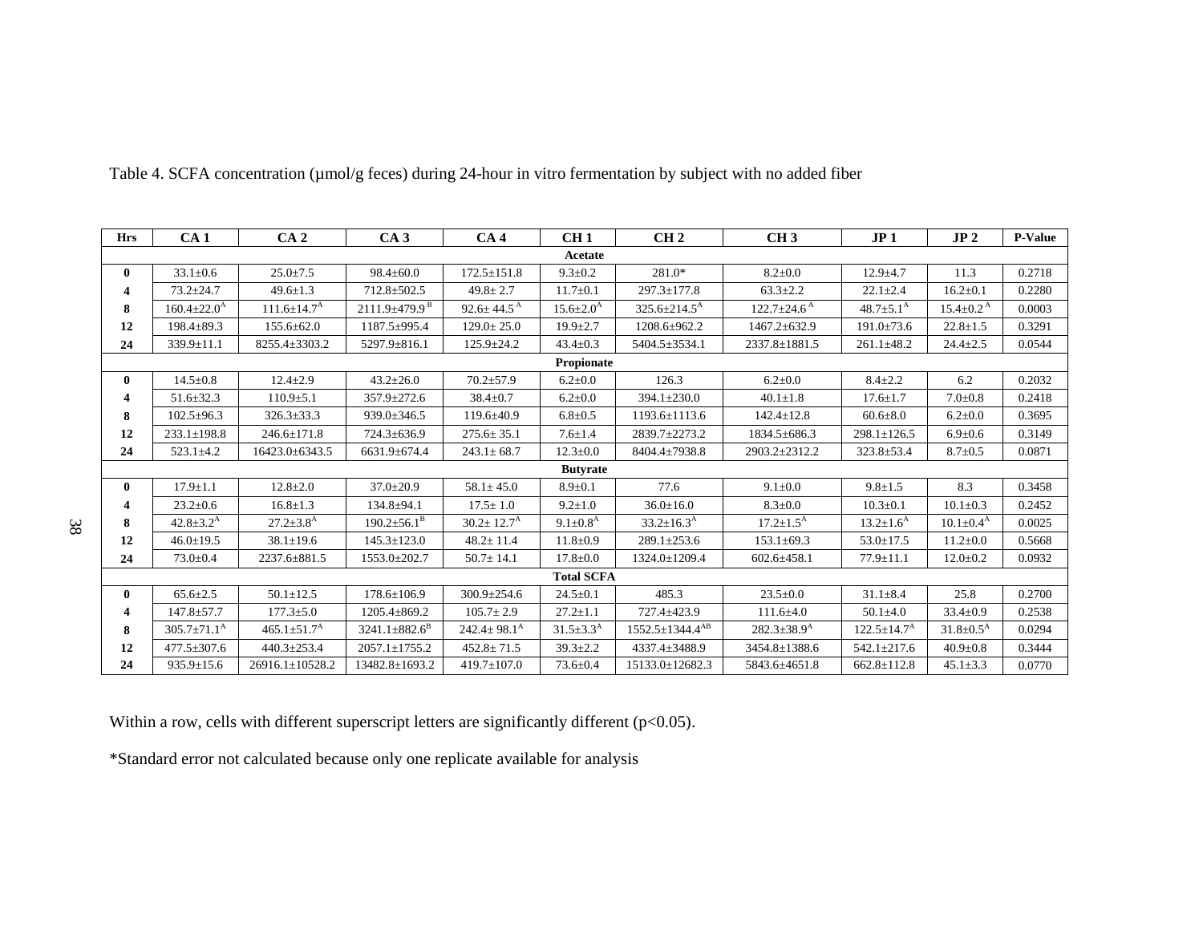Table 4. SCFA concentration (µmol/g feces) during 24-hour in vitro fermentation by subject with no added fiber

| Hrs | CA 1 | CA 2 | CA 3 | CA 4 | CH 1 | CH 2 | CH 3 | JP 1 | JP 2 | P-Value |
|---|---|---|---|---|---|---|---|---|---|---|
| **Acetate** | | | | | | | | | | |
| **0** | 33.1±0.6 | 25.0±7.5 | 98.4±60.0 | 172.5±151.8 | 9.3±0.2 | 281.0* | 8.2±0.0 | 12.9±4.7 | 11.3 | 0.2718 |
| **4** | 73.2±24.7 | 49.6±1.3 | 712.8±502.5 | 49.8± 2.7 | 11.7±0.1 | 297.3±177.8 | 63.3±2.2 | 22.1±2.4 | 16.2±0.1 | 0.2280 |
| **8** | 160.4±22.0$^{A}$ | 111.6±14.7$^{A}$ | 2111.9±479.9$^{B}$ | 92.6± 44.5$^{A}$ | 15.6±2.0$^{A}$ | 325.6±214.5$^{A}$ | 122.7±24.6$^{A}$ | 48.7±5.1$^{A}$ | 15.4±0.2$^{A}$ | 0.0003 |
| **12** | 198.4±89.3 | 155.6±62.0 | 1187.5±995.4 | 129.0± 25.0 | 19.9±2.7 | 1208.6±962.2 | 1467.2±632.9 | 191.0±73.6 | 22.8±1.5 | 0.3291 |
| **24** | 339.9±11.1 | 8255.4±3303.2 | 5297.9±816.1 | 125.9±24.2 | 43.4±0.3 | 5404.5±3534.1 | 2337.8±1881.5 | 261.1±48.2 | 24.4±2.5 | 0.0544 |
| **Propionate** | | | | | | | | | | |
| **0** | 14.5±0.8 | 12.4±2.9 | 43.2±26.0 | 70.2±57.9 | 6.2±0.0 | 126.3 | 6.2±0.0 | 8.4±2.2 | 6.2 | 0.2032 |
| **4** | 51.6±32.3 | 110.9±5.1 | 357.9±272.6 | 38.4±0.7 | 6.2±0.0 | 394.1±230.0 | 40.1±1.8 | 17.6±1.7 | 7.0±0.8 | 0.2418 |
| **8** | 102.5±96.3 | 326.3±33.3 | 939.0±346.5 | 119.6±40.9 | 6.8±0.5 | 1193.6±1113.6 | 142.4±12.8 | 60.6±8.0 | 6.2±0.0 | 0.3695 |
| **12** | 233.1±198.8 | 246.6±171.8 | 724.3±636.9 | 275.6± 35.1 | 7.6±1.4 | 2839.7±2273.2 | 1834.5±686.3 | 298.1±126.5 | 6.9±0.6 | 0.3149 |
| **24** | 523.1±4.2 | 16423.0±6343.5 | 6631.9±674.4 | 243.1± 68.7 | 12.3±0.0 | 8404.4±7938.8 | 2903.2±2312.2 | 323.8±53.4 | 8.7±0.5 | 0.0871 |
| **Butyrate** | | | | | | | | | | |
| **0** | 17.9±1.1 | 12.8±2.0 | 37.0±20.9 | 58.1± 45.0 | 8.9±0.1 | 77.6 | 9.1±0.0 | 9.8±1.5 | 8.3 | 0.3458 |
| **4** | 23.2±0.6 | 16.8±1.3 | 134.8±94.1 | 17.5± 1.0 | 9.2±1.0 | 36.0±16.0 | 8.3±0.0 | 10.3±0.1 | 10.1±0.3 | 0.2452 |
| **8** | 42.8±3.2$^{A}$ | 27.2±3.8$^{A}$ | 190.2±56.1$^{B}$ | 30.2± 12.7$^{A}$ | 9.1±0.8$^{A}$ | 33.2±16.3$^{A}$ | 17.2±1.5$^{A}$ | 13.2±1.6$^{A}$ | 10.1±0.4$^{A}$ | 0.0025 |
| **12** | 46.0±19.5 | 38.1±19.6 | 145.3±123.0 | 48.2± 11.4 | 11.8±0.9 | 289.1±253.6 | 153.1±69.3 | 53.0±17.5 | 11.2±0.0 | 0.5668 |
| **24** | 73.0±0.4 | 2237.6±881.5 | 1553.0±202.7 | 50.7± 14.1 | 17.8±0.0 | 1324.0±1209.4 | 602.6±458.1 | 77.9±11.1 | 12.0±0.2 | 0.0932 |
| **Total SCFA** | | | | | | | | | | |
| **0** | 65.6±2.5 | 50.1±12.5 | 178.6±106.9 | 300.9±254.6 | 24.5±0.1 | 485.3 | 23.5±0.0 | 31.1±8.4 | 25.8 | 0.2700 |
| **4** | 147.8±57.7 | 177.3±5.0 | 1205.4±869.2 | 105.7± 2.9 | 27.2±1.1 | 727.4±423.9 | 111.6±4.0 | 50.1±4.0 | 33.4±0.9 | 0.2538 |
| **8** | 305.7±71.1$^{A}$ | 465.1±51.7$^{A}$ | 3241.1±882.6$^{B}$ | 242.4± 98.1$^{A}$ | 31.5±3.3$^{A}$ | 1552.5±1344.4$^{AB}$ | 282.3±38.9$^{A}$ | 122.5±14.7$^{A}$ | 31.8±0.5$^{A}$ | 0.0294 |
| **12** | 477.5±307.6 | 440.3±253.4 | 2057.1±1755.2 | 452.8± 71.5 | 39.3±2.2 | 4337.4±3488.9 | 3454.8±1388.6 | 542.1±217.6 | 40.9±0.8 | 0.3444 |
| **24** | 935.9±15.6 | 26916.1±10528.2 | 13482.8±1693.2 | 419.7±107.0 | 73.6±0.4 | 15133.0±12682.3 | 5843.6±4651.8 | 662.8±112.8 | 45.1±3.3 | 0.0770 |

Within a row, cells with different superscript letters are significantly different ($p<0.05$).

*Standard error not calculated because only one replicate available for analysis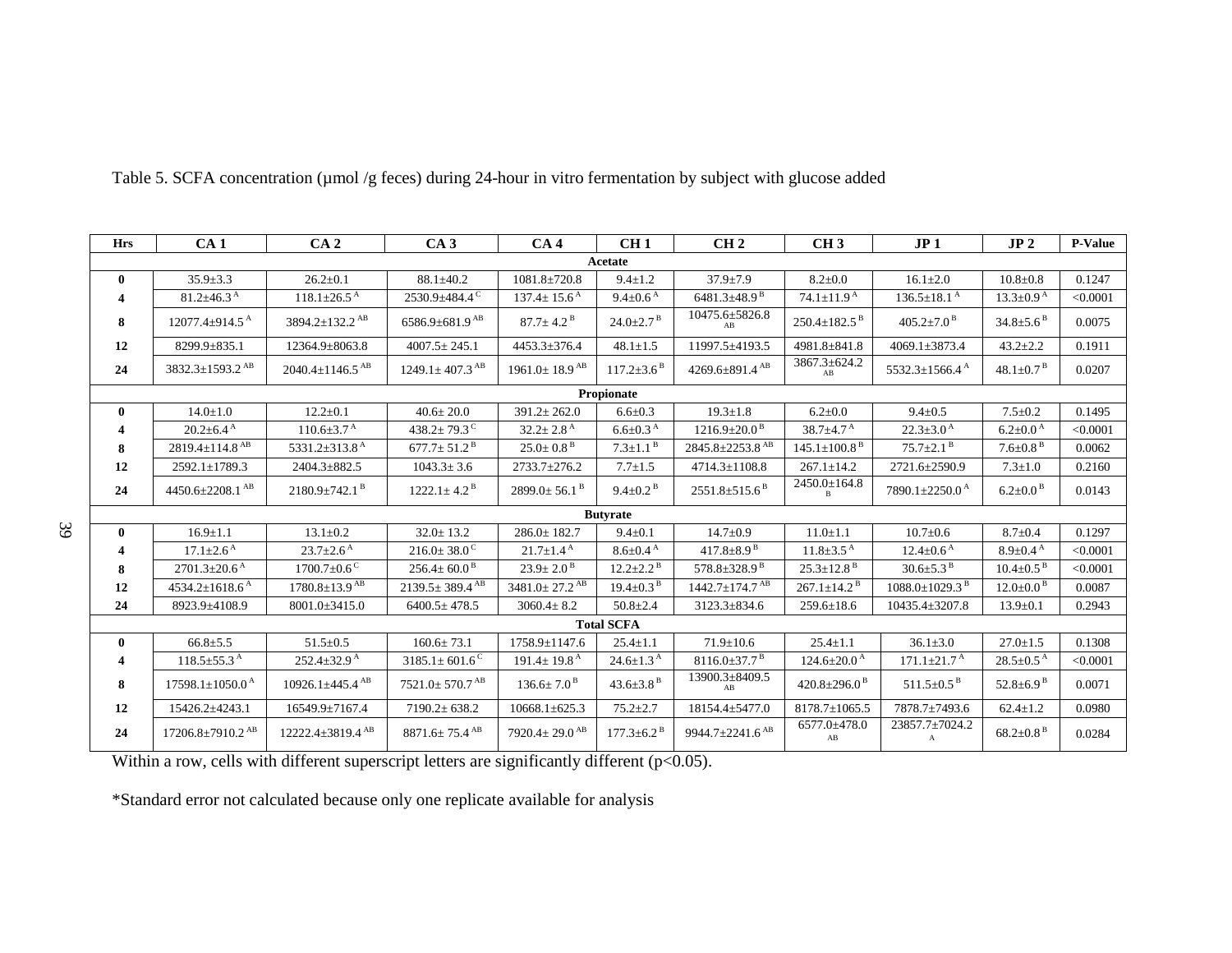Table 5. SCFA concentration (µmol /g feces) during 24-hour in vitro fermentation by subject with glucose added

| Hrs | CA 1 | CA 2 | CA 3 | CA 4 | CH 1 | CH 2 | CH 3 | JP 1 | JP 2 | P-Value |
|---|---|---|---|---|---|---|---|---|---|---|
| **Acetate** | | | | | | | | | | |
| 0 | 35.9±3.3 | 26.2±0.1 | 88.1±40.2 | 1081.8±720.8 | 9.4±1.2 | 37.9±7.9 | 8.2±0.0 | 16.1±2.0 | 10.8±0.8 | 0.1247 |
| 4 | 81.2±46.3 [A] | 118.1±26.5 [A] | 2530.9±484.4 [C] | 137.4± 15.6 [A] | 9.4±0.6 [A] | 6481.3±48.9 [B] | 74.1±11.9 [A] | 136.5±18.1 [A] | 13.3±0.9 [A] | <0.0001 |
| 8 | 12077.4±914.5 [A] | 3894.2±132.2 [AB] | 6586.9±681.9 [AB] | 87.7± 4.2 [B] | 24.0±2.7 [B] | 10475.6±5826.8 [AB] | 250.4±182.5 [B] | 405.2±7.0 [B] | 34.8±5.6 [B] | 0.0075 |
| 12 | 8299.9±835.1 | 12364.9±8063.8 | 4007.5± 245.1 | 4453.3±376.4 | 48.1±1.5 | 11997.5±4193.5 | 4981.8±841.8 | 4069.1±3873.4 | 43.2±2.2 | 0.1911 |
| 24 | 3832.3±1593.2 [AB] | 2040.4±1146.5 [AB] | 1249.1± 407.3 [AB] | 1961.0± 18.9 [AB] | 117.2±3.6 [B] | 4269.6±891.4 [AB] | 3867.3±624.2 [AB] | 5532.3±1566.4 [A] | 48.1±0.7 [B] | 0.0207 |
| **Propionate** | | | | | | | | | | |
| 0 | 14.0±1.0 | 12.2±0.1 | 40.6± 20.0 | 391.2± 262.0 | 6.6±0.3 | 19.3±1.8 | 6.2±0.0 | 9.4±0.5 | 7.5±0.2 | 0.1495 |
| 4 | 20.2±6.4 [A] | 110.6±3.7 [A] | 438.2± 79.3 [C] | 32.2± 2.8 [A] | 6.6±0.3 [A] | 1216.9±20.0 [B] | 38.7±4.7 [A] | 22.3±3.0 [A] | 6.2±0.0 [A] | <0.0001 |
| 8 | 2819.4±114.8 [AB] | 5331.2±313.8 [A] | 677.7± 51.2 [B] | 25.0± 0.8 [B] | 7.3±1.1 [B] | 2845.8±2253.8 [AB] | 145.1±100.8 [B] | 75.7±2.1 [B] | 7.6±0.8 [B] | 0.0062 |
| 12 | 2592.1±1789.3 | 2404.3±882.5 | 1043.3± 3.6 | 2733.7±276.2 | 7.7±1.5 | 4714.3±1108.8 | 267.1±14.2 | 2721.6±2590.9 | 7.3±1.0 | 0.2160 |
| 24 | 4450.6±2208.1 [AB] | 2180.9±742.1 [B] | 1222.1± 4.2 [B] | 2899.0± 56.1 [B] | 9.4±0.2 [B] | 2551.8±515.6 [B] | 2450.0±164.8 [B] | 7890.1±2250.0 [A] | 6.2±0.0 [B] | 0.0143 |
| **Butyrate** | | | | | | | | | | |
| 0 | 16.9±1.1 | 13.1±0.2 | 32.0± 13.2 | 286.0± 182.7 | 9.4±0.1 | 14.7±0.9 | 11.0±1.1 | 10.7±0.6 | 8.7±0.4 | 0.1297 |
| 4 | 17.1±2.6 [A] | 23.7±2.6 [A] | 216.0± 38.0 [C] | 21.7±1.4 [A] | 8.6±0.4 [A] | 417.8±8.9 [B] | 11.8±3.5 [A] | 12.4±0.6 [A] | 8.9±0.4 [A] | <0.0001 |
| 8 | 2701.3±20.6 [A] | 1700.7±0.6 [C] | 256.4± 60.0 [B] | 23.9± 2.0 [B] | 12.2±2.2 [B] | 578.8±328.9 [B] | 25.3±12.8 [B] | 30.6±5.3 [B] | 10.4±0.5 [B] | <0.0001 |
| 12 | 4534.2±1618.6 [A] | 1780.8±13.9 [AB] | 2139.5± 389.4 [AB] | 3481.0± 27.2 [AB] | 19.4±0.3 [B] | 1442.7±174.7 [AB] | 267.1±14.2 [B] | 1088.0±1029.3 [B] | 12.0±0.0 [B] | 0.0087 |
| 24 | 8923.9±4108.9 | 8001.0±3415.0 | 6400.5± 478.5 | 3060.4± 8.2 | 50.8±2.4 | 3123.3±834.6 | 259.6±18.6 | 10435.4±3207.8 | 13.9±0.1 | 0.2943 |
| **Total SCFA** | | | | | | | | | | |
| 0 | 66.8±5.5 | 51.5±0.5 | 160.6± 73.1 | 1758.9±1147.6 | 25.4±1.1 | 71.9±10.6 | 25.4±1.1 | 36.1±3.0 | 27.0±1.5 | 0.1308 |
| 4 | 118.5±55.3 [A] | 252.4±32.9 [A] | 3185.1± 601.6 [C] | 191.4± 19.8 [A] | 24.6±1.3 [A] | 8116.0±37.7 [B] | 124.6±20.0 [A] | 171.1±21.7 [A] | 28.5±0.5 [A] | <0.0001 |
| 8 | 17598.1±1050.0 [A] | 10926.1±445.4 [AB] | 7521.0± 570.7 [AB] | 136.6± 7.0 [B] | 43.6±3.8 [B] | 13900.3±8409.5 [AB] | 420.8±296.0 [B] | 511.5±0.5 [B] | 52.8±6.9 [B] | 0.0071 |
| 12 | 15426.2±4243.1 | 16549.9±7167.4 | 7190.2± 638.2 | 10668.1±625.3 | 75.2±2.7 | 18154.4±5477.0 | 8178.7±1065.5 | 7878.7±7493.6 | 62.4±1.2 | 0.0980 |
| 24 | 17206.8±7910.2 [AB] | 12222.4±3819.4 [AB] | 8871.6± 75.4 [AB] | 7920.4± 29.0 [AB] | 177.3±6.2 [B] | 9944.7±2241.6 [AB] | 6577.0±478.0 [AB] | 23857.7±7024.2 [A] | 68.2±0.8 [B] | 0.0284 |

Within a row, cells with different superscript letters are significantly different ($p<0.05$).

*Standard error not calculated because only one replicate available for analysis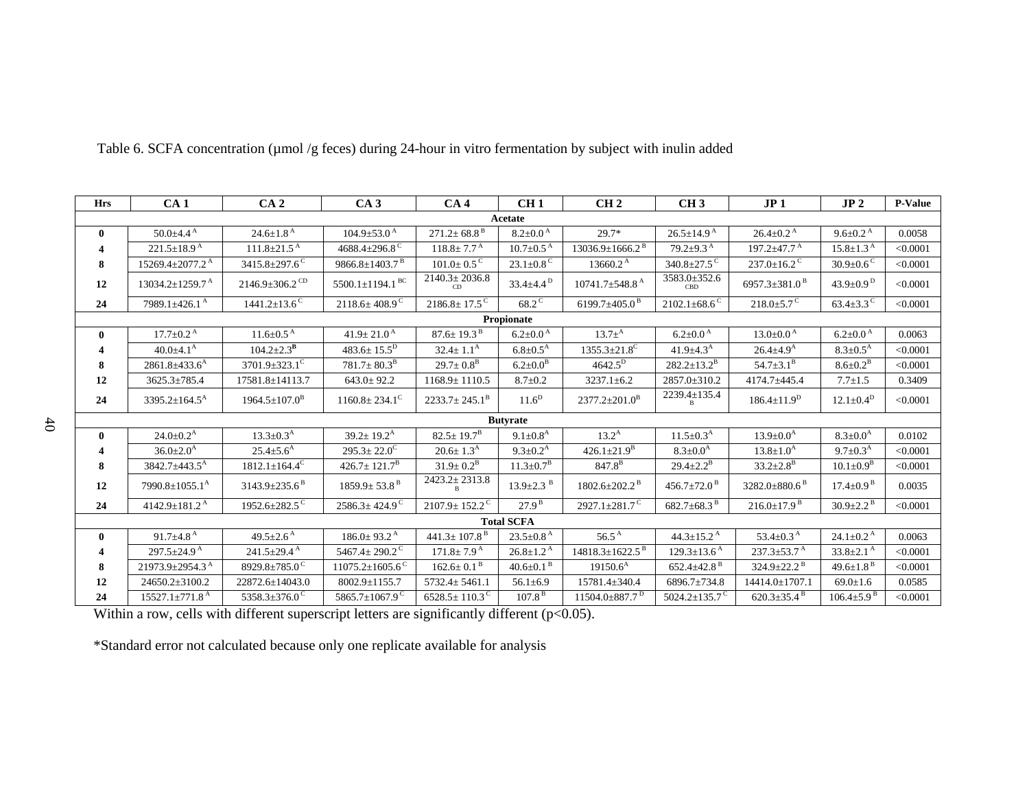Table 6. SCFA concentration (μmol /g feces) during 24-hour in vitro fermentation by subject with inulin added

| Hrs | CA 1 | CA 2 | CA 3 | CA 4 | CH 1 | CH 2 | CH 3 | JP 1 | JP 2 | P-Value |
|---|---|---|---|---|---|---|---|---|---|---|
| **Acetate** | | | | | | | | | | |
| **0** | 50.0±4.4 $^{A}$ | 24.6±1.8 $^{A}$ | 104.9±53.0 $^{A}$ | 271.2± 68.8 $^{B}$ | 8.2±0.0 $^{A}$ | 29.7* | 26.5±14.9 $^{A}$ | 26.4±0.2 $^{A}$ | 9.6±0.2 $^{A}$ | 0.0058 |
| **4** | 221.5±18.9 $^{A}$ | 111.8±21.5 $^{A}$ | 4688.4±296.8 $^{C}$ | 118.8± 7.7 $^{A}$ | 10.7±0.5 $^{A}$ | 13036.9±1666.2 $^{B}$ | 79.2±9.3 $^{A}$ | 197.2±47.7 $^{A}$ | 15.8±1.3 $^{A}$ | <0.0001 |
| **8** | 15269.4±2077.2 $^{A}$ | 3415.8±297.6 $^{C}$ | 9866.8±1403.7 $^{B}$ | 101.0± 0.5 $^{C}$ | 23.1±0.8 $^{C}$ | 13660.2 $^{A}$ | 340.8±27.5 $^{C}$ | 237.0±16.2 $^{C}$ | 30.9±0.6 $^{C}$ | <0.0001 |
| **12** | 13034.2±1259.7 $^{A}$ | 2146.9±306.2 $^{CD}$ | 5500.1±1194.1 $^{BC}$ | 2140.3± 2036.8 $^{CD}$ | 33.4±4.4 $^{D}$ | 10741.7±548.8 $^{A}$ | 3583.0±352.6 $^{CBD}$ | 6957.3±381.0 $^{B}$ | 43.9±0.9 $^{D}$ | <0.0001 |
| **24** | 7989.1±426.1 $^{A}$ | 1441.2±13.6 $^{C}$ | 2118.6± 408.9 $^{C}$ | 2186.8± 17.5 $^{C}$ | 68.2 $^{C}$ | 6199.7±405.0 $^{B}$ | 2102.1±68.6 $^{C}$ | 218.0±5.7 $^{C}$ | 63.4±3.3 $^{C}$ | <0.0001 |
| **Propionate** | | | | | | | | | | |
| **0** | 17.7±0.2 $^{A}$ | 11.6±0.5 $^{A}$ | 41.9± 21.0 $^{A}$ | 87.6± 19.3 $^{B}$ | 6.2±0.0 $^{A}$ | 13.7± $^{A}$ | 6.2±0.0 $^{A}$ | 13.0±0.0 $^{A}$ | 6.2±0.0 $^{A}$ | 0.0063 |
| **4** | 40.0±4.1 $^{A}$ | 104.2±2.3 $^{B}$ | 483.6± 15.5 $^{D}$ | 32.4± 1.1 $^{A}$ | 6.8±0.5 $^{A}$ | 1355.3±21.8 $^{C}$ | 41.9±4.3 $^{A}$ | 26.4±4.9 $^{A}$ | 8.3±0.5 $^{A}$ | <0.0001 |
| **8** | 2861.8±433.6 $^{A}$ | 3701.9±323.1 $^{C}$ | 781.7± 80.3 $^{B}$ | 29.7± 0.8 $^{B}$ | 6.2±0.0 $^{B}$ | 4642.5 $^{D}$ | 282.2±13.2 $^{B}$ | 54.7±3.1 $^{B}$ | 8.6±0.2 $^{B}$ | <0.0001 |
| **12** | 3625.3±785.4 | 17581.8±14113.7 | 643.0± 92.2 | 1168.9± 1110.5 | 8.7±0.2 | 3237.1±6.2 | 2857.0±310.2 | 4174.7±445.4 | 7.7±1.5 | 0.3409 |
| **24** | 3395.2±164.5 $^{A}$ | 1964.5±107.0 $^{B}$ | 1160.8± 234.1 $^{C}$ | 2233.7± 245.1 $^{B}$ | 11.6 $^{D}$ | 2377.2±201.0 $^{B}$ | 2239.4±135.4 $^{B}$ | 186.4±11.9 $^{D}$ | 12.1±0.4 $^{D}$ | <0.0001 |
| **Butyrate** | | | | | | | | | | |
| **0** | 24.0±0.2 $^{A}$ | 13.3±0.3 $^{A}$ | 39.2± 19.2 $^{A}$ | 82.5± 19.7 $^{B}$ | 9.1±0.8 $^{A}$ | 13.2 $^{A}$ | 11.5±0.3 $^{A}$ | 13.9±0.0 $^{A}$ | 8.3±0.0 $^{A}$ | 0.0102 |
| **4** | 36.0±2.0 $^{A}$ | 25.4±5.6 $^{A}$ | 295.3± 22.0 $^{C}$ | 20.6± 1.3 $^{A}$ | 9.3±0.2 $^{A}$ | 426.1±21.9 $^{B}$ | 8.3±0.0 $^{A}$ | 13.8±1.0 $^{A}$ | 9.7±0.3 $^{A}$ | <0.0001 |
| **8** | 3842.7±443.5 $^{A}$ | 1812.1±164.4 $^{C}$ | 426.7± 121.7 $^{B}$ | 31.9± 0.2 $^{B}$ | 11.3±0.7 $^{B}$ | 847.8 $^{B}$ | 29.4±2.2 $^{B}$ | 33.2±2.8 $^{B}$ | 10.1±0.9 $^{B}$ | <0.0001 |
| **12** | 7990.8±1055.1 $^{A}$ | 3143.9±235.6 $^{B}$ | 1859.9± 53.8 $^{B}$ | 2423.2± 2313.8 $^{B}$ | 13.9±2.3 $^{B}$ | 1802.6±202.2 $^{B}$ | 456.7±72.0 $^{B}$ | 3282.0±880.6 $^{B}$ | 17.4±0.9 $^{B}$ | 0.0035 |
| **24** | 4142.9±181.2 $^{A}$ | 1952.6±282.5 $^{C}$ | 2586.3± 424.9 $^{C}$ | 2107.9± 152.2 $^{C}$ | 27.9 $^{B}$ | 2927.1±281.7 $^{C}$ | 682.7±68.3 $^{B}$ | 216.0±17.9 $^{B}$ | 30.9±2.2 $^{B}$ | <0.0001 |
| **Total SCFA** | | | | | | | | | | |
| **0** | 91.7±4.8 $^{A}$ | 49.5±2.6 $^{A}$ | 186.0± 93.2 $^{A}$ | 441.3± 107.8 $^{B}$ | 23.5±0.8 $^{A}$ | 56.5 $^{A}$ | 44.3±15.2 $^{A}$ | 53.4±0.3 $^{A}$ | 24.1±0.2 $^{A}$ | 0.0063 |
| **4** | 297.5±24.9 $^{A}$ | 241.5±29.4 $^{A}$ | 5467.4± 290.2 $^{C}$ | 171.8± 7.9 $^{A}$ | 26.8±1.2 $^{A}$ | 14818.3±1622.5 $^{B}$ | 129.3±13.6 $^{A}$ | 237.3±53.7 $^{A}$ | 33.8±2.1 $^{A}$ | <0.0001 |
| **8** | 21973.9±2954.3 $^{A}$ | 8929.8±785.0 $^{C}$ | 11075.2±1605.6 $^{C}$ | 162.6± 0.1 $^{B}$ | 40.6±0.1 $^{B}$ | 19150.6 $^{A}$ | 652.4±42.8 $^{B}$ | 324.9±22.2 $^{B}$ | 49.6±1.8 $^{B}$ | <0.0001 |
| **12** | 24650.2±3100.2 | 22872.6±14043.0 | 8002.9±1155.7 | 5732.4± 5461.1 | 56.1±6.9 | 15781.4±340.4 | 6896.7±734.8 | 14414.0±1707.1 | 69.0±1.6 | 0.0585 |
| **24** | 15527.1±771.8 $^{A}$ | 5358.3±376.0 $^{C}$ | 5865.7±1067.9 $^{C}$ | 6528.5± 110.3 $^{C}$ | 107.8 $^{B}$ | 11504.0±887.7 $^{D}$ | 5024.2±135.7 $^{C}$ | 620.3±35.4 $^{B}$ | 106.4±5.9 $^{B}$ | <0.0001 |

Within a row, cells with different superscript letters are significantly different ($p<0.05$).

*Standard error not calculated because only one replicate available for analysis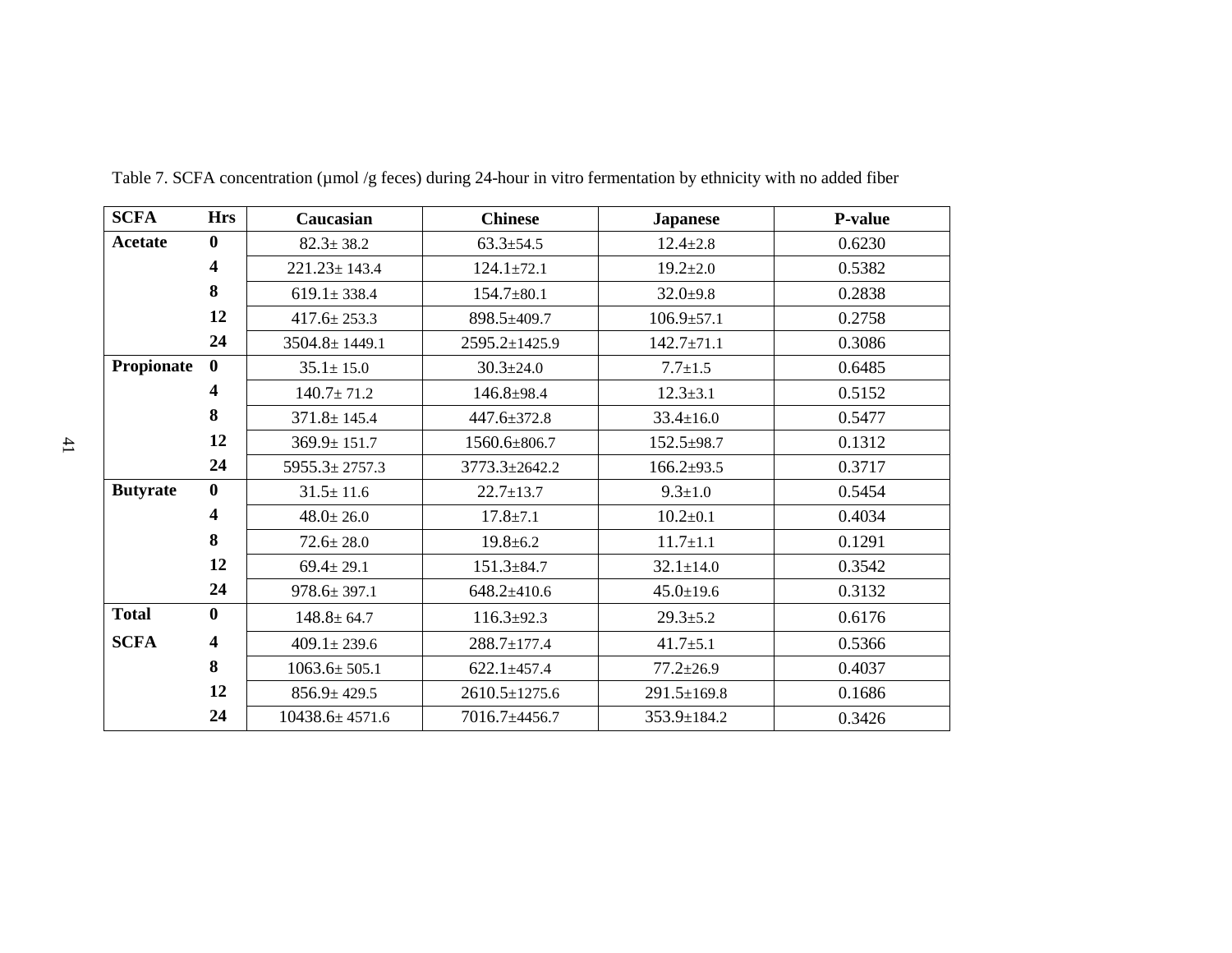Table 7. SCFA concentration (µmol /g feces) during 24-hour in vitro fermentation by ethnicity with no added fiber

| SCFA | Hrs | Caucasian | Chinese | Japanese | P-value |
|---|---|---|---|---|---|
| **Acetate** | **0** | 82.3± 38.2 | 63.3±54.5 | 12.4±2.8 | 0.6230 |
| | **4** | 221.23± 143.4 | 124.1±72.1 | 19.2±2.0 | 0.5382 |
| | **8** | 619.1± 338.4 | 154.7±80.1 | 32.0±9.8 | 0.2838 |
| | **12** | 417.6± 253.3 | 898.5±409.7 | 106.9±57.1 | 0.2758 |
| | **24** | 3504.8± 1449.1 | 2595.2±1425.9 | 142.7±71.1 | 0.3086 |
| **Propionate** | **0** | 35.1± 15.0 | 30.3±24.0 | 7.7±1.5 | 0.6485 |
| | **4** | 140.7± 71.2 | 146.8±98.4 | 12.3±3.1 | 0.5152 |
| | **8** | 371.8± 145.4 | 447.6±372.8 | 33.4±16.0 | 0.5477 |
| | **12** | 369.9± 151.7 | 1560.6±806.7 | 152.5±98.7 | 0.1312 |
| | **24** | 5955.3± 2757.3 | 3773.3±2642.2 | 166.2±93.5 | 0.3717 |
| **Butyrate** | **0** | 31.5± 11.6 | 22.7±13.7 | 9.3±1.0 | 0.5454 |
| | **4** | 48.0± 26.0 | 17.8±7.1 | 10.2±0.1 | 0.4034 |
| | **8** | 72.6± 28.0 | 19.8±6.2 | 11.7±1.1 | 0.1291 |
| | **12** | 69.4± 29.1 | 151.3±84.7 | 32.1±14.0 | 0.3542 |
| | **24** | 978.6± 397.1 | 648.2±410.6 | 45.0±19.6 | 0.3132 |
| **Total SCFA** | **0** | 148.8± 64.7 | 116.3±92.3 | 29.3±5.2 | 0.6176 |
| | **4** | 409.1± 239.6 | 288.7±177.4 | 41.7±5.1 | 0.5366 |
| | **8** | 1063.6± 505.1 | 622.1±457.4 | 77.2±26.9 | 0.4037 |
| | **12** | 856.9± 429.5 | 2610.5±1275.6 | 291.5±169.8 | 0.1686 |
| | **24** | 10438.6± 4571.6 | 7016.7±4456.7 | 353.9±184.2 | 0.3426 |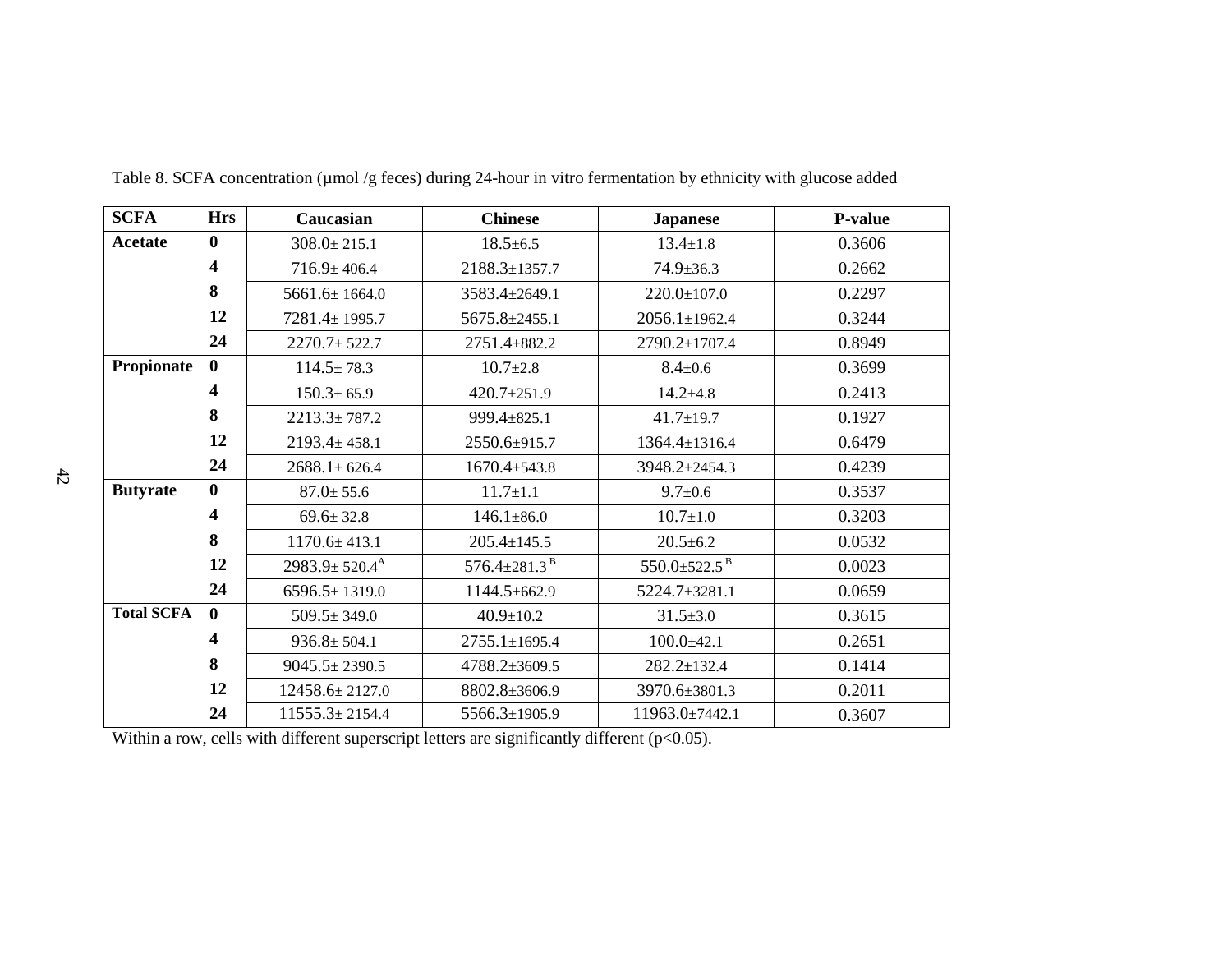Table 8. SCFA concentration (µmol /g feces) during 24-hour in vitro fermentation by ethnicity with glucose added

| SCFA | Hrs | Caucasian | Chinese | Japanese | P-value |
|---|---|---|---|---|---|
| **Acetate** | **0** | 308.0± 215.1 | 18.5±6.5 | 13.4±1.8 | 0.3606 |
| | **4** | 716.9± 406.4 | 2188.3±1357.7 | 74.9±36.3 | 0.2662 |
| | **8** | 5661.6± 1664.0 | 3583.4±2649.1 | 220.0±107.0 | 0.2297 |
| | **12** | 7281.4± 1995.7 | 5675.8±2455.1 | 2056.1±1962.4 | 0.3244 |
| | **24** | 2270.7± 522.7 | 2751.4±882.2 | 2790.2±1707.4 | 0.8949 |
| **Propionate** | **0** | 114.5± 78.3 | 10.7±2.8 | 8.4±0.6 | 0.3699 |
| | **4** | 150.3± 65.9 | 420.7±251.9 | 14.2±4.8 | 0.2413 |
| | **8** | 2213.3± 787.2 | 999.4±825.1 | 41.7±19.7 | 0.1927 |
| | **12** | 2193.4± 458.1 | 2550.6±915.7 | 1364.4±1316.4 | 0.6479 |
| | **24** | 2688.1± 626.4 | 1670.4±543.8 | 3948.2±2454.3 | 0.4239 |
| **Butyrate** | **0** | 87.0± 55.6 | 11.7±1.1 | 9.7±0.6 | 0.3537 |
| | **4** | 69.6± 32.8 | 146.1±86.0 | 10.7±1.0 | 0.3203 |
| | **8** | 1170.6± 413.1 | 205.4±145.5 | 20.5±6.2 | 0.0532 |
| | **12** | 2983.9± 520.4[A] | 576.4±281.3[B] | 550.0±522.5[B] | 0.0023 |
| | **24** | 6596.5± 1319.0 | 1144.5±662.9 | 5224.7±3281.1 | 0.0659 |
| **Total SCFA** | **0** | 509.5± 349.0 | 40.9±10.2 | 31.5±3.0 | 0.3615 |
| | **4** | 936.8± 504.1 | 2755.1±1695.4 | 100.0±42.1 | 0.2651 |
| | **8** | 9045.5± 2390.5 | 4788.2±3609.5 | 282.2±132.4 | 0.1414 |
| | **12** | 12458.6± 2127.0 | 8802.8±3606.9 | 3970.6±3801.3 | 0.2011 |
| | **24** | 11555.3± 2154.4 | 5566.3±1905.9 | 11963.0±7442.1 | 0.3607 |

Within a row, cells with different superscript letters are significantly different ($p<0.05$).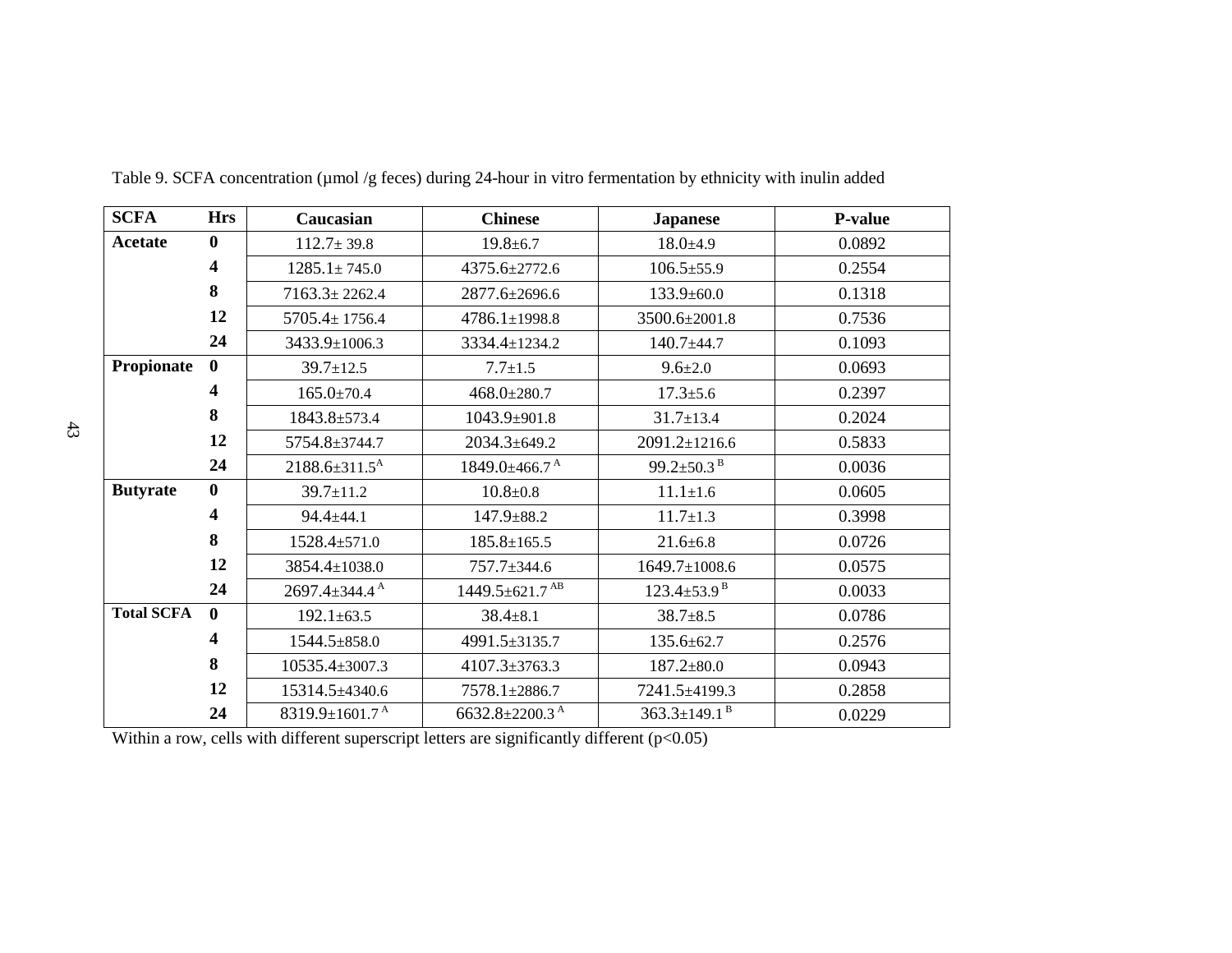Table 9. SCFA concentration (µmol /g feces) during 24-hour in vitro fermentation by ethnicity with inulin added

| SCFA | Hrs | Caucasian | Chinese | Japanese | P-value |
|---|---|---|---|---|---|
| **Acetate** | **0** | 112.7± 39.8 | 19.8±6.7 | 18.0±4.9 | 0.0892 |
| | **4** | 1285.1± 745.0 | 4375.6±2772.6 | 106.5±55.9 | 0.2554 |
| | **8** | 7163.3± 2262.4 | 2877.6±2696.6 | 133.9±60.0 | 0.1318 |
| | **12** | 5705.4± 1756.4 | 4786.1±1998.8 | 3500.6±2001.8 | 0.7536 |
| | **24** | 3433.9±1006.3 | 3334.4±1234.2 | 140.7±44.7 | 0.1093 |
| **Propionate** | **0** | 39.7±12.5 | 7.7±1.5 | 9.6±2.0 | 0.0693 |
| | **4** | 165.0±70.4 | 468.0±280.7 | 17.3±5.6 | 0.2397 |
| | **8** | 1843.8±573.4 | 1043.9±901.8 | 31.7±13.4 | 0.2024 |
| | **12** | 5754.8±3744.7 | 2034.3±649.2 | 2091.2±1216.6 | 0.5833 |
| | **24** | 2188.6±311.5$^{A}$ | 1849.0±466.7$^{A}$ | 99.2±50.3$^{B}$ | 0.0036 |
| **Butyrate** | **0** | 39.7±11.2 | 10.8±0.8 | 11.1±1.6 | 0.0605 |
| | **4** | 94.4±44.1 | 147.9±88.2 | 11.7±1.3 | 0.3998 |
| | **8** | 1528.4±571.0 | 185.8±165.5 | 21.6±6.8 | 0.0726 |
| | **12** | 3854.4±1038.0 | 757.7±344.6 | 1649.7±1008.6 | 0.0575 |
| | **24** | 2697.4±344.4$^{A}$ | 1449.5±621.7$^{AB}$ | 123.4±53.9$^{B}$ | 0.0033 |
| **Total SCFA** | **0** | 192.1±63.5 | 38.4±8.1 | 38.7±8.5 | 0.0786 |
| | **4** | 1544.5±858.0 | 4991.5±3135.7 | 135.6±62.7 | 0.2576 |
| | **8** | 10535.4±3007.3 | 4107.3±3763.3 | 187.2±80.0 | 0.0943 |
| | **12** | 15314.5±4340.6 | 7578.1±2886.7 | 7241.5±4199.3 | 0.2858 |
| | **24** | 8319.9±1601.7$^{A}$ | 6632.8±2200.3$^{A}$ | 363.3±149.1$^{B}$ | 0.0229 |

Within a row, cells with different superscript letters are significantly different ($p<0.05$)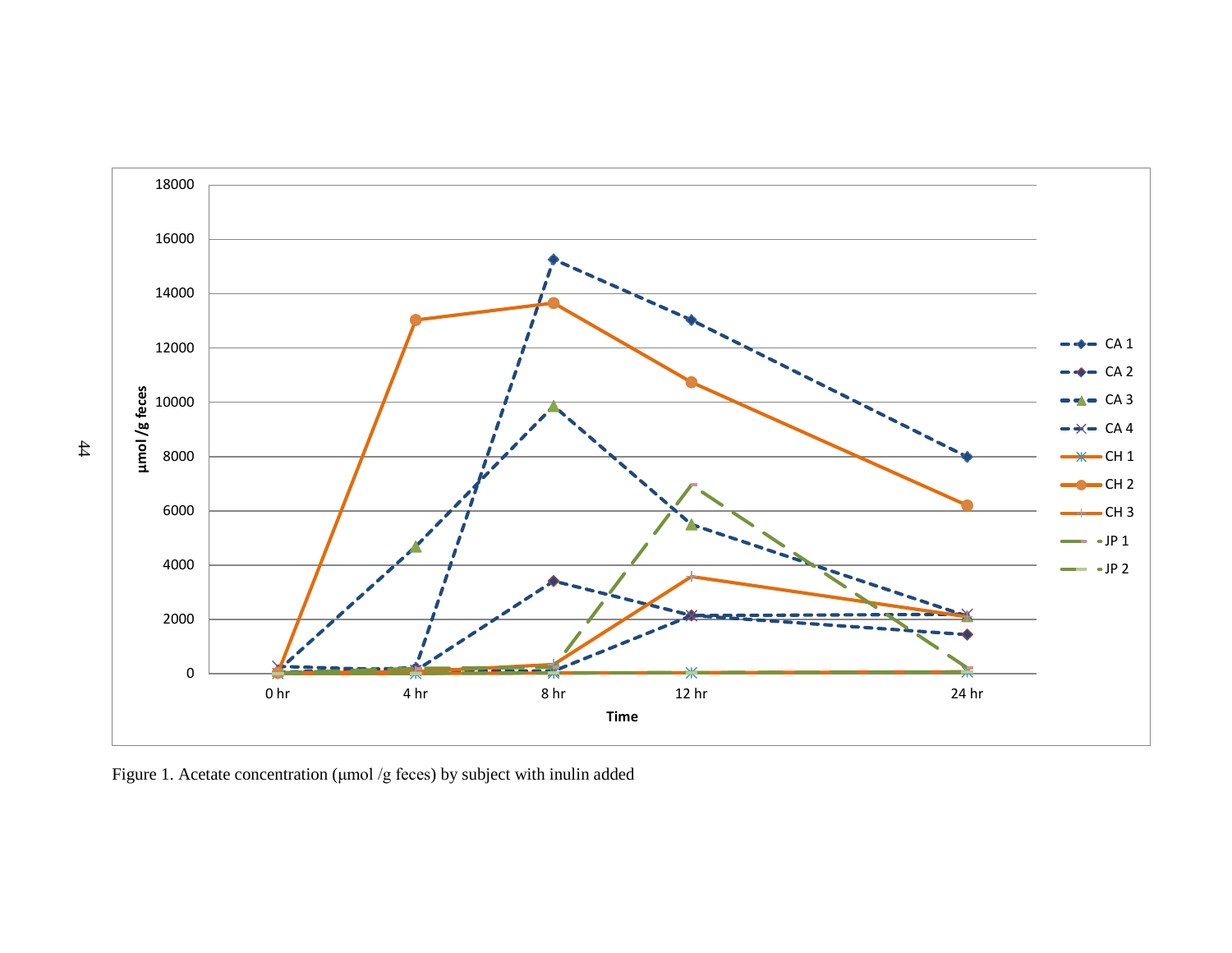Figure 1. Acetate concentration (μmol /g feces) by subject with inulin added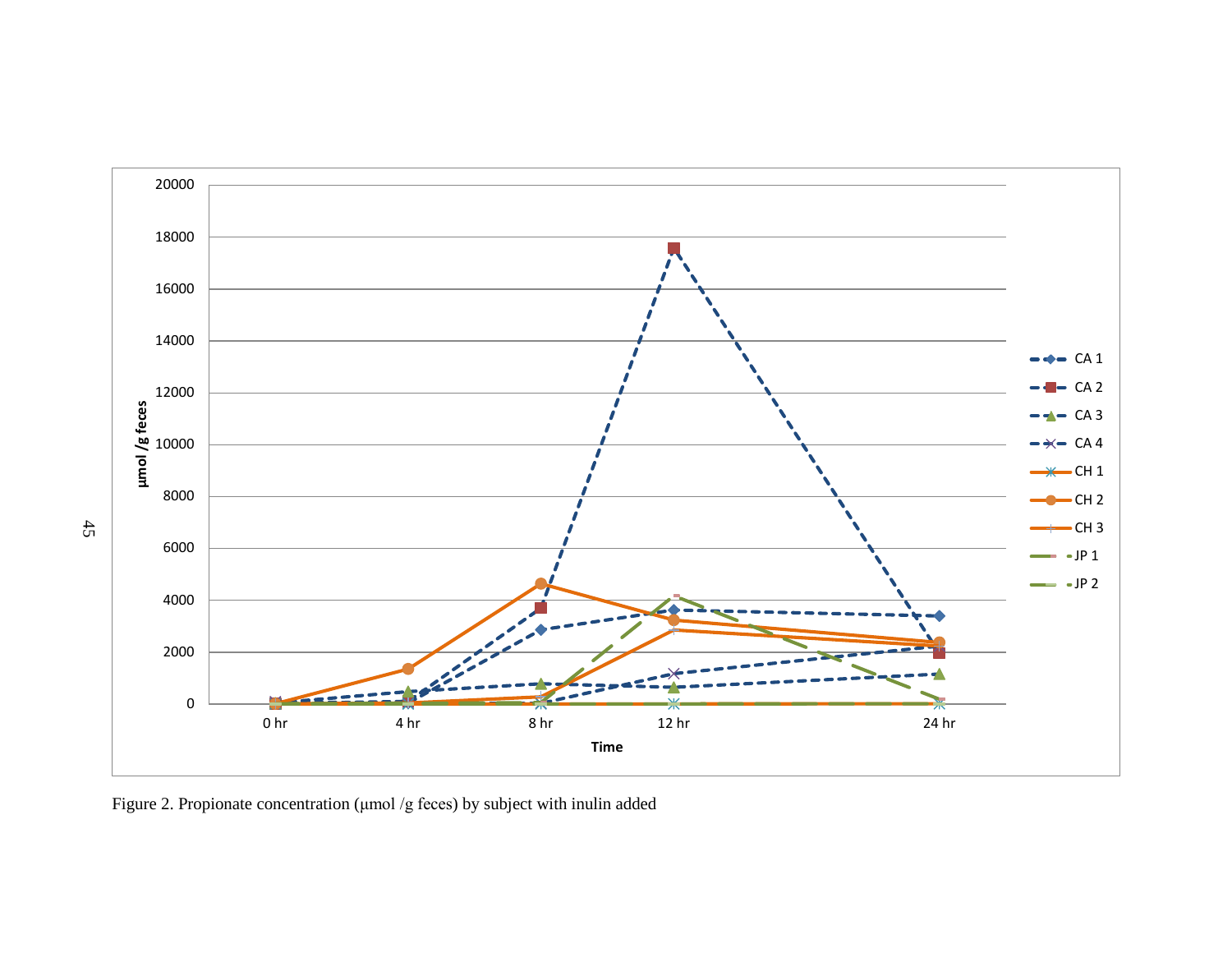Figure 2. Propionate concentration (μmol /g feces) by subject with inulin added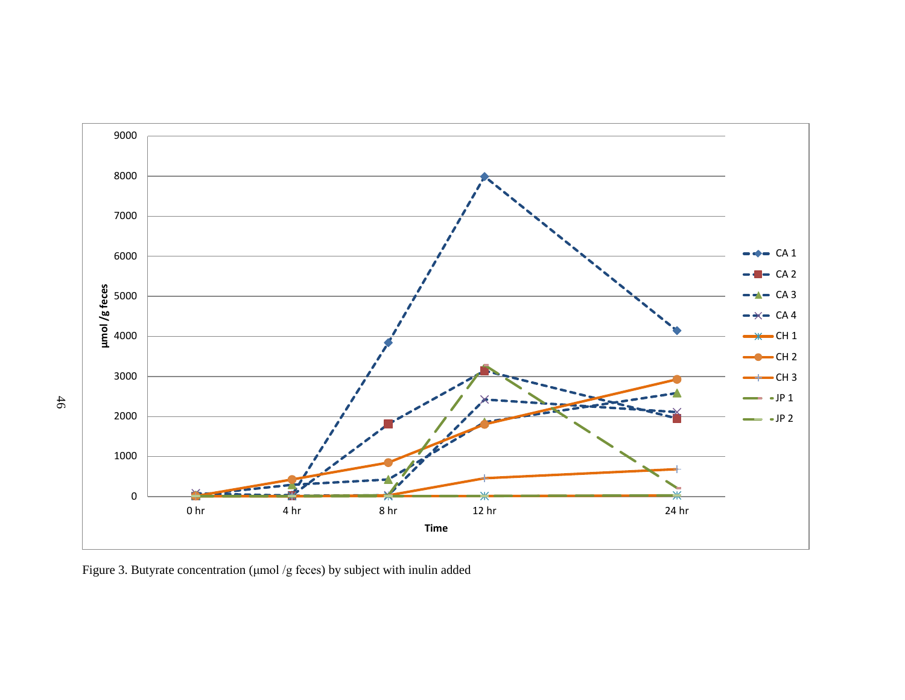Figure 3. Butyrate concentration (µmol /g feces) by subject with inulin added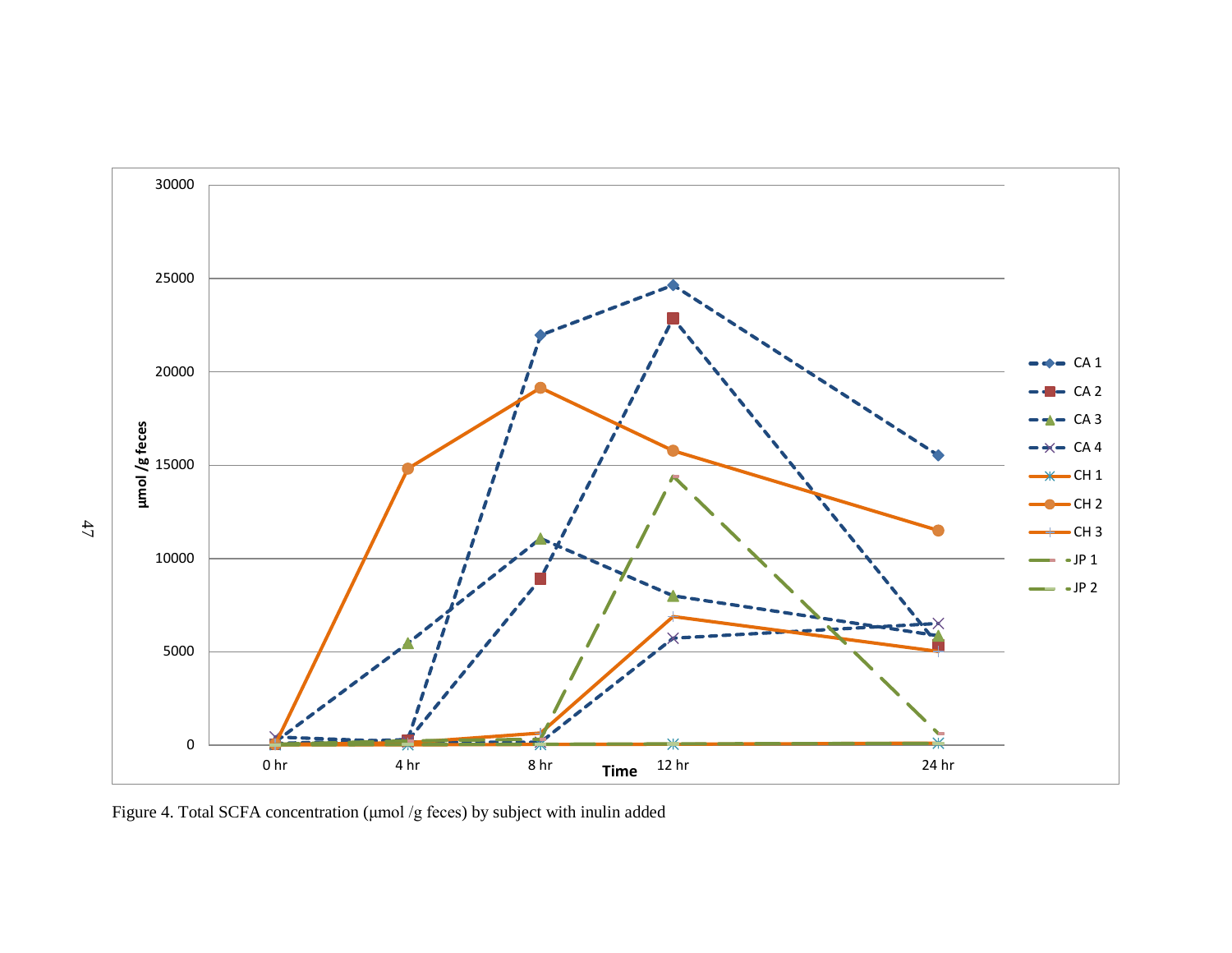Figure 4. Total SCFA concentration (µmol /g feces) by subject with inulin added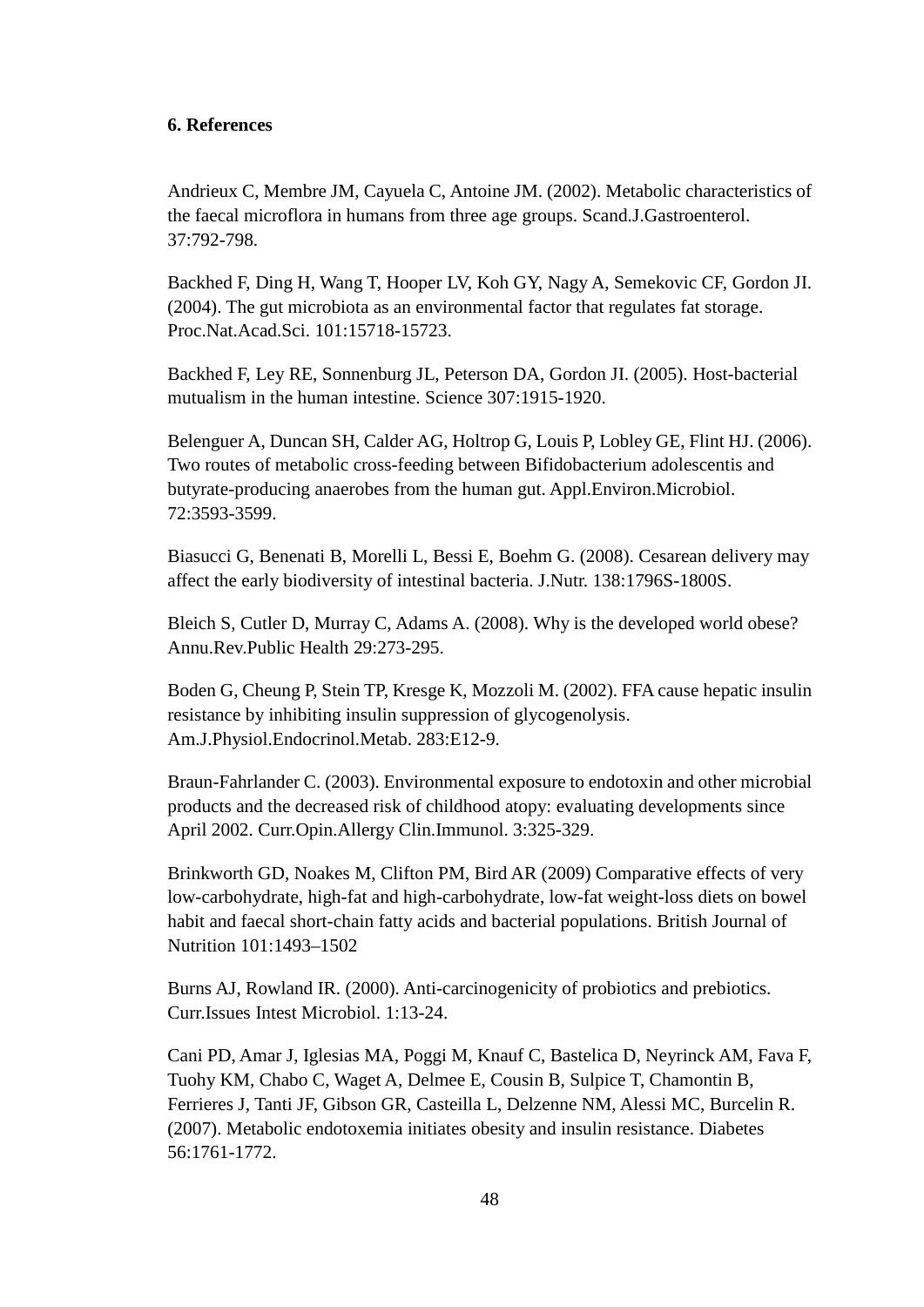**6. References**

Andrieux C, Membre JM, Cayuela C, Antoine JM. (2002). Metabolic characteristics of the faecal microflora in humans from three age groups. Scand.J.Gastroenterol. 37:792-798.

Backhed F, Ding H, Wang T, Hooper LV, Koh GY, Nagy A, Semekovic CF, Gordon JI. (2004). The gut microbiota as an environmental factor that regulates fat storage. Proc.Nat.Acad.Sci. 101:15718-15723.

Backhed F, Ley RE, Sonnenburg JL, Peterson DA, Gordon JI. (2005). Host-bacterial mutualism in the human intestine. Science 307:1915-1920.

Belenguer A, Duncan SH, Calder AG, Holtrop G, Louis P, Lobley GE, Flint HJ. (2006). Two routes of metabolic cross-feeding between Bifidobacterium adolescentis and butyrate-producing anaerobes from the human gut. Appl.Environ.Microbiol. 72:3593-3599.

Biasucci G, Benenati B, Morelli L, Bessi E, Boehm G. (2008). Cesarean delivery may affect the early biodiversity of intestinal bacteria. J.Nutr. 138:1796S-1800S.

Bleich S, Cutler D, Murray C, Adams A. (2008). Why is the developed world obese? Annu.Rev.Public Health 29:273-295.

Boden G, Cheung P, Stein TP, Kresge K, Mozzoli M. (2002). FFA cause hepatic insulin resistance by inhibiting insulin suppression of glycogenolysis. Am.J.Physiol.Endocrinol.Metab. 283:E12-9.

Braun-Fahrlander C. (2003). Environmental exposure to endotoxin and other microbial products and the decreased risk of childhood atopy: evaluating developments since April 2002. Curr.Opin.Allergy Clin.Immunol. 3:325-329.

Brinkworth GD, Noakes M, Clifton PM, Bird AR (2009) Comparative effects of very low-carbohydrate, high-fat and high-carbohydrate, low-fat weight-loss diets on bowel habit and faecal short-chain fatty acids and bacterial populations. British Journal of Nutrition 101:1493–1502

Burns AJ, Rowland IR. (2000). Anti-carcinogenicity of probiotics and prebiotics. Curr.Issues Intest Microbiol. 1:13-24.

Cani PD, Amar J, Iglesias MA, Poggi M, Knauf C, Bastelica D, Neyrinck AM, Fava F, Tuohy KM, Chabo C, Waget A, Delmee E, Cousin B, Sulpice T, Chamontin B, Ferrieres J, Tanti JF, Gibson GR, Casteilla L, Delzenne NM, Alessi MC, Burcelin R. (2007). Metabolic endotoxemia initiates obesity and insulin resistance. Diabetes 56:1761-1772.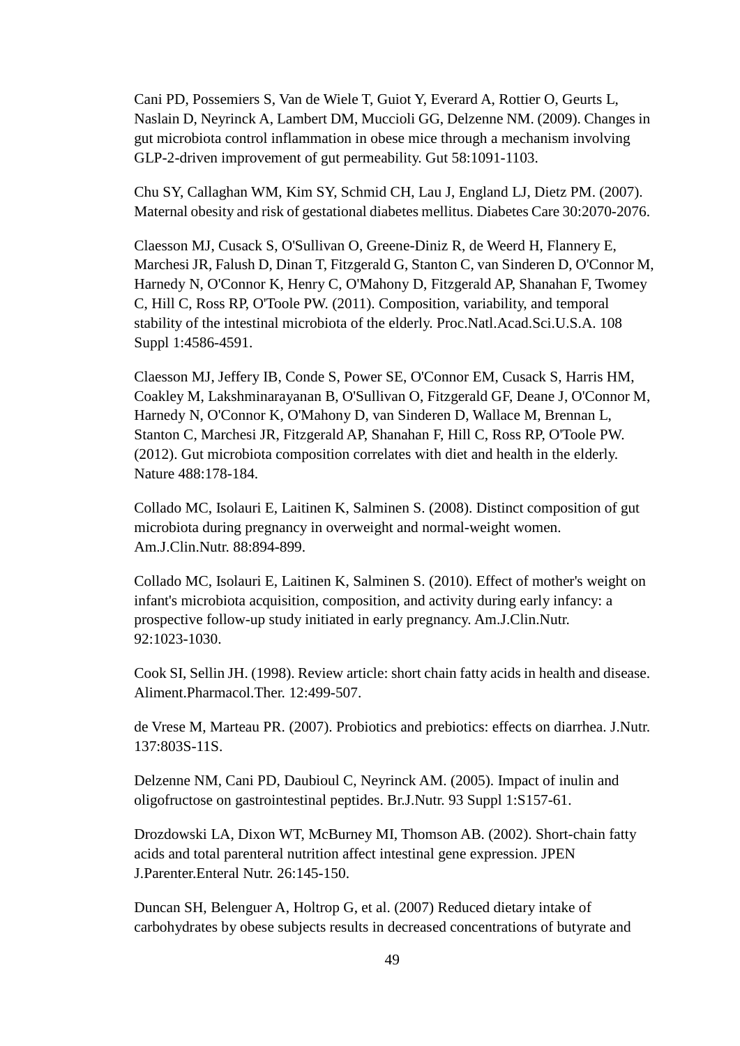Cani PD, Possemiers S, Van de Wiele T, Guiot Y, Everard A, Rottier O, Geurts L, Naslain D, Neyrinck A, Lambert DM, Muccioli GG, Delzenne NM. (2009). Changes in gut microbiota control inflammation in obese mice through a mechanism involving GLP-2-driven improvement of gut permeability. Gut 58:1091-1103.

Chu SY, Callaghan WM, Kim SY, Schmid CH, Lau J, England LJ, Dietz PM. (2007). Maternal obesity and risk of gestational diabetes mellitus. Diabetes Care 30:2070-2076.

Claesson MJ, Cusack S, O'Sullivan O, Greene-Diniz R, de Weerd H, Flannery E, Marchesi JR, Falush D, Dinan T, Fitzgerald G, Stanton C, van Sinderen D, O'Connor M, Harnedy N, O'Connor K, Henry C, O'Mahony D, Fitzgerald AP, Shanahan F, Twomey C, Hill C, Ross RP, O'Toole PW. (2011). Composition, variability, and temporal stability of the intestinal microbiota of the elderly. Proc.Natl.Acad.Sci.U.S.A. 108 Suppl 1:4586-4591.

Claesson MJ, Jeffery IB, Conde S, Power SE, O'Connor EM, Cusack S, Harris HM, Coakley M, Lakshminarayanan B, O'Sullivan O, Fitzgerald GF, Deane J, O'Connor M, Harnedy N, O'Connor K, O'Mahony D, van Sinderen D, Wallace M, Brennan L, Stanton C, Marchesi JR, Fitzgerald AP, Shanahan F, Hill C, Ross RP, O'Toole PW. (2012). Gut microbiota composition correlates with diet and health in the elderly. Nature 488:178-184.

Collado MC, Isolauri E, Laitinen K, Salminen S. (2008). Distinct composition of gut microbiota during pregnancy in overweight and normal-weight women. Am.J.Clin.Nutr. 88:894-899.

Collado MC, Isolauri E, Laitinen K, Salminen S. (2010). Effect of mother's weight on infant's microbiota acquisition, composition, and activity during early infancy: a prospective follow-up study initiated in early pregnancy. Am.J.Clin.Nutr. 92:1023-1030.

Cook SI, Sellin JH. (1998). Review article: short chain fatty acids in health and disease. Aliment.Pharmacol.Ther. 12:499-507.

de Vrese M, Marteau PR. (2007). Probiotics and prebiotics: effects on diarrhea. J.Nutr. 137:803S-11S.

Delzenne NM, Cani PD, Daubioul C, Neyrinck AM. (2005). Impact of inulin and oligofructose on gastrointestinal peptides. Br.J.Nutr. 93 Suppl 1:S157-61.

Drozdowski LA, Dixon WT, McBurney MI, Thomson AB. (2002). Short-chain fatty acids and total parenteral nutrition affect intestinal gene expression. JPEN J.Parenter.Enteral Nutr. 26:145-150.

Duncan SH, Belenguer A, Holtrop G, et al. (2007) Reduced dietary intake of carbohydrates by obese subjects results in decreased concentrations of butyrate and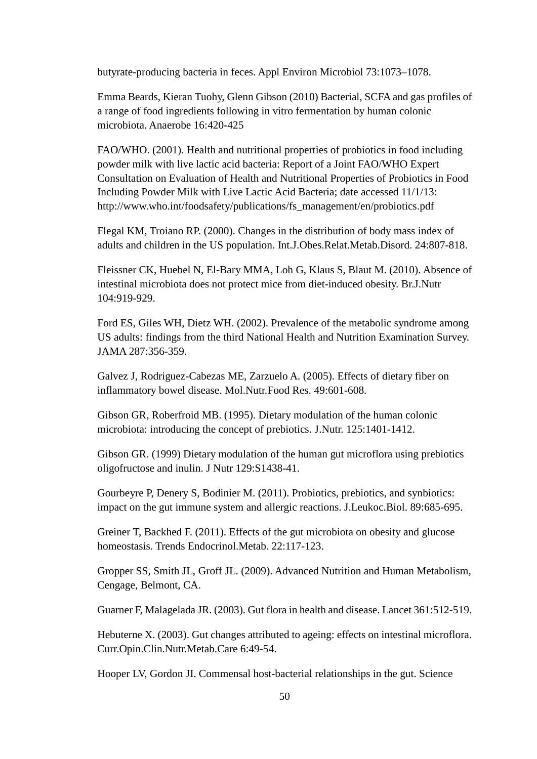butyrate-producing bacteria in feces. Appl Environ Microbiol 73:1073–1078.

Emma Beards, Kieran Tuohy, Glenn Gibson (2010) Bacterial, SCFA and gas profiles of a range of food ingredients following in vitro fermentation by human colonic microbiota. Anaerobe 16:420-425

FAO/WHO. (2001). Health and nutritional properties of probiotics in food including powder milk with live lactic acid bacteria: Report of a Joint FAO/WHO Expert Consultation on Evaluation of Health and Nutritional Properties of Probiotics in Food Including Powder Milk with Live Lactic Acid Bacteria; date accessed 11/1/13: http://www.who.int/foodsafety/publications/fs_management/en/probiotics.pdf

Flegal KM, Troiano RP. (2000). Changes in the distribution of body mass index of adults and children in the US population. Int.J.Obes.Relat.Metab.Disord. 24:807-818.

Fleissner CK, Huebel N, El-Bary MMA, Loh G, Klaus S, Blaut M. (2010). Absence of intestinal microbiota does not protect mice from diet-induced obesity. Br.J.Nutr 104:919-929.

Ford ES, Giles WH, Dietz WH. (2002). Prevalence of the metabolic syndrome among US adults: findings from the third National Health and Nutrition Examination Survey. JAMA 287:356-359.

Galvez J, Rodriguez-Cabezas ME, Zarzuelo A. (2005). Effects of dietary fiber on inflammatory bowel disease. Mol.Nutr.Food Res. 49:601-608.

Gibson GR, Roberfroid MB. (1995). Dietary modulation of the human colonic microbiota: introducing the concept of prebiotics. J.Nutr. 125:1401-1412.

Gibson GR. (1999) Dietary modulation of the human gut microflora using prebiotics oligofructose and inulin. J Nutr 129:S1438-41.

Gourbeyre P, Denery S, Bodinier M. (2011). Probiotics, prebiotics, and synbiotics: impact on the gut immune system and allergic reactions. J.Leukoc.Biol. 89:685-695.

Greiner T, Backhed F. (2011). Effects of the gut microbiota on obesity and glucose homeostasis. Trends Endocrinol.Metab. 22:117-123.

Gropper SS, Smith JL, Groff JL. (2009). Advanced Nutrition and Human Metabolism, Cengage, Belmont, CA.

Guarner F, Malagelada JR. (2003). Gut flora in health and disease. Lancet 361:512-519.

Hebuterne X. (2003). Gut changes attributed to ageing: effects on intestinal microflora. Curr.Opin.Clin.Nutr.Metab.Care 6:49-54.

Hooper LV, Gordon JI. Commensal host-bacterial relationships in the gut. Science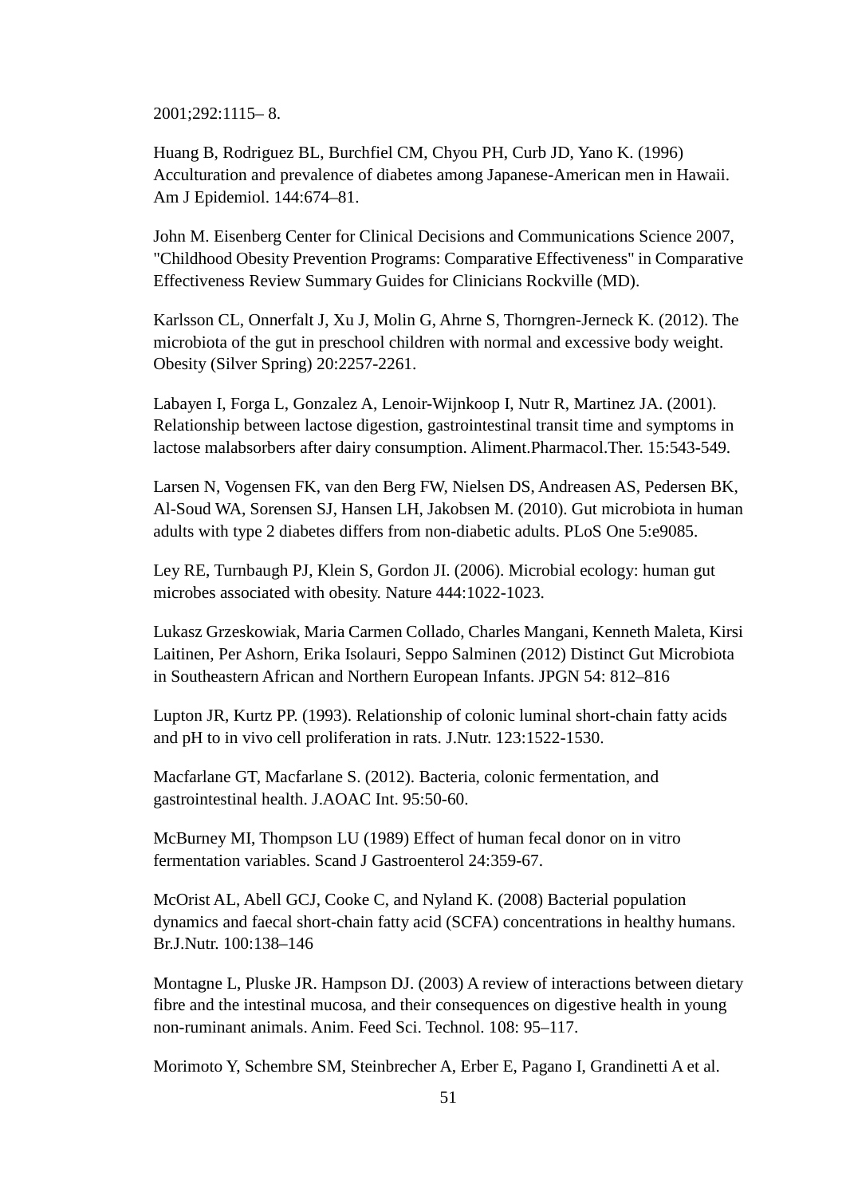2001;292:1115– 8.

Huang B, Rodriguez BL, Burchfiel CM, Chyou PH, Curb JD, Yano K. (1996) Acculturation and prevalence of diabetes among Japanese-American men in Hawaii. Am J Epidemiol. 144:674–81.

John M. Eisenberg Center for Clinical Decisions and Communications Science 2007, "Childhood Obesity Prevention Programs: Comparative Effectiveness" in Comparative Effectiveness Review Summary Guides for Clinicians Rockville (MD).

Karlsson CL, Onnerfalt J, Xu J, Molin G, Ahrne S, Thorngren-Jerneck K. (2012). The microbiota of the gut in preschool children with normal and excessive body weight. Obesity (Silver Spring) 20:2257-2261.

Labayen I, Forga L, Gonzalez A, Lenoir-Wijnkoop I, Nutr R, Martinez JA. (2001). Relationship between lactose digestion, gastrointestinal transit time and symptoms in lactose malabsorbers after dairy consumption. Aliment.Pharmacol.Ther. 15:543-549.

Larsen N, Vogensen FK, van den Berg FW, Nielsen DS, Andreasen AS, Pedersen BK, Al-Soud WA, Sorensen SJ, Hansen LH, Jakobsen M. (2010). Gut microbiota in human adults with type 2 diabetes differs from non-diabetic adults. PLoS One 5:e9085.

Ley RE, Turnbaugh PJ, Klein S, Gordon JI. (2006). Microbial ecology: human gut microbes associated with obesity. Nature 444:1022-1023.

Lukasz Grzeskowiak, Maria Carmen Collado, Charles Mangani, Kenneth Maleta, Kirsi Laitinen, Per Ashorn, Erika Isolauri, Seppo Salminen (2012) Distinct Gut Microbiota in Southeastern African and Northern European Infants. JPGN 54: 812–816

Lupton JR, Kurtz PP. (1993). Relationship of colonic luminal short-chain fatty acids and pH to in vivo cell proliferation in rats. J.Nutr. 123:1522-1530.

Macfarlane GT, Macfarlane S. (2012). Bacteria, colonic fermentation, and gastrointestinal health. J.AOAC Int. 95:50-60.

McBurney MI, Thompson LU (1989) Effect of human fecal donor on in vitro fermentation variables. Scand J Gastroenterol 24:359-67.

McOrist AL, Abell GCJ, Cooke C, and Nyland K. (2008) Bacterial population dynamics and faecal short-chain fatty acid (SCFA) concentrations in healthy humans. Br.J.Nutr. 100:138–146

Montagne L, Pluske JR. Hampson DJ. (2003) A review of interactions between dietary fibre and the intestinal mucosa, and their consequences on digestive health in young non-ruminant animals. Anim. Feed Sci. Technol. 108: 95–117.

Morimoto Y, Schembre SM, Steinbrecher A, Erber E, Pagano I, Grandinetti A et al.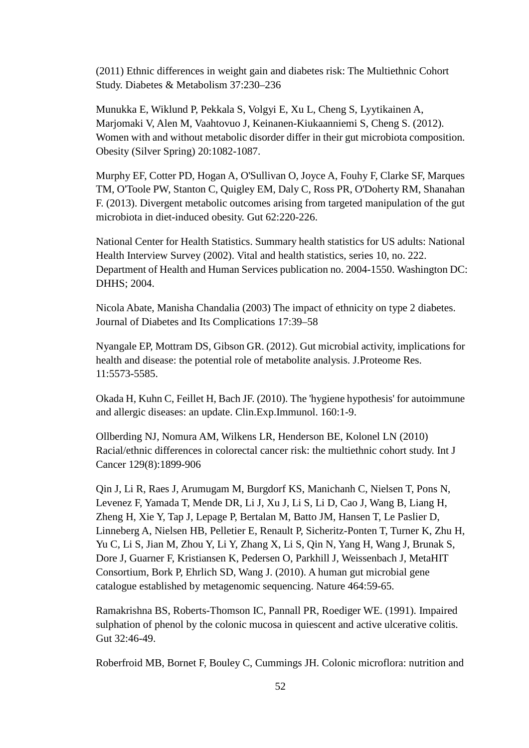(2011) Ethnic differences in weight gain and diabetes risk: The Multiethnic Cohort Study. Diabetes & Metabolism 37:230–236

Munukka E, Wiklund P, Pekkala S, Volgyi E, Xu L, Cheng S, Lyytikainen A, Marjomaki V, Alen M, Vaahtovuo J, Keinanen-Kiukaanniemi S, Cheng S. (2012). Women with and without metabolic disorder differ in their gut microbiota composition. Obesity (Silver Spring) 20:1082-1087.

Murphy EF, Cotter PD, Hogan A, O'Sullivan O, Joyce A, Fouhy F, Clarke SF, Marques TM, O'Toole PW, Stanton C, Quigley EM, Daly C, Ross PR, O'Doherty RM, Shanahan F. (2013). Divergent metabolic outcomes arising from targeted manipulation of the gut microbiota in diet-induced obesity. Gut 62:220-226.

National Center for Health Statistics. Summary health statistics for US adults: National Health Interview Survey (2002). Vital and health statistics, series 10, no. 222. Department of Health and Human Services publication no. 2004-1550. Washington DC: DHHS; 2004.

Nicola Abate, Manisha Chandalia (2003) The impact of ethnicity on type 2 diabetes. Journal of Diabetes and Its Complications 17:39–58

Nyangale EP, Mottram DS, Gibson GR. (2012). Gut microbial activity, implications for health and disease: the potential role of metabolite analysis. J.Proteome Res. 11:5573-5585.

Okada H, Kuhn C, Feillet H, Bach JF. (2010). The 'hygiene hypothesis' for autoimmune and allergic diseases: an update. Clin.Exp.Immunol. 160:1-9.

Ollberding NJ, Nomura AM, Wilkens LR, Henderson BE, Kolonel LN (2010) Racial/ethnic differences in colorectal cancer risk: the multiethnic cohort study. Int J Cancer 129(8):1899-906

Qin J, Li R, Raes J, Arumugam M, Burgdorf KS, Manichanh C, Nielsen T, Pons N, Levenez F, Yamada T, Mende DR, Li J, Xu J, Li S, Li D, Cao J, Wang B, Liang H, Zheng H, Xie Y, Tap J, Lepage P, Bertalan M, Batto JM, Hansen T, Le Paslier D, Linneberg A, Nielsen HB, Pelletier E, Renault P, Sicheritz-Ponten T, Turner K, Zhu H, Yu C, Li S, Jian M, Zhou Y, Li Y, Zhang X, Li S, Qin N, Yang H, Wang J, Brunak S, Dore J, Guarner F, Kristiansen K, Pedersen O, Parkhill J, Weissenbach J, MetaHIT Consortium, Bork P, Ehrlich SD, Wang J. (2010). A human gut microbial gene catalogue established by metagenomic sequencing. Nature 464:59-65.

Ramakrishna BS, Roberts-Thomson IC, Pannall PR, Roediger WE. (1991). Impaired sulphation of phenol by the colonic mucosa in quiescent and active ulcerative colitis. Gut 32:46-49.

Roberfroid MB, Bornet F, Bouley C, Cummings JH. Colonic microflora: nutrition and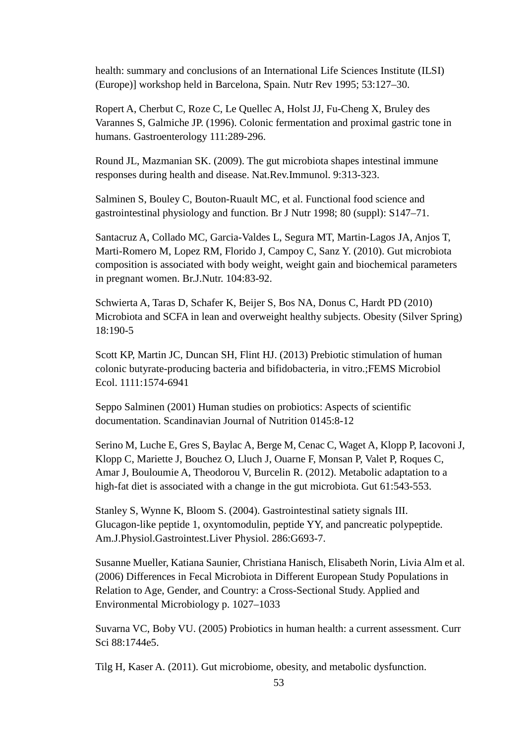health: summary and conclusions of an International Life Sciences Institute (ILSI) (Europe)] workshop held in Barcelona, Spain. Nutr Rev 1995; 53:127–30.

Ropert A, Cherbut C, Roze C, Le Quellec A, Holst JJ, Fu-Cheng X, Bruley des Varannes S, Galmiche JP. (1996). Colonic fermentation and proximal gastric tone in humans. Gastroenterology 111:289-296.

Round JL, Mazmanian SK. (2009). The gut microbiota shapes intestinal immune responses during health and disease. Nat.Rev.Immunol. 9:313-323.

Salminen S, Bouley C, Bouton-Ruault MC, et al. Functional food science and gastrointestinal physiology and function. Br J Nutr 1998; 80 (suppl): S147–71.

Santacruz A, Collado MC, Garcia-Valdes L, Segura MT, Martin-Lagos JA, Anjos T, Marti-Romero M, Lopez RM, Florido J, Campoy C, Sanz Y. (2010). Gut microbiota composition is associated with body weight, weight gain and biochemical parameters in pregnant women. Br.J.Nutr. 104:83-92.

Schwierta A, Taras D, Schafer K, Beijer S, Bos NA, Donus C, Hardt PD (2010) Microbiota and SCFA in lean and overweight healthy subjects. Obesity (Silver Spring) 18:190-5

Scott KP, Martin JC, Duncan SH, Flint HJ. (2013) Prebiotic stimulation of human colonic butyrate-producing bacteria and bifidobacteria, in vitro.;FEMS Microbiol Ecol. 1111:1574-6941

Seppo Salminen (2001) Human studies on probiotics: Aspects of scientific documentation. Scandinavian Journal of Nutrition 0145:8-12

Serino M, Luche E, Gres S, Baylac A, Berge M, Cenac C, Waget A, Klopp P, Iacovoni J, Klopp C, Mariette J, Bouchez O, Lluch J, Ouarne F, Monsan P, Valet P, Roques C, Amar J, Bouloumie A, Theodorou V, Burcelin R. (2012). Metabolic adaptation to a high-fat diet is associated with a change in the gut microbiota. Gut 61:543-553.

Stanley S, Wynne K, Bloom S. (2004). Gastrointestinal satiety signals III. Glucagon-like peptide 1, oxyntomodulin, peptide YY, and pancreatic polypeptide. Am.J.Physiol.Gastrointest.Liver Physiol. 286:G693-7.

Susanne Mueller, Katiana Saunier, Christiana Hanisch, Elisabeth Norin, Livia Alm et al. (2006) Differences in Fecal Microbiota in Different European Study Populations in Relation to Age, Gender, and Country: a Cross-Sectional Study. Applied and Environmental Microbiology p. 1027–1033

Suvarna VC, Boby VU. (2005) Probiotics in human health: a current assessment. Curr Sci 88:1744e5.

Tilg H, Kaser A. (2011). Gut microbiome, obesity, and metabolic dysfunction.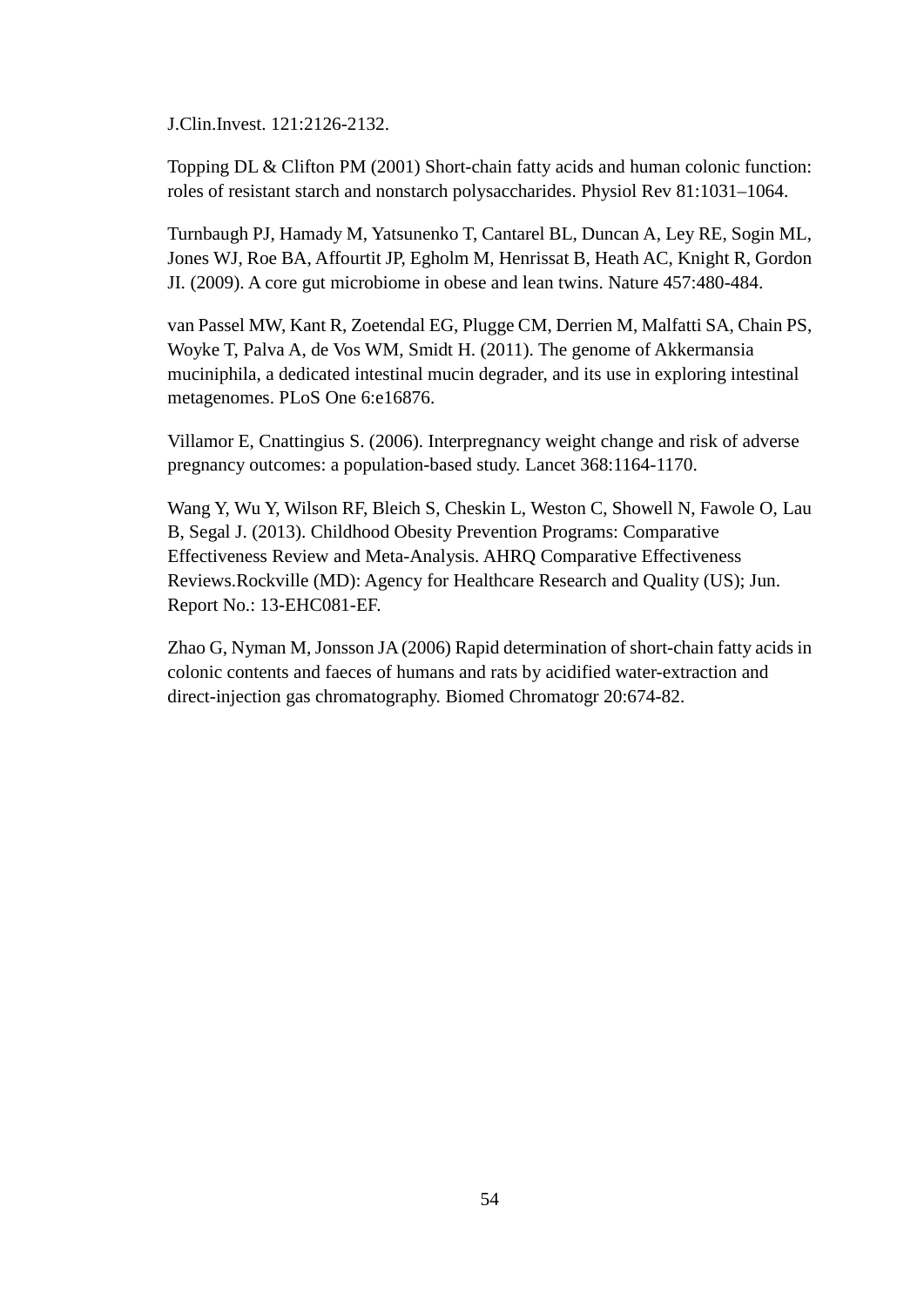J.Clin.Invest. 121:2126-2132.

Topping DL & Clifton PM (2001) Short-chain fatty acids and human colonic function: roles of resistant starch and nonstarch polysaccharides. Physiol Rev 81:1031–1064.

Turnbaugh PJ, Hamady M, Yatsunenko T, Cantarel BL, Duncan A, Ley RE, Sogin ML, Jones WJ, Roe BA, Affourtit JP, Egholm M, Henrissat B, Heath AC, Knight R, Gordon JI. (2009). A core gut microbiome in obese and lean twins. Nature 457:480-484.

van Passel MW, Kant R, Zoetendal EG, Plugge CM, Derrien M, Malfatti SA, Chain PS, Woyke T, Palva A, de Vos WM, Smidt H. (2011). The genome of Akkermansia muciniphila, a dedicated intestinal mucin degrader, and its use in exploring intestinal metagenomes. PLoS One 6:e16876.

Villamor E, Cnattingius S. (2006). Interpregnancy weight change and risk of adverse pregnancy outcomes: a population-based study. Lancet 368:1164-1170.

Wang Y, Wu Y, Wilson RF, Bleich S, Cheskin L, Weston C, Showell N, Fawole O, Lau B, Segal J. (2013). Childhood Obesity Prevention Programs: Comparative Effectiveness Review and Meta-Analysis. AHRQ Comparative Effectiveness Reviews.Rockville (MD): Agency for Healthcare Research and Quality (US); Jun. Report No.: 13-EHC081-EF.

Zhao G, Nyman M, Jonsson JA (2006) Rapid determination of short-chain fatty acids in colonic contents and faeces of humans and rats by acidified water-extraction and direct-injection gas chromatography. Biomed Chromatogr 20:674-82.